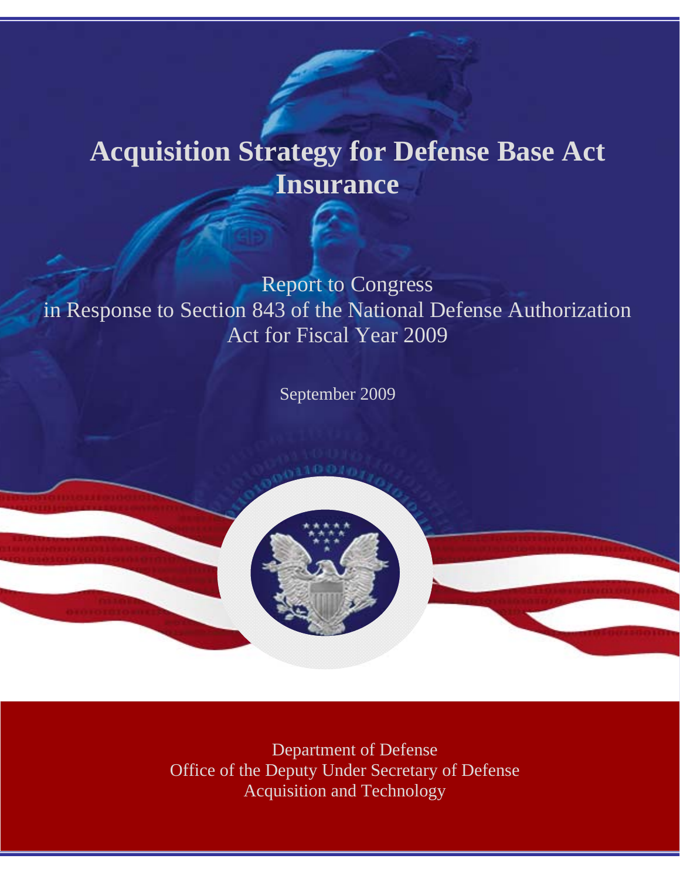# Acquisition Strategy for Defense Base Act Insurance

Report to Congress
in Response to Section 843 of the National Defense Authorization Act for Fiscal Year 2009

September 2009

Department of Defense
Office of the Deputy Under Secretary of Defense
Acquisition and Technology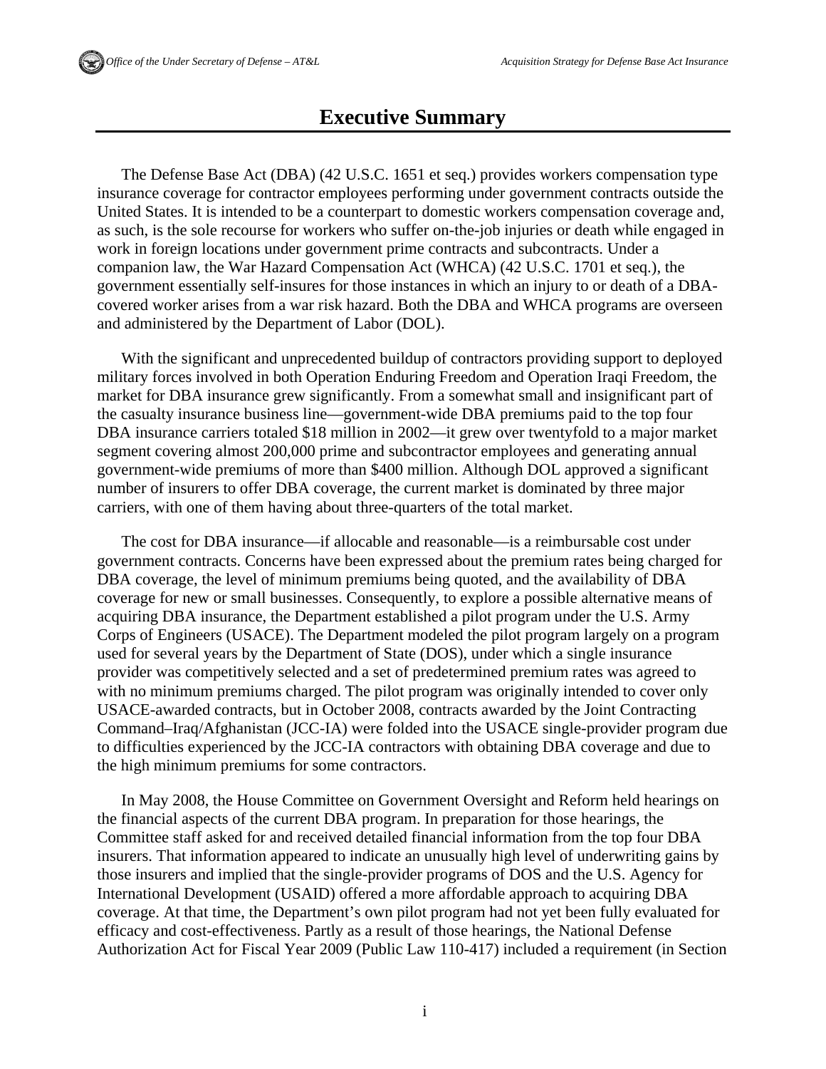# Executive Summary

The Defense Base Act (DBA) (42 U.S.C. 1651 et seq.) provides workers compensation type insurance coverage for contractor employees performing under government contracts outside the United States. It is intended to be a counterpart to domestic workers compensation coverage and, as such, is the sole recourse for workers who suffer on-the-job injuries or death while engaged in work in foreign locations under government prime contracts and subcontracts. Under a companion law, the War Hazard Compensation Act (WHCA) (42 U.S.C. 1701 et seq.), the government essentially self-insures for those instances in which an injury to or death of a DBA-covered worker arises from a war risk hazard. Both the DBA and WHCA programs are overseen and administered by the Department of Labor (DOL).

With the significant and unprecedented buildup of contractors providing support to deployed military forces involved in both Operation Enduring Freedom and Operation Iraqi Freedom, the market for DBA insurance grew significantly. From a somewhat small and insignificant part of the casualty insurance business line—government-wide DBA premiums paid to the top four DBA insurance carriers totaled $18 million in 2002—it grew over twentyfold to a major market segment covering almost 200,000 prime and subcontractor employees and generating annual government-wide premiums of more than $400 million. Although DOL approved a significant number of insurers to offer DBA coverage, the current market is dominated by three major carriers, with one of them having about three-quarters of the total market.

The cost for DBA insurance—if allocable and reasonable—is a reimbursable cost under government contracts. Concerns have been expressed about the premium rates being charged for DBA coverage, the level of minimum premiums being quoted, and the availability of DBA coverage for new or small businesses. Consequently, to explore a possible alternative means of acquiring DBA insurance, the Department established a pilot program under the U.S. Army Corps of Engineers (USACE). The Department modeled the pilot program largely on a program used for several years by the Department of State (DOS), under which a single insurance provider was competitively selected and a set of predetermined premium rates was agreed to with no minimum premiums charged. The pilot program was originally intended to cover only USACE-awarded contracts, but in October 2008, contracts awarded by the Joint Contracting Command–Iraq/Afghanistan (JCC-IA) were folded into the USACE single-provider program due to difficulties experienced by the JCC-IA contractors with obtaining DBA coverage and due to the high minimum premiums for some contractors.

In May 2008, the House Committee on Government Oversight and Reform held hearings on the financial aspects of the current DBA program. In preparation for those hearings, the Committee staff asked for and received detailed financial information from the top four DBA insurers. That information appeared to indicate an unusually high level of underwriting gains by those insurers and implied that the single-provider programs of DOS and the U.S. Agency for International Development (USAID) offered a more affordable approach to acquiring DBA coverage. At that time, the Department's own pilot program had not yet been fully evaluated for efficacy and cost-effectiveness. Partly as a result of those hearings, the National Defense Authorization Act for Fiscal Year 2009 (Public Law 110-417) included a requirement (in Section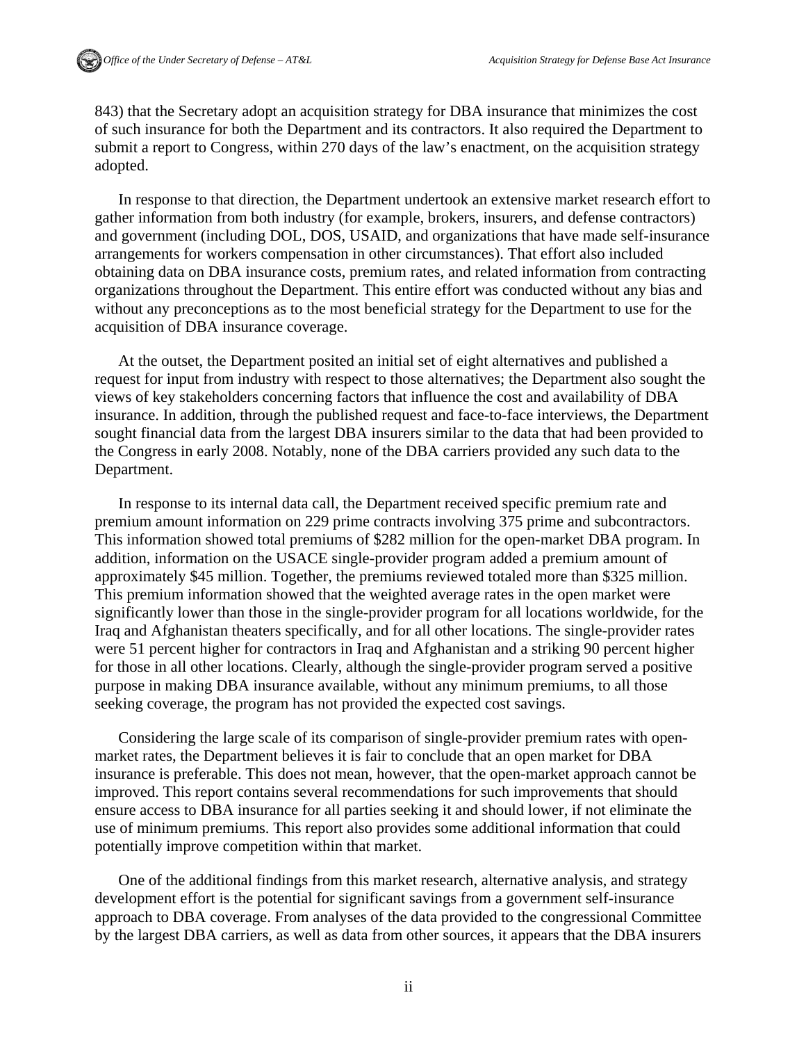843) that the Secretary adopt an acquisition strategy for DBA insurance that minimizes the cost of such insurance for both the Department and its contractors. It also required the Department to submit a report to Congress, within 270 days of the law's enactment, on the acquisition strategy adopted.

In response to that direction, the Department undertook an extensive market research effort to gather information from both industry (for example, brokers, insurers, and defense contractors) and government (including DOL, DOS, USAID, and organizations that have made self-insurance arrangements for workers compensation in other circumstances). That effort also included obtaining data on DBA insurance costs, premium rates, and related information from contracting organizations throughout the Department. This entire effort was conducted without any bias and without any preconceptions as to the most beneficial strategy for the Department to use for the acquisition of DBA insurance coverage.

At the outset, the Department posited an initial set of eight alternatives and published a request for input from industry with respect to those alternatives; the Department also sought the views of key stakeholders concerning factors that influence the cost and availability of DBA insurance. In addition, through the published request and face-to-face interviews, the Department sought financial data from the largest DBA insurers similar to the data that had been provided to the Congress in early 2008. Notably, none of the DBA carriers provided any such data to the Department.

In response to its internal data call, the Department received specific premium rate and premium amount information on 229 prime contracts involving 375 prime and subcontractors. This information showed total premiums of $282 million for the open-market DBA program. In addition, information on the USACE single-provider program added a premium amount of approximately $45 million. Together, the premiums reviewed totaled more than $325 million. This premium information showed that the weighted average rates in the open market were significantly lower than those in the single-provider program for all locations worldwide, for the Iraq and Afghanistan theaters specifically, and for all other locations. The single-provider rates were 51 percent higher for contractors in Iraq and Afghanistan and a striking 90 percent higher for those in all other locations. Clearly, although the single-provider program served a positive purpose in making DBA insurance available, without any minimum premiums, to all those seeking coverage, the program has not provided the expected cost savings.

Considering the large scale of its comparison of single-provider premium rates with open-market rates, the Department believes it is fair to conclude that an open market for DBA insurance is preferable. This does not mean, however, that the open-market approach cannot be improved. This report contains several recommendations for such improvements that should ensure access to DBA insurance for all parties seeking it and should lower, if not eliminate the use of minimum premiums. This report also provides some additional information that could potentially improve competition within that market.

One of the additional findings from this market research, alternative analysis, and strategy development effort is the potential for significant savings from a government self-insurance approach to DBA coverage. From analyses of the data provided to the congressional Committee by the largest DBA carriers, as well as data from other sources, it appears that the DBA insurers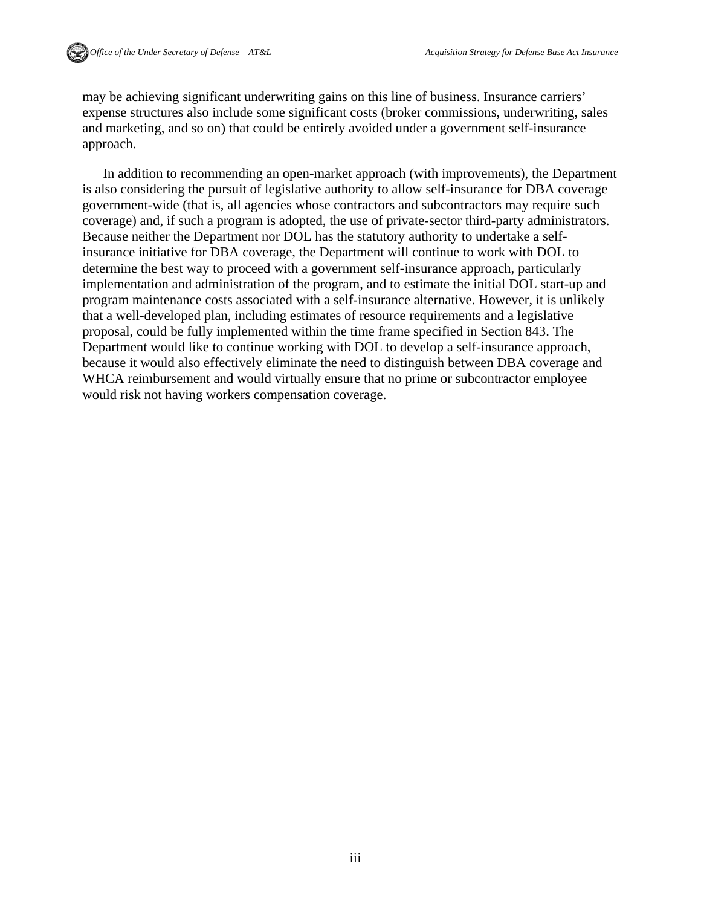may be achieving significant underwriting gains on this line of business. Insurance carriers' expense structures also include some significant costs (broker commissions, underwriting, sales and marketing, and so on) that could be entirely avoided under a government self-insurance approach.

In addition to recommending an open-market approach (with improvements), the Department is also considering the pursuit of legislative authority to allow self-insurance for DBA coverage government-wide (that is, all agencies whose contractors and subcontractors may require such coverage) and, if such a program is adopted, the use of private-sector third-party administrators. Because neither the Department nor DOL has the statutory authority to undertake a self-insurance initiative for DBA coverage, the Department will continue to work with DOL to determine the best way to proceed with a government self-insurance approach, particularly implementation and administration of the program, and to estimate the initial DOL start-up and program maintenance costs associated with a self-insurance alternative. However, it is unlikely that a well-developed plan, including estimates of resource requirements and a legislative proposal, could be fully implemented within the time frame specified in Section 843. The Department would like to continue working with DOL to develop a self-insurance approach, because it would also effectively eliminate the need to distinguish between DBA coverage and WHCA reimbursement and would virtually ensure that no prime or subcontractor employee would risk not having workers compensation coverage.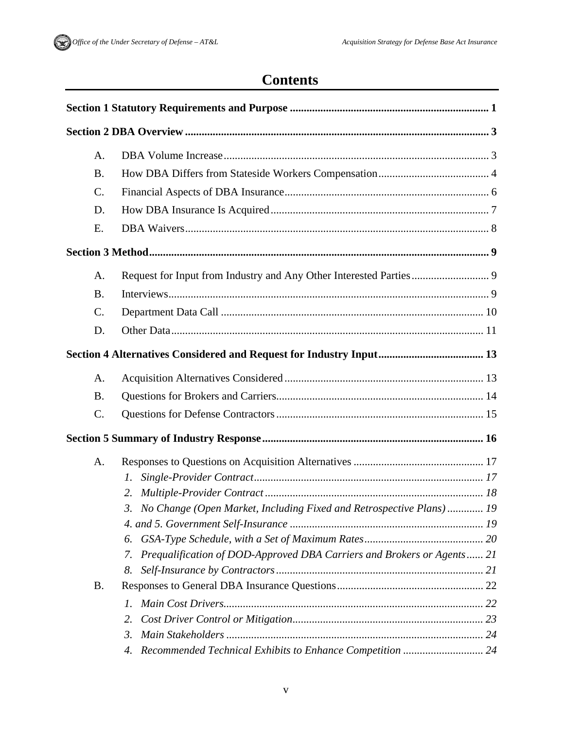# Contents

**Section 1 Statutory Requirements and Purpose** ........ 1

**Section 2 DBA Overview** ........ 3

A. DBA Volume Increase ........ 3

B. How DBA Differs from Stateside Workers Compensation ........ 4

C. Financial Aspects of DBA Insurance ........ 6

D. How DBA Insurance Is Acquired ........ 7

E. DBA Waivers ........ 8

**Section 3 Method** ........ 9

A. Request for Input from Industry and Any Other Interested Parties ........ 9

B. Interviews ........ 9

C. Department Data Call ........ 10

D. Other Data ........ 11

**Section 4 Alternatives Considered and Request for Industry Input** ........ 13

A. Acquisition Alternatives Considered ........ 13

B. Questions for Brokers and Carriers ........ 14

C. Questions for Defense Contractors ........ 15

**Section 5 Summary of Industry Response** ........ 16

A. Responses to Questions on Acquisition Alternatives ........ 17

*1. Single-Provider Contract* ........ *17*

*2. Multiple-Provider Contract* ........ *18*

*3. No Change (Open Market, Including Fixed and Retrospective Plans)* ........ *19*

*4. and 5. Government Self-Insurance* ........ *19*

*6. GSA-Type Schedule, with a Set of Maximum Rates* ........ *20*

*7. Prequalification of DOD-Approved DBA Carriers and Brokers or Agents* ........ *21*

*8. Self-Insurance by Contractors* ........ *21*

B. Responses to General DBA Insurance Questions ........ 22

*1. Main Cost Drivers* ........ *22*

*2. Cost Driver Control or Mitigation* ........ *23*

*3. Main Stakeholders* ........ *24*

*4. Recommended Technical Exhibits to Enhance Competition* ........ *24*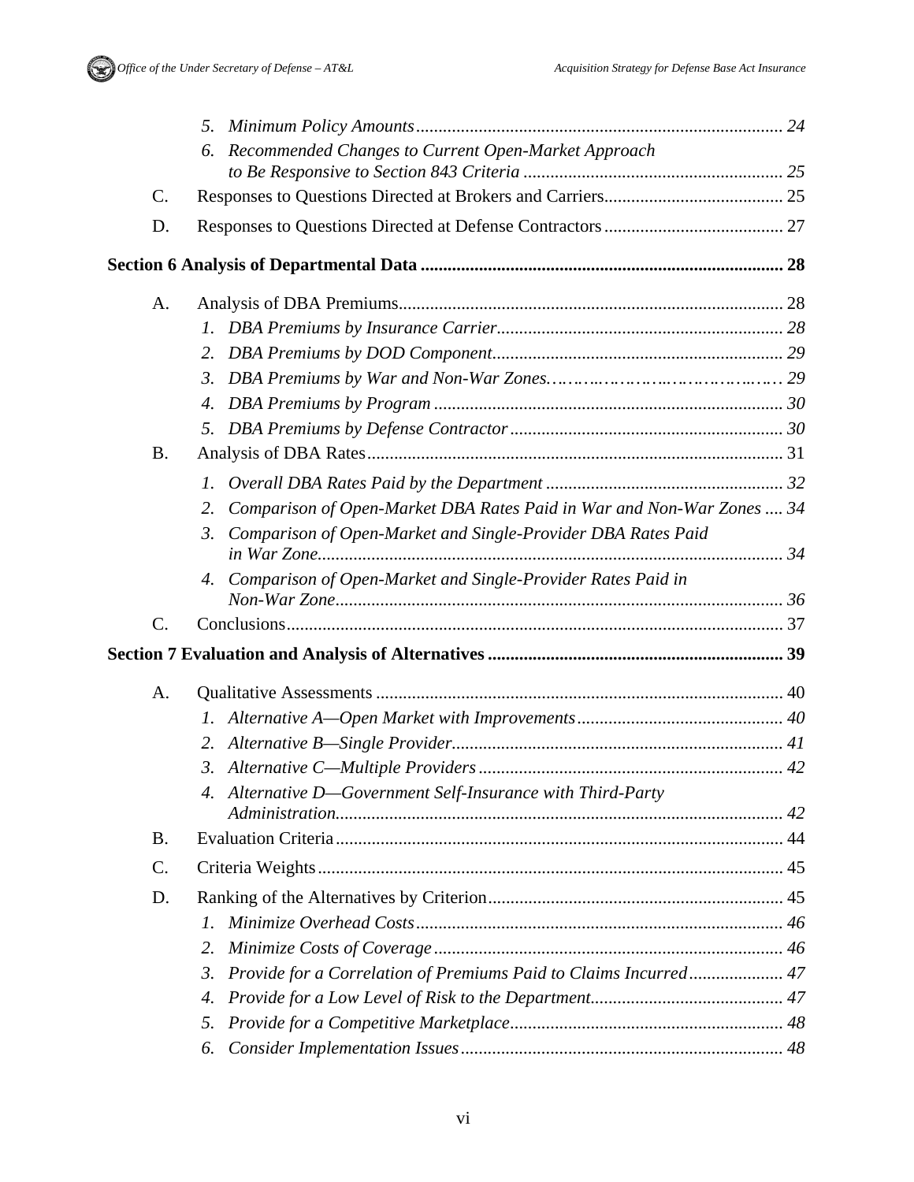5. *Minimum Policy Amounts* ........ 24
6. *Recommended Changes to Current Open-Market Approach to Be Responsive to Section 843 Criteria* ........ 25

C. Responses to Questions Directed at Brokers and Carriers ........ 25

D. Responses to Questions Directed at Defense Contractors ........ 27

**Section 6 Analysis of Departmental Data ........ 28**

A. Analysis of DBA Premiums ........ 28

1. *DBA Premiums by Insurance Carrier* ........ 28
2. *DBA Premiums by DOD Component* ........ 29
3. *DBA Premiums by War and Non-War Zones* ........ 29
4. *DBA Premiums by Program* ........ 30
5. *DBA Premiums by Defense Contractor* ........ 30

B. Analysis of DBA Rates ........ 31

1. *Overall DBA Rates Paid by the Department* ........ 32
2. *Comparison of Open-Market DBA Rates Paid in War and Non-War Zones* ........ 34
3. *Comparison of Open-Market and Single-Provider DBA Rates Paid in War Zone* ........ 34
4. *Comparison of Open-Market and Single-Provider Rates Paid in Non-War Zone* ........ 36

C. Conclusions ........ 37

**Section 7 Evaluation and Analysis of Alternatives ........ 39**

A. Qualitative Assessments ........ 40

1. *Alternative A—Open Market with Improvements* ........ 40
2. *Alternative B—Single Provider* ........ 41
3. *Alternative C—Multiple Providers* ........ 42
4. *Alternative D—Government Self-Insurance with Third-Party Administration* ........ 42

B. Evaluation Criteria ........ 44

C. Criteria Weights ........ 45

D. Ranking of the Alternatives by Criterion ........ 45

1. *Minimize Overhead Costs* ........ 46
2. *Minimize Costs of Coverage* ........ 46
3. *Provide for a Correlation of Premiums Paid to Claims Incurred* ........ 47
4. *Provide for a Low Level of Risk to the Department* ........ 47
5. *Provide for a Competitive Marketplace* ........ 48
6. *Consider Implementation Issues* ........ 48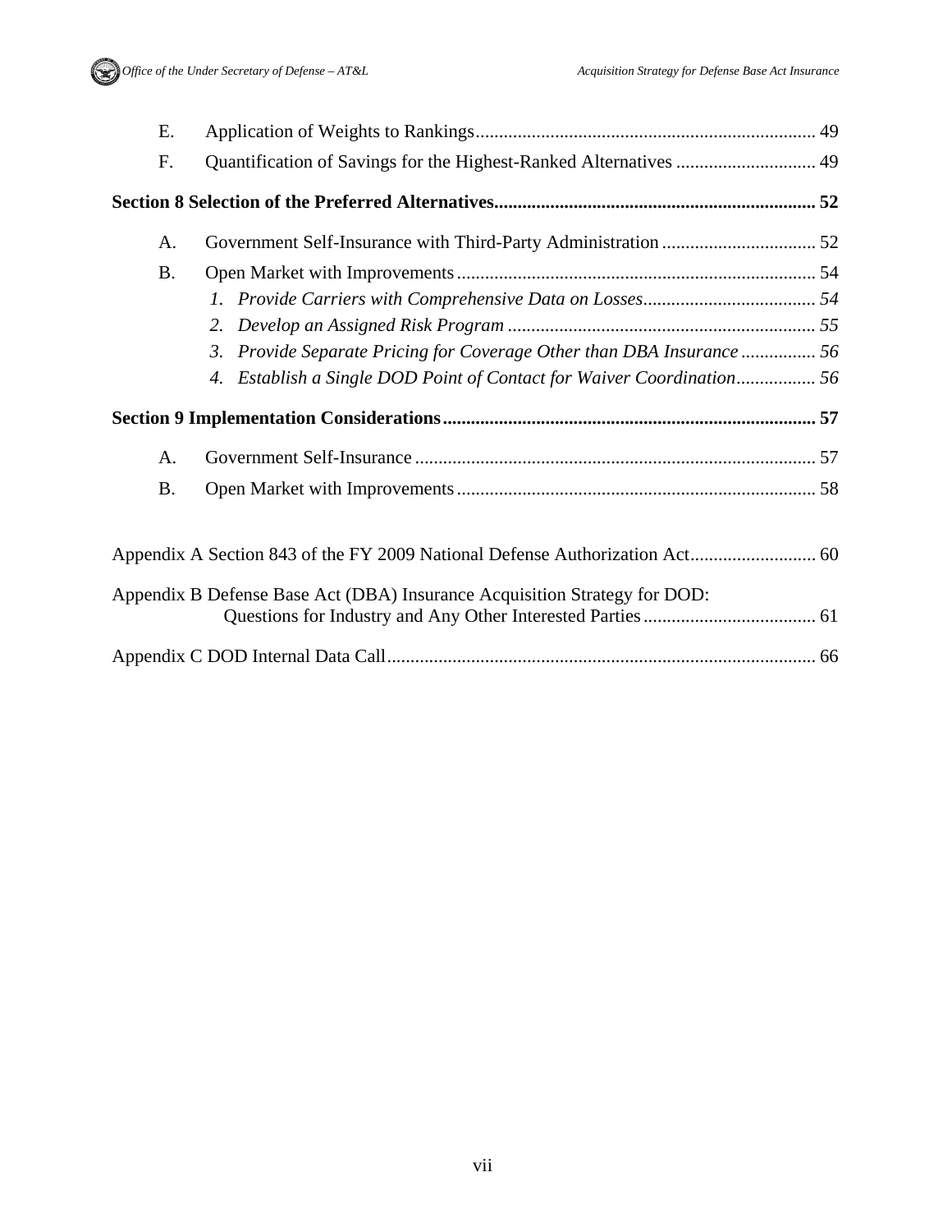E. Application of Weights to Rankings ........................................................................ 49

F. Quantification of Savings for the Highest-Ranked Alternatives .............................. 49

**Section 8 Selection of the Preferred Alternatives.................................................................... 52**

A. Government Self-Insurance with Third-Party Administration ................................. 52

B. Open Market with Improvements ............................................................................ 54

*1. Provide Carriers with Comprehensive Data on Losses..................................... 54*

*2. Develop an Assigned Risk Program ................................................................. 55*

*3. Provide Separate Pricing for Coverage Other than DBA Insurance ................ 56*

*4. Establish a Single DOD Point of Contact for Waiver Coordination................. 56*

**Section 9 Implementation Considerations............................................................................... 57**

A. Government Self-Insurance ..................................................................................... 57

B. Open Market with Improvements ............................................................................ 58

Appendix A Section 843 of the FY 2009 National Defense Authorization Act........................... 60

Appendix B Defense Base Act (DBA) Insurance Acquisition Strategy for DOD: Questions for Industry and Any Other Interested Parties ..................................... 61

Appendix C DOD Internal Data Call........................................................................................... 66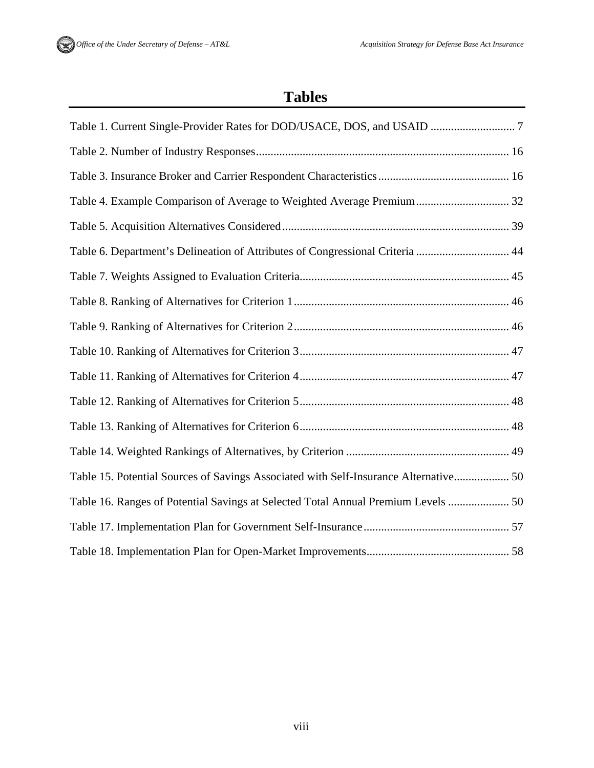# Tables

Table 1. Current Single-Provider Rates for DOD/USACE, DOS, and USAID ............................. 7

Table 2. Number of Industry Responses....................................................................................... 16

Table 3. Insurance Broker and Carrier Respondent Characteristics............................................. 16

Table 4. Example Comparison of Average to Weighted Average Premium................................ 32

Table 5. Acquisition Alternatives Considered.............................................................................. 39

Table 6. Department's Delineation of Attributes of Congressional Criteria ................................ 44

Table 7. Weights Assigned to Evaluation Criteria........................................................................ 45

Table 8. Ranking of Alternatives for Criterion 1.......................................................................... 46

Table 9. Ranking of Alternatives for Criterion 2.......................................................................... 46

Table 10. Ranking of Alternatives for Criterion 3........................................................................ 47

Table 11. Ranking of Alternatives for Criterion 4........................................................................ 47

Table 12. Ranking of Alternatives for Criterion 5........................................................................ 48

Table 13. Ranking of Alternatives for Criterion 6........................................................................ 48

Table 14. Weighted Rankings of Alternatives, by Criterion ........................................................ 49

Table 15. Potential Sources of Savings Associated with Self-Insurance Alternative................... 50

Table 16. Ranges of Potential Savings at Selected Total Annual Premium Levels ..................... 50

Table 17. Implementation Plan for Government Self-Insurance.................................................. 57

Table 18. Implementation Plan for Open-Market Improvements................................................. 58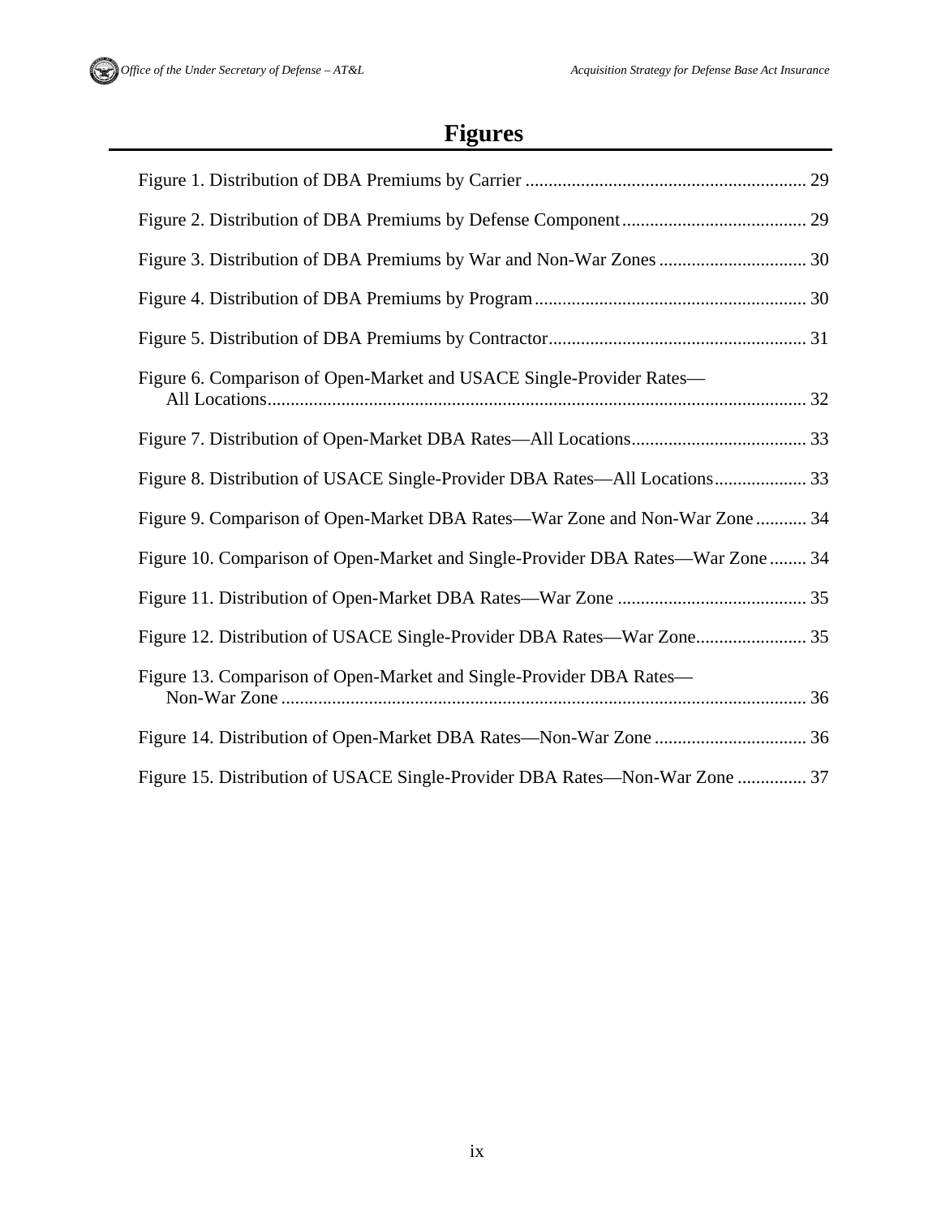# Figures

Figure 1. Distribution of DBA Premiums by Carrier ............................................................. 29

Figure 2. Distribution of DBA Premiums by Defense Component ........................................ 29

Figure 3. Distribution of DBA Premiums by War and Non-War Zones ................................ 30

Figure 4. Distribution of DBA Premiums by Program ........................................................... 30

Figure 5. Distribution of DBA Premiums by Contractor ........................................................ 31

Figure 6. Comparison of Open-Market and USACE Single-Provider Rates—All Locations ..................................................................................................................... 32

Figure 7. Distribution of Open-Market DBA Rates—All Locations ...................................... 33

Figure 8. Distribution of USACE Single-Provider DBA Rates—All Locations .................... 33

Figure 9. Comparison of Open-Market DBA Rates—War Zone and Non-War Zone ........... 34

Figure 10. Comparison of Open-Market and Single-Provider DBA Rates—War Zone ........ 34

Figure 11. Distribution of Open-Market DBA Rates—War Zone ......................................... 35

Figure 12. Distribution of USACE Single-Provider DBA Rates—War Zone ........................ 35

Figure 13. Comparison of Open-Market and Single-Provider DBA Rates—Non-War Zone .................................................................................................................. 36

Figure 14. Distribution of Open-Market DBA Rates—Non-War Zone ................................. 36

Figure 15. Distribution of USACE Single-Provider DBA Rates—Non-War Zone ............... 37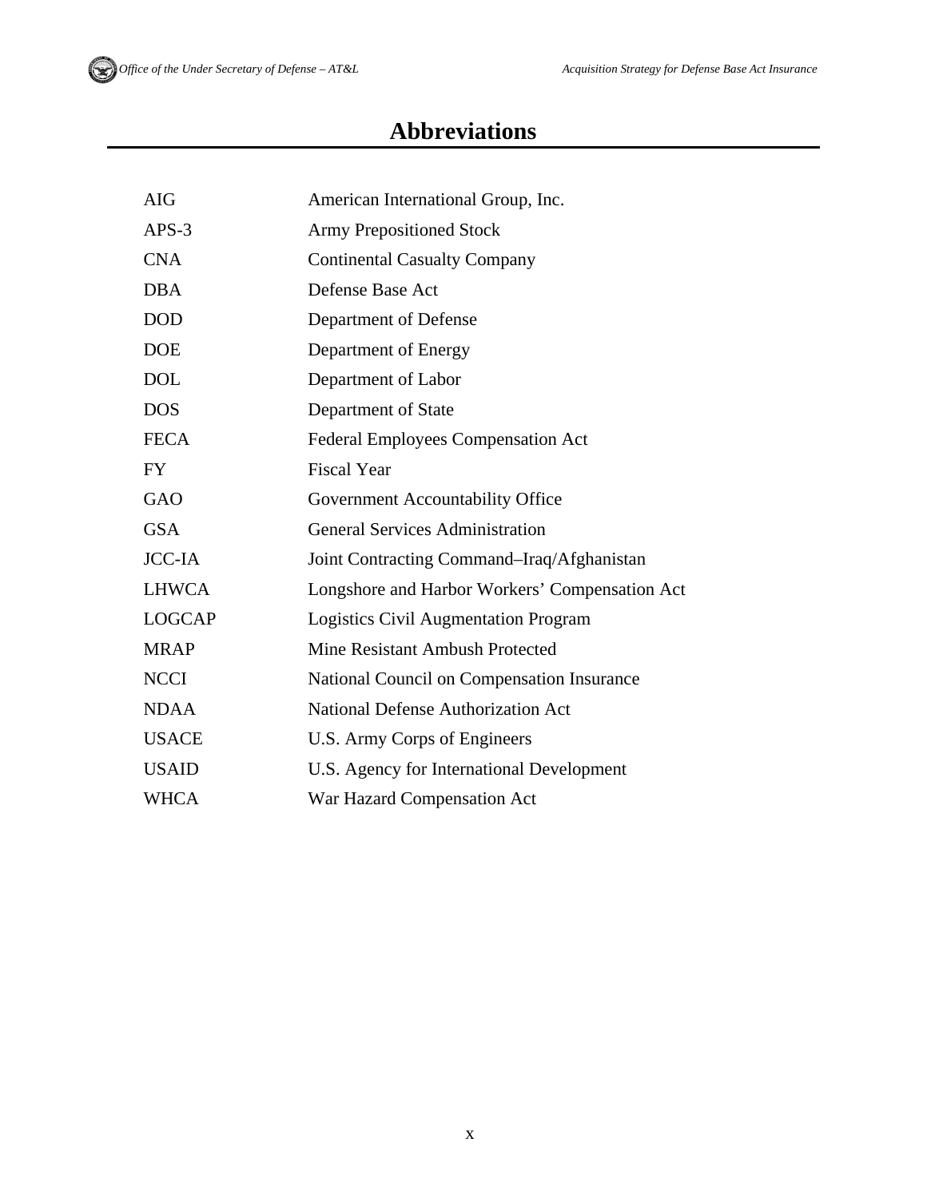# Abbreviations

| | |
|---|---|
| AIG | American International Group, Inc. |
| APS-3 | Army Prepositioned Stock |
| CNA | Continental Casualty Company |
| DBA | Defense Base Act |
| DOD | Department of Defense |
| DOE | Department of Energy |
| DOL | Department of Labor |
| DOS | Department of State |
| FECA | Federal Employees Compensation Act |
| FY | Fiscal Year |
| GAO | Government Accountability Office |
| GSA | General Services Administration |
| JCC-IA | Joint Contracting Command–Iraq/Afghanistan |
| LHWCA | Longshore and Harbor Workers' Compensation Act |
| LOGCAP | Logistics Civil Augmentation Program |
| MRAP | Mine Resistant Ambush Protected |
| NCCI | National Council on Compensation Insurance |
| NDAA | National Defense Authorization Act |
| USACE | U.S. Army Corps of Engineers |
| USAID | U.S. Agency for International Development |
| WHCA | War Hazard Compensation Act |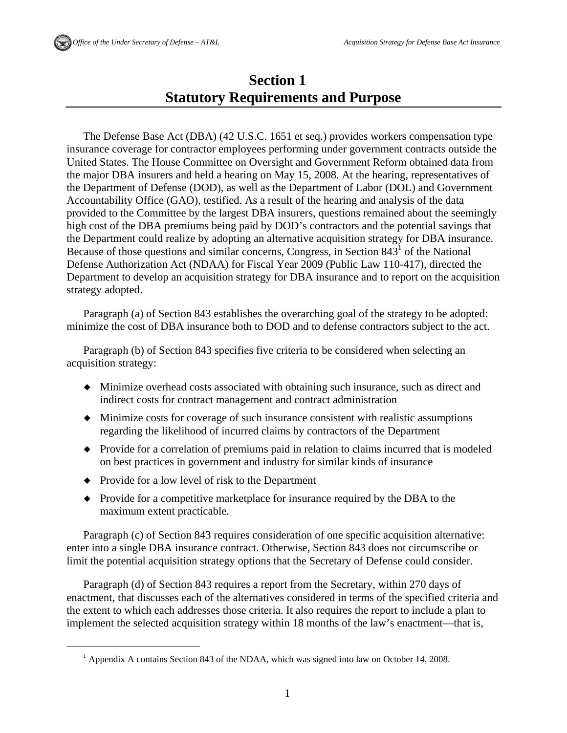# Section 1
# Statutory Requirements and Purpose

The Defense Base Act (DBA) (42 U.S.C. 1651 et seq.) provides workers compensation type insurance coverage for contractor employees performing under government contracts outside the United States. The House Committee on Oversight and Government Reform obtained data from the major DBA insurers and held a hearing on May 15, 2008. At the hearing, representatives of the Department of Defense (DOD), as well as the Department of Labor (DOL) and Government Accountability Office (GAO), testified. As a result of the hearing and analysis of the data provided to the Committee by the largest DBA insurers, questions remained about the seemingly high cost of the DBA premiums being paid by DOD's contractors and the potential savings that the Department could realize by adopting an alternative acquisition strategy for DBA insurance. Because of those questions and similar concerns, Congress, in Section 843[1] of the National Defense Authorization Act (NDAA) for Fiscal Year 2009 (Public Law 110-417), directed the Department to develop an acquisition strategy for DBA insurance and to report on the acquisition strategy adopted.

Paragraph (a) of Section 843 establishes the overarching goal of the strategy to be adopted: minimize the cost of DBA insurance both to DOD and to defense contractors subject to the act.

Paragraph (b) of Section 843 specifies five criteria to be considered when selecting an acquisition strategy:

- Minimize overhead costs associated with obtaining such insurance, such as direct and indirect costs for contract management and contract administration
- Minimize costs for coverage of such insurance consistent with realistic assumptions regarding the likelihood of incurred claims by contractors of the Department
- Provide for a correlation of premiums paid in relation to claims incurred that is modeled on best practices in government and industry for similar kinds of insurance
- Provide for a low level of risk to the Department
- Provide for a competitive marketplace for insurance required by the DBA to the maximum extent practicable.

Paragraph (c) of Section 843 requires consideration of one specific acquisition alternative: enter into a single DBA insurance contract. Otherwise, Section 843 does not circumscribe or limit the potential acquisition strategy options that the Secretary of Defense could consider.

Paragraph (d) of Section 843 requires a report from the Secretary, within 270 days of enactment, that discusses each of the alternatives considered in terms of the specified criteria and the extent to which each addresses those criteria. It also requires the report to include a plan to implement the selected acquisition strategy within 18 months of the law's enactment—that is,

[1] Appendix A contains Section 843 of the NDAA, which was signed into law on October 14, 2008.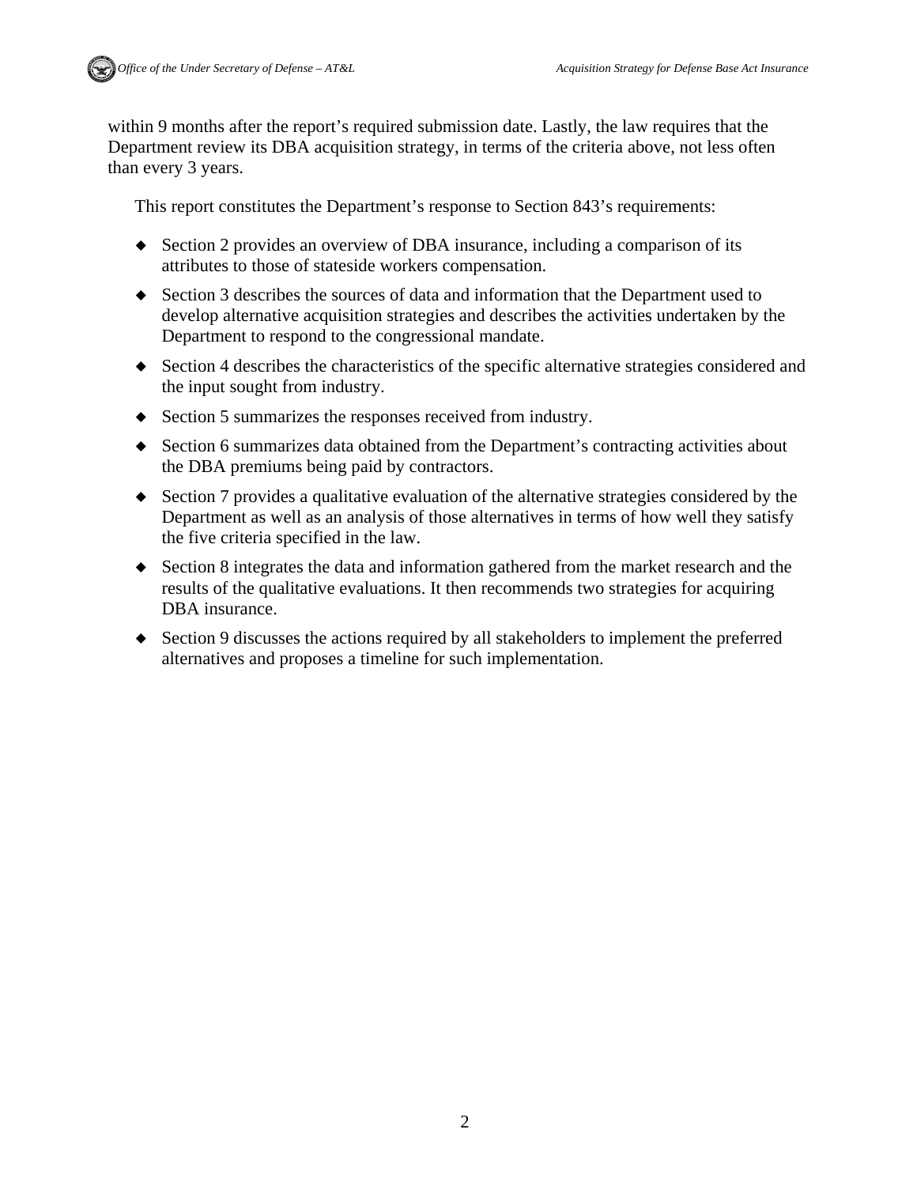within 9 months after the report's required submission date. Lastly, the law requires that the Department review its DBA acquisition strategy, in terms of the criteria above, not less often than every 3 years.

This report constitutes the Department's response to Section 843's requirements:

- Section 2 provides an overview of DBA insurance, including a comparison of its attributes to those of stateside workers compensation.
- Section 3 describes the sources of data and information that the Department used to develop alternative acquisition strategies and describes the activities undertaken by the Department to respond to the congressional mandate.
- Section 4 describes the characteristics of the specific alternative strategies considered and the input sought from industry.
- Section 5 summarizes the responses received from industry.
- Section 6 summarizes data obtained from the Department's contracting activities about the DBA premiums being paid by contractors.
- Section 7 provides a qualitative evaluation of the alternative strategies considered by the Department as well as an analysis of those alternatives in terms of how well they satisfy the five criteria specified in the law.
- Section 8 integrates the data and information gathered from the market research and the results of the qualitative evaluations. It then recommends two strategies for acquiring DBA insurance.
- Section 9 discusses the actions required by all stakeholders to implement the preferred alternatives and proposes a timeline for such implementation.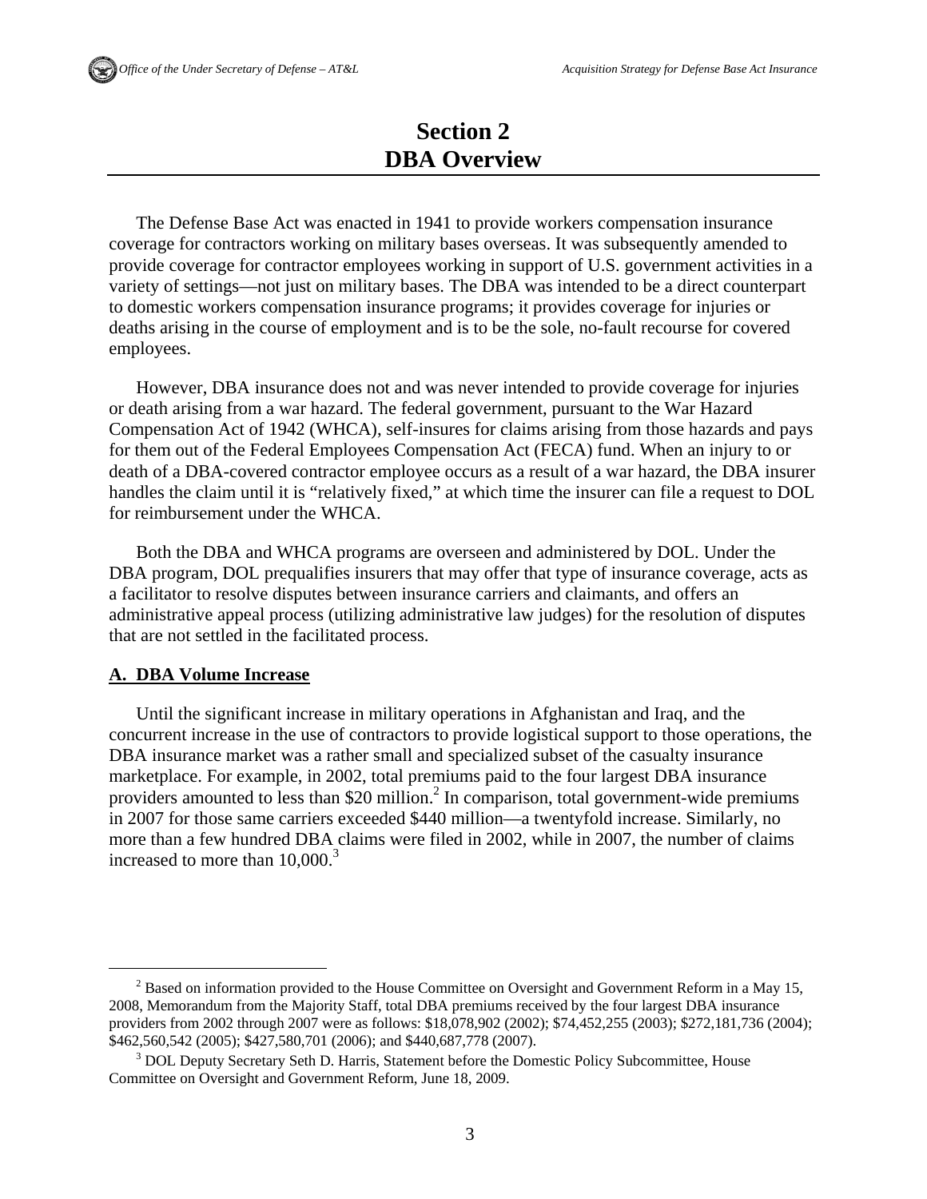# Section 2
# DBA Overview

The Defense Base Act was enacted in 1941 to provide workers compensation insurance coverage for contractors working on military bases overseas. It was subsequently amended to provide coverage for contractor employees working in support of U.S. government activities in a variety of settings—not just on military bases. The DBA was intended to be a direct counterpart to domestic workers compensation insurance programs; it provides coverage for injuries or deaths arising in the course of employment and is to be the sole, no-fault recourse for covered employees.

However, DBA insurance does not and was never intended to provide coverage for injuries or death arising from a war hazard. The federal government, pursuant to the War Hazard Compensation Act of 1942 (WHCA), self-insures for claims arising from those hazards and pays for them out of the Federal Employees Compensation Act (FECA) fund. When an injury to or death of a DBA-covered contractor employee occurs as a result of a war hazard, the DBA insurer handles the claim until it is "relatively fixed," at which time the insurer can file a request to DOL for reimbursement under the WHCA.

Both the DBA and WHCA programs are overseen and administered by DOL. Under the DBA program, DOL prequalifies insurers that may offer that type of insurance coverage, acts as a facilitator to resolve disputes between insurance carriers and claimants, and offers an administrative appeal process (utilizing administrative law judges) for the resolution of disputes that are not settled in the facilitated process.

## A. DBA Volume Increase

Until the significant increase in military operations in Afghanistan and Iraq, and the concurrent increase in the use of contractors to provide logistical support to those operations, the DBA insurance market was a rather small and specialized subset of the casualty insurance marketplace. For example, in 2002, total premiums paid to the four largest DBA insurance providers amounted to less than $20 million.[2] In comparison, total government-wide premiums in 2007 for those same carriers exceeded $440 million—a twentyfold increase. Similarly, no more than a few hundred DBA claims were filed in 2002, while in 2007, the number of claims increased to more than 10,000.[3]

---

[2] Based on information provided to the House Committee on Oversight and Government Reform in a May 15, 2008, Memorandum from the Majority Staff, total DBA premiums received by the four largest DBA insurance providers from 2002 through 2007 were as follows: $18,078,902 (2002); $74,452,255 (2003); $272,181,736 (2004); $462,560,542 (2005); $427,580,701 (2006); and $440,687,778 (2007).

[3] DOL Deputy Secretary Seth D. Harris, Statement before the Domestic Policy Subcommittee, House Committee on Oversight and Government Reform, June 18, 2009.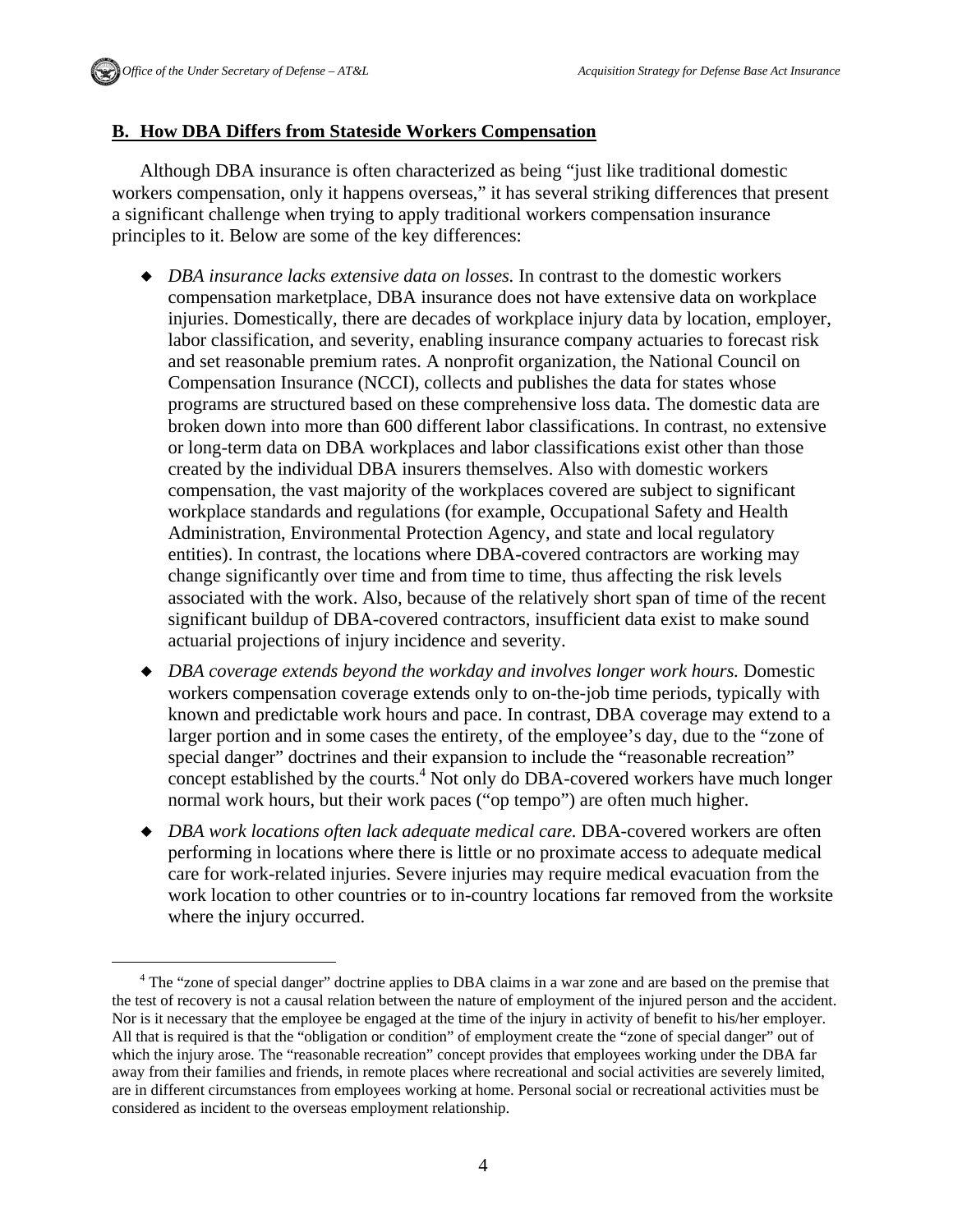## B. How DBA Differs from Stateside Workers Compensation

Although DBA insurance is often characterized as being "just like traditional domestic workers compensation, only it happens overseas," it has several striking differences that present a significant challenge when trying to apply traditional workers compensation insurance principles to it. Below are some of the key differences:

- *DBA insurance lacks extensive data on losses.* In contrast to the domestic workers compensation marketplace, DBA insurance does not have extensive data on workplace injuries. Domestically, there are decades of workplace injury data by location, employer, labor classification, and severity, enabling insurance company actuaries to forecast risk and set reasonable premium rates. A nonprofit organization, the National Council on Compensation Insurance (NCCI), collects and publishes the data for states whose programs are structured based on these comprehensive loss data. The domestic data are broken down into more than 600 different labor classifications. In contrast, no extensive or long-term data on DBA workplaces and labor classifications exist other than those created by the individual DBA insurers themselves. Also with domestic workers compensation, the vast majority of the workplaces covered are subject to significant workplace standards and regulations (for example, Occupational Safety and Health Administration, Environmental Protection Agency, and state and local regulatory entities). In contrast, the locations where DBA-covered contractors are working may change significantly over time and from time to time, thus affecting the risk levels associated with the work. Also, because of the relatively short span of time of the recent significant buildup of DBA-covered contractors, insufficient data exist to make sound actuarial projections of injury incidence and severity.
- *DBA coverage extends beyond the workday and involves longer work hours.* Domestic workers compensation coverage extends only to on-the-job time periods, typically with known and predictable work hours and pace. In contrast, DBA coverage may extend to a larger portion and in some cases the entirety, of the employee's day, due to the "zone of special danger" doctrines and their expansion to include the "reasonable recreation" concept established by the courts.[4] Not only do DBA-covered workers have much longer normal work hours, but their work paces ("op tempo") are often much higher.
- *DBA work locations often lack adequate medical care.* DBA-covered workers are often performing in locations where there is little or no proximate access to adequate medical care for work-related injuries. Severe injuries may require medical evacuation from the work location to other countries or to in-country locations far removed from the worksite where the injury occurred.

[4] The "zone of special danger" doctrine applies to DBA claims in a war zone and are based on the premise that the test of recovery is not a causal relation between the nature of employment of the injured person and the accident. Nor is it necessary that the employee be engaged at the time of the injury in activity of benefit to his/her employer. All that is required is that the "obligation or condition" of employment create the "zone of special danger" out of which the injury arose. The "reasonable recreation" concept provides that employees working under the DBA far away from their families and friends, in remote places where recreational and social activities are severely limited, are in different circumstances from employees working at home. Personal social or recreational activities must be considered as incident to the overseas employment relationship.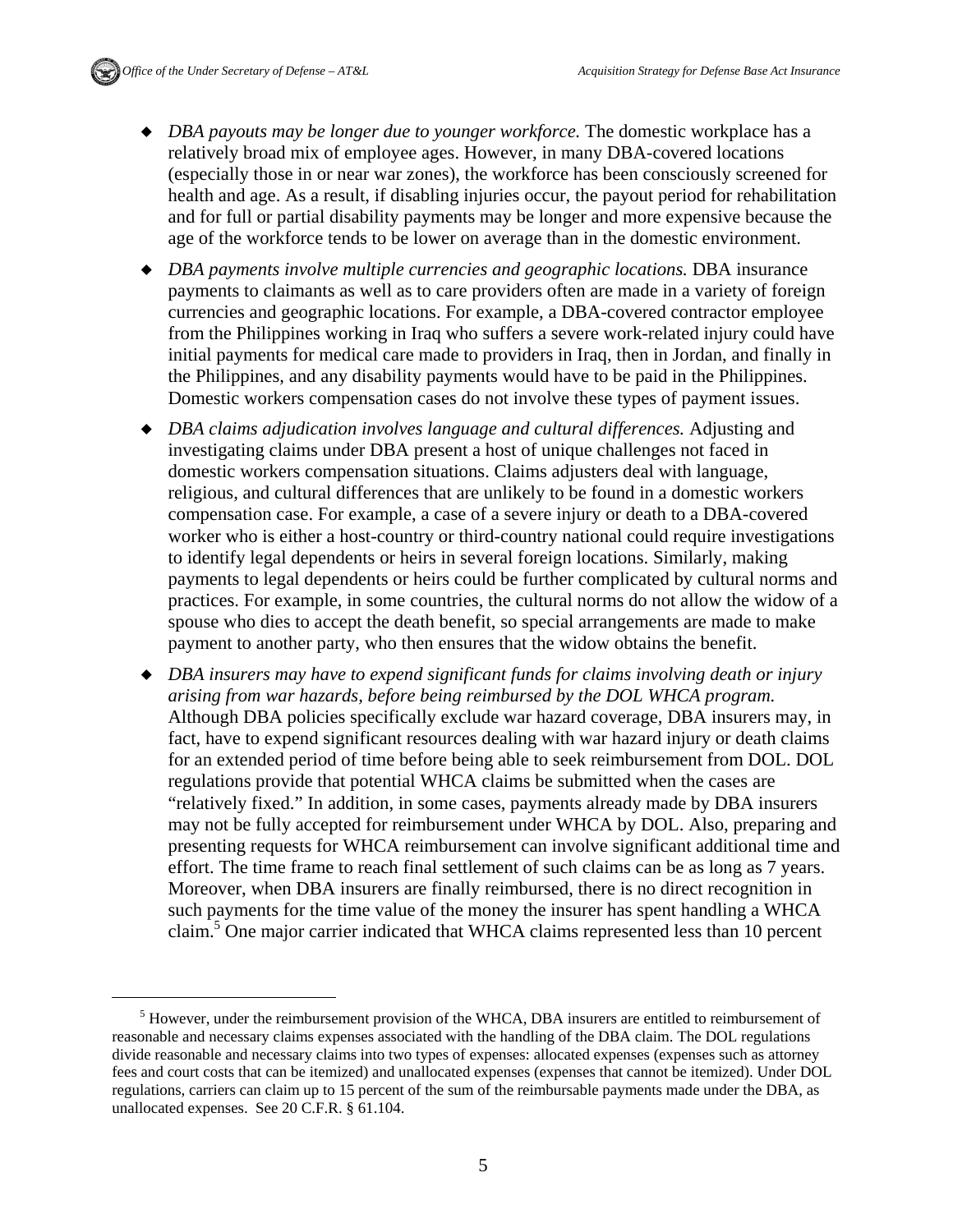- *DBA payouts may be longer due to younger workforce.* The domestic workplace has a relatively broad mix of employee ages. However, in many DBA-covered locations (especially those in or near war zones), the workforce has been consciously screened for health and age. As a result, if disabling injuries occur, the payout period for rehabilitation and for full or partial disability payments may be longer and more expensive because the age of the workforce tends to be lower on average than in the domestic environment.

- *DBA payments involve multiple currencies and geographic locations.* DBA insurance payments to claimants as well as to care providers often are made in a variety of foreign currencies and geographic locations. For example, a DBA-covered contractor employee from the Philippines working in Iraq who suffers a severe work-related injury could have initial payments for medical care made to providers in Iraq, then in Jordan, and finally in the Philippines, and any disability payments would have to be paid in the Philippines. Domestic workers compensation cases do not involve these types of payment issues.

- *DBA claims adjudication involves language and cultural differences.* Adjusting and investigating claims under DBA present a host of unique challenges not faced in domestic workers compensation situations. Claims adjusters deal with language, religious, and cultural differences that are unlikely to be found in a domestic workers compensation case. For example, a case of a severe injury or death to a DBA-covered worker who is either a host-country or third-country national could require investigations to identify legal dependents or heirs in several foreign locations. Similarly, making payments to legal dependents or heirs could be further complicated by cultural norms and practices. For example, in some countries, the cultural norms do not allow the widow of a spouse who dies to accept the death benefit, so special arrangements are made to make payment to another party, who then ensures that the widow obtains the benefit.

- *DBA insurers may have to expend significant funds for claims involving death or injury arising from war hazards, before being reimbursed by the DOL WHCA program.* Although DBA policies specifically exclude war hazard coverage, DBA insurers may, in fact, have to expend significant resources dealing with war hazard injury or death claims for an extended period of time before being able to seek reimbursement from DOL. DOL regulations provide that potential WHCA claims be submitted when the cases are "relatively fixed." In addition, in some cases, payments already made by DBA insurers may not be fully accepted for reimbursement under WHCA by DOL. Also, preparing and presenting requests for WHCA reimbursement can involve significant additional time and effort. The time frame to reach final settlement of such claims can be as long as 7 years. Moreover, when DBA insurers are finally reimbursed, there is no direct recognition in such payments for the time value of the money the insurer has spent handling a WHCA claim.[5] One major carrier indicated that WHCA claims represented less than 10 percent

[5] However, under the reimbursement provision of the WHCA, DBA insurers are entitled to reimbursement of reasonable and necessary claims expenses associated with the handling of the DBA claim. The DOL regulations divide reasonable and necessary claims into two types of expenses: allocated expenses (expenses such as attorney fees and court costs that can be itemized) and unallocated expenses (expenses that cannot be itemized). Under DOL regulations, carriers can claim up to 15 percent of the sum of the reimbursable payments made under the DBA, as unallocated expenses. See 20 C.F.R. § 61.104.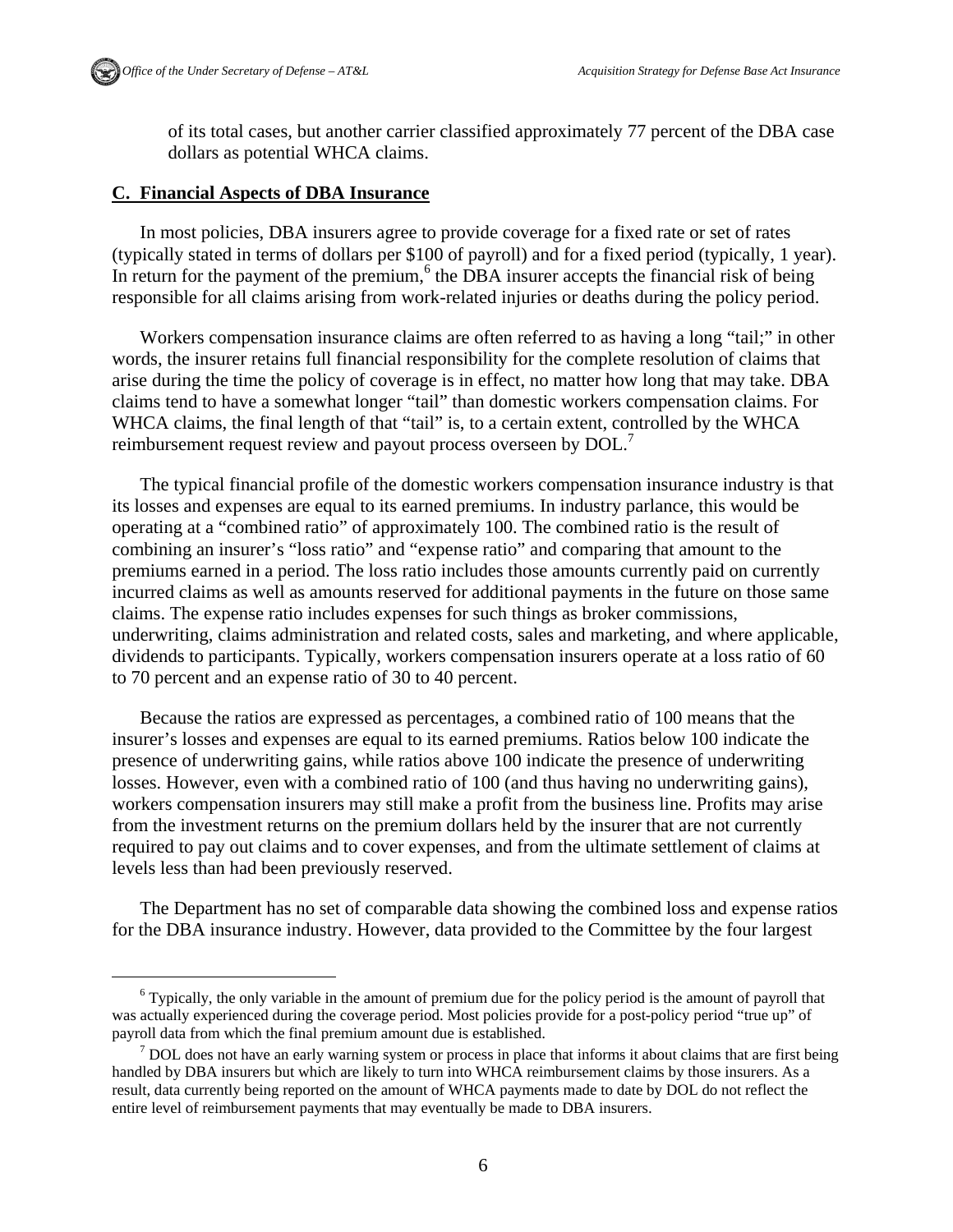of its total cases, but another carrier classified approximately 77 percent of the DBA case dollars as potential WHCA claims.

## C. Financial Aspects of DBA Insurance

In most policies, DBA insurers agree to provide coverage for a fixed rate or set of rates (typically stated in terms of dollars per $100 of payroll) and for a fixed period (typically, 1 year). In return for the payment of the premium,[6] the DBA insurer accepts the financial risk of being responsible for all claims arising from work-related injuries or deaths during the policy period.

Workers compensation insurance claims are often referred to as having a long "tail;" in other words, the insurer retains full financial responsibility for the complete resolution of claims that arise during the time the policy of coverage is in effect, no matter how long that may take. DBA claims tend to have a somewhat longer "tail" than domestic workers compensation claims. For WHCA claims, the final length of that "tail" is, to a certain extent, controlled by the WHCA reimbursement request review and payout process overseen by DOL.[7]

The typical financial profile of the domestic workers compensation insurance industry is that its losses and expenses are equal to its earned premiums. In industry parlance, this would be operating at a "combined ratio" of approximately 100. The combined ratio is the result of combining an insurer's "loss ratio" and "expense ratio" and comparing that amount to the premiums earned in a period. The loss ratio includes those amounts currently paid on currently incurred claims as well as amounts reserved for additional payments in the future on those same claims. The expense ratio includes expenses for such things as broker commissions, underwriting, claims administration and related costs, sales and marketing, and where applicable, dividends to participants. Typically, workers compensation insurers operate at a loss ratio of 60 to 70 percent and an expense ratio of 30 to 40 percent.

Because the ratios are expressed as percentages, a combined ratio of 100 means that the insurer's losses and expenses are equal to its earned premiums. Ratios below 100 indicate the presence of underwriting gains, while ratios above 100 indicate the presence of underwriting losses. However, even with a combined ratio of 100 (and thus having no underwriting gains), workers compensation insurers may still make a profit from the business line. Profits may arise from the investment returns on the premium dollars held by the insurer that are not currently required to pay out claims and to cover expenses, and from the ultimate settlement of claims at levels less than had been previously reserved.

The Department has no set of comparable data showing the combined loss and expense ratios for the DBA insurance industry. However, data provided to the Committee by the four largest

---

[6] Typically, the only variable in the amount of premium due for the policy period is the amount of payroll that was actually experienced during the coverage period. Most policies provide for a post-policy period "true up" of payroll data from which the final premium amount due is established.

[7] DOL does not have an early warning system or process in place that informs it about claims that are first being handled by DBA insurers but which are likely to turn into WHCA reimbursement claims by those insurers. As a result, data currently being reported on the amount of WHCA payments made to date by DOL do not reflect the entire level of reimbursement payments that may eventually be made to DBA insurers.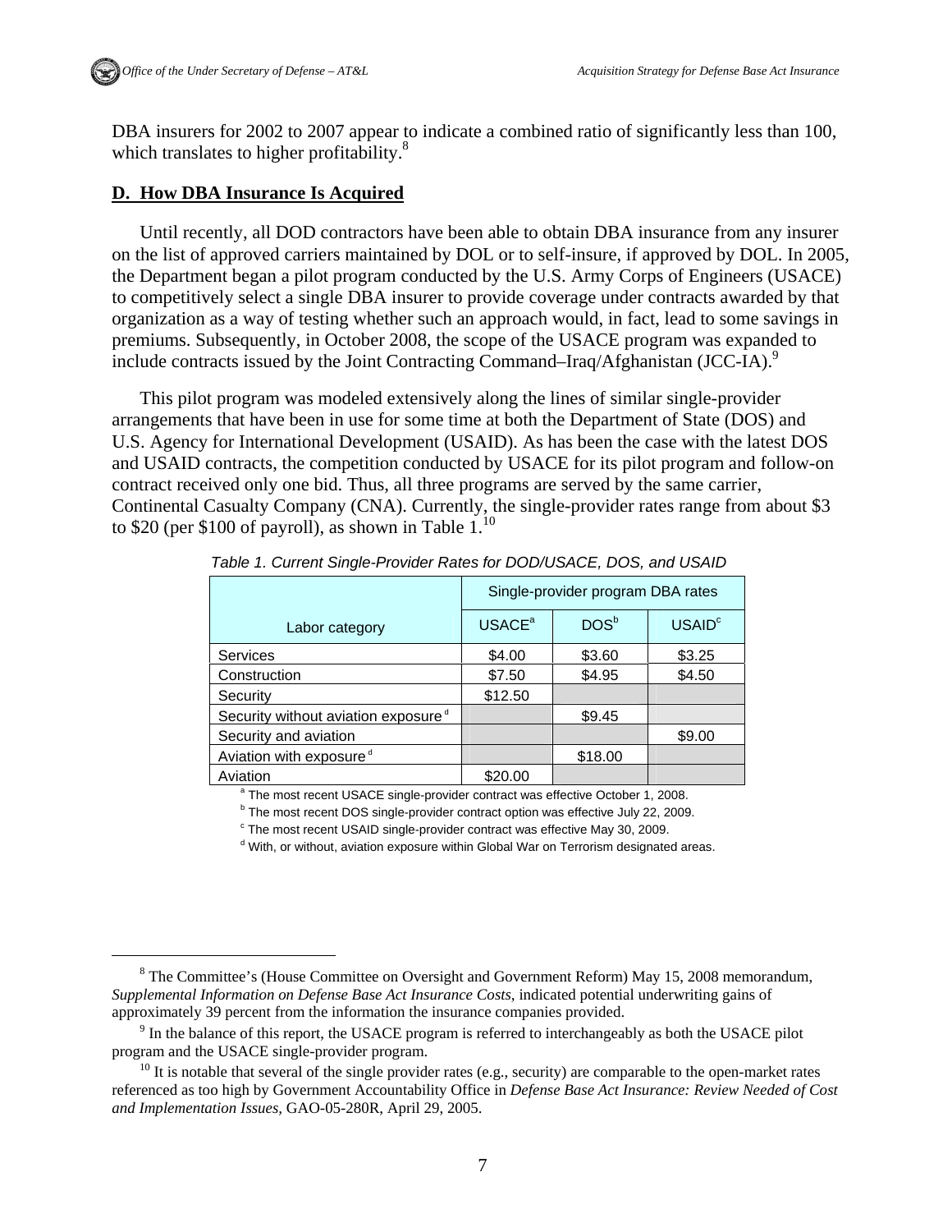DBA insurers for 2002 to 2007 appear to indicate a combined ratio of significantly less than 100, which translates to higher profitability.[8]

## D. How DBA Insurance Is Acquired

Until recently, all DOD contractors have been able to obtain DBA insurance from any insurer on the list of approved carriers maintained by DOL or to self-insure, if approved by DOL. In 2005, the Department began a pilot program conducted by the U.S. Army Corps of Engineers (USACE) to competitively select a single DBA insurer to provide coverage under contracts awarded by that organization as a way of testing whether such an approach would, in fact, lead to some savings in premiums. Subsequently, in October 2008, the scope of the USACE program was expanded to include contracts issued by the Joint Contracting Command–Iraq/Afghanistan (JCC-IA).[9]

This pilot program was modeled extensively along the lines of similar single-provider arrangements that have been in use for some time at both the Department of State (DOS) and U.S. Agency for International Development (USAID). As has been the case with the latest DOS and USAID contracts, the competition conducted by USACE for its pilot program and follow-on contract received only one bid. Thus, all three programs are served by the same carrier, Continental Casualty Company (CNA). Currently, the single-provider rates range from about $3 to $20 (per $100 of payroll), as shown in Table 1.[10]

*Table 1. Current Single-Provider Rates for DOD/USACE, DOS, and USAID*

| Labor category | Single-provider program DBA rates | | |
|---|---|---|---|
| | USACE[a] | DOS[b] | USAID[c] |
| Services | $4.00 | $3.60 | $3.25 |
| Construction | $7.50 | $4.95 | $4.50 |
| Security | $12.50 | | |
| Security without aviation exposure[d] | | $9.45 | |
| Security and aviation | | | $9.00 |
| Aviation with exposure[d] | | $18.00 | |
| Aviation | $20.00 | | |

[a] The most recent USACE single-provider contract was effective October 1, 2008.
[b] The most recent DOS single-provider contract option was effective July 22, 2009.
[c] The most recent USAID single-provider contract was effective May 30, 2009.
[d] With, or without, aviation exposure within Global War on Terrorism designated areas.

---

[8] The Committee's (House Committee on Oversight and Government Reform) May 15, 2008 memorandum, *Supplemental Information on Defense Base Act Insurance Costs*, indicated potential underwriting gains of approximately 39 percent from the information the insurance companies provided.

[9] In the balance of this report, the USACE program is referred to interchangeably as both the USACE pilot program and the USACE single-provider program.

[10] It is notable that several of the single provider rates (e.g., security) are comparable to the open-market rates referenced as too high by Government Accountability Office in *Defense Base Act Insurance: Review Needed of Cost and Implementation Issues*, GAO-05-280R, April 29, 2005.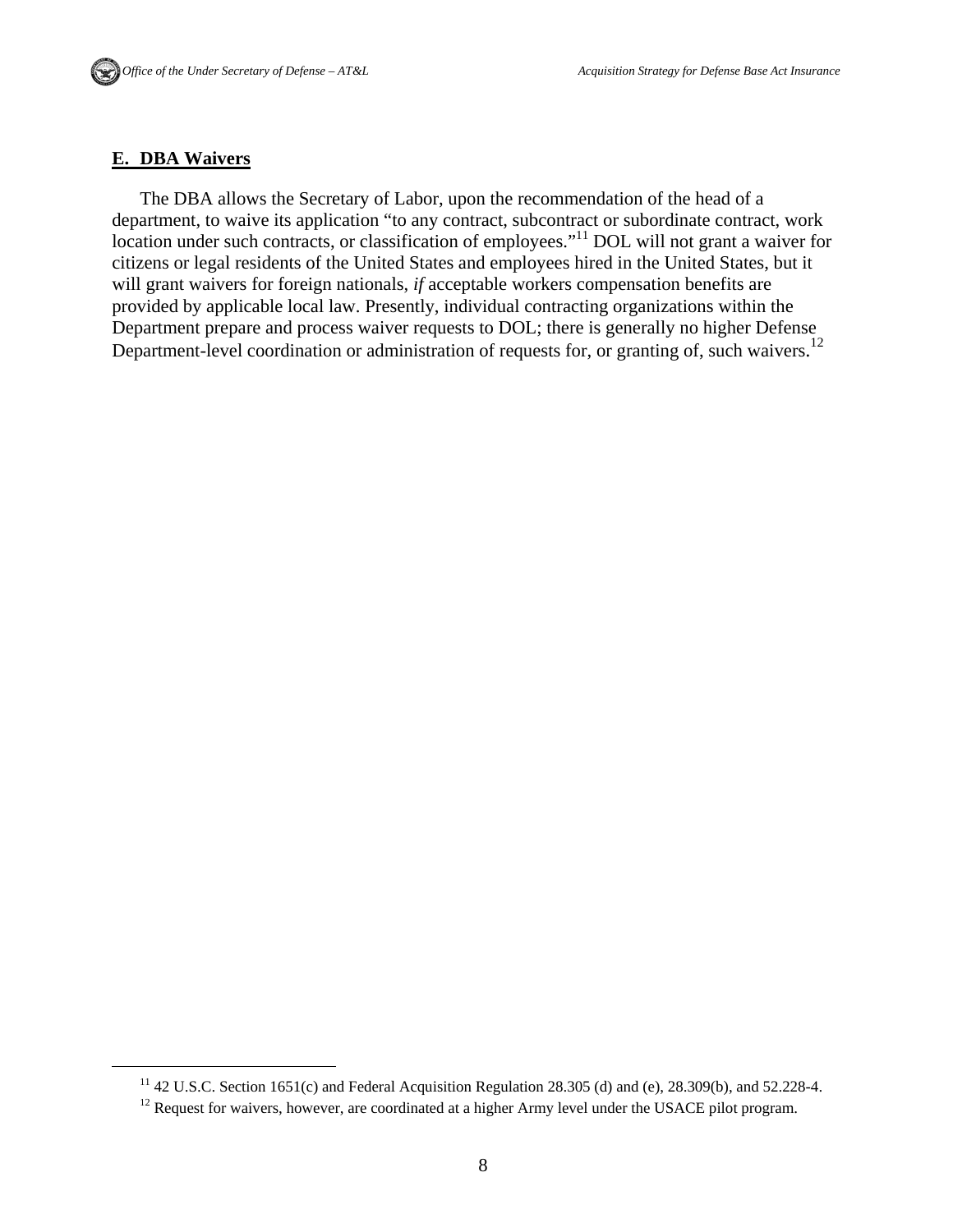## **E. DBA Waivers**

The DBA allows the Secretary of Labor, upon the recommendation of the head of a department, to waive its application "to any contract, subcontract or subordinate contract, work location under such contracts, or classification of employees."[11] DOL will not grant a waiver for citizens or legal residents of the United States and employees hired in the United States, but it will grant waivers for foreign nationals, *if* acceptable workers compensation benefits are provided by applicable local law. Presently, individual contracting organizations within the Department prepare and process waiver requests to DOL; there is generally no higher Defense Department-level coordination or administration of requests for, or granting of, such waivers.[12]

---

[11] 42 U.S.C. Section 1651(c) and Federal Acquisition Regulation 28.305 (d) and (e), 28.309(b), and 52.228-4.

[12] Request for waivers, however, are coordinated at a higher Army level under the USACE pilot program.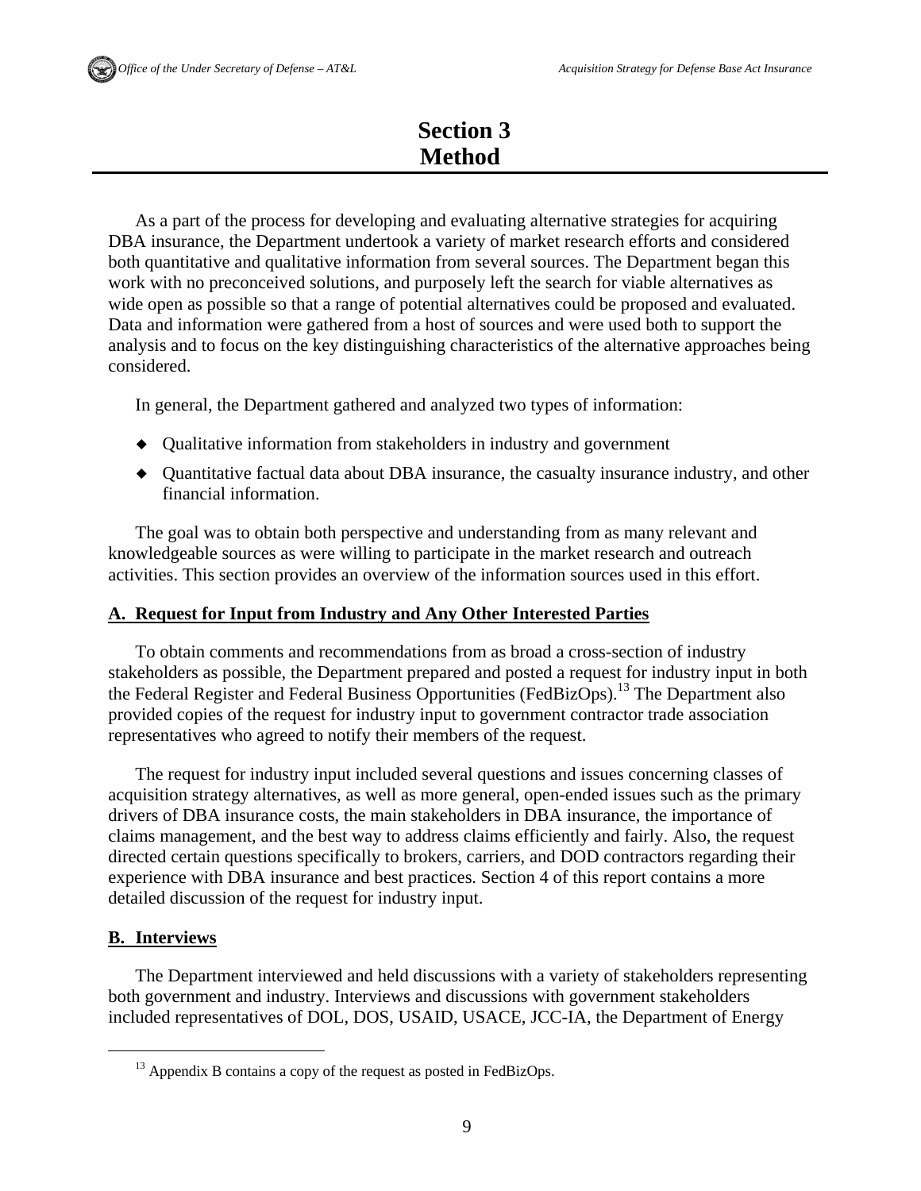# Section 3
# Method

As a part of the process for developing and evaluating alternative strategies for acquiring DBA insurance, the Department undertook a variety of market research efforts and considered both quantitative and qualitative information from several sources. The Department began this work with no preconceived solutions, and purposely left the search for viable alternatives as wide open as possible so that a range of potential alternatives could be proposed and evaluated. Data and information were gathered from a host of sources and were used both to support the analysis and to focus on the key distinguishing characteristics of the alternative approaches being considered.

In general, the Department gathered and analyzed two types of information:

- Qualitative information from stakeholders in industry and government
- Quantitative factual data about DBA insurance, the casualty insurance industry, and other financial information.

The goal was to obtain both perspective and understanding from as many relevant and knowledgeable sources as were willing to participate in the market research and outreach activities. This section provides an overview of the information sources used in this effort.

## A. Request for Input from Industry and Any Other Interested Parties

To obtain comments and recommendations from as broad a cross-section of industry stakeholders as possible, the Department prepared and posted a request for industry input in both the Federal Register and Federal Business Opportunities (FedBizOps).[13] The Department also provided copies of the request for industry input to government contractor trade association representatives who agreed to notify their members of the request.

The request for industry input included several questions and issues concerning classes of acquisition strategy alternatives, as well as more general, open-ended issues such as the primary drivers of DBA insurance costs, the main stakeholders in DBA insurance, the importance of claims management, and the best way to address claims efficiently and fairly. Also, the request directed certain questions specifically to brokers, carriers, and DOD contractors regarding their experience with DBA insurance and best practices. Section 4 of this report contains a more detailed discussion of the request for industry input.

## B. Interviews

The Department interviewed and held discussions with a variety of stakeholders representing both government and industry. Interviews and discussions with government stakeholders included representatives of DOL, DOS, USAID, USACE, JCC-IA, the Department of Energy

[13] Appendix B contains a copy of the request as posted in FedBizOps.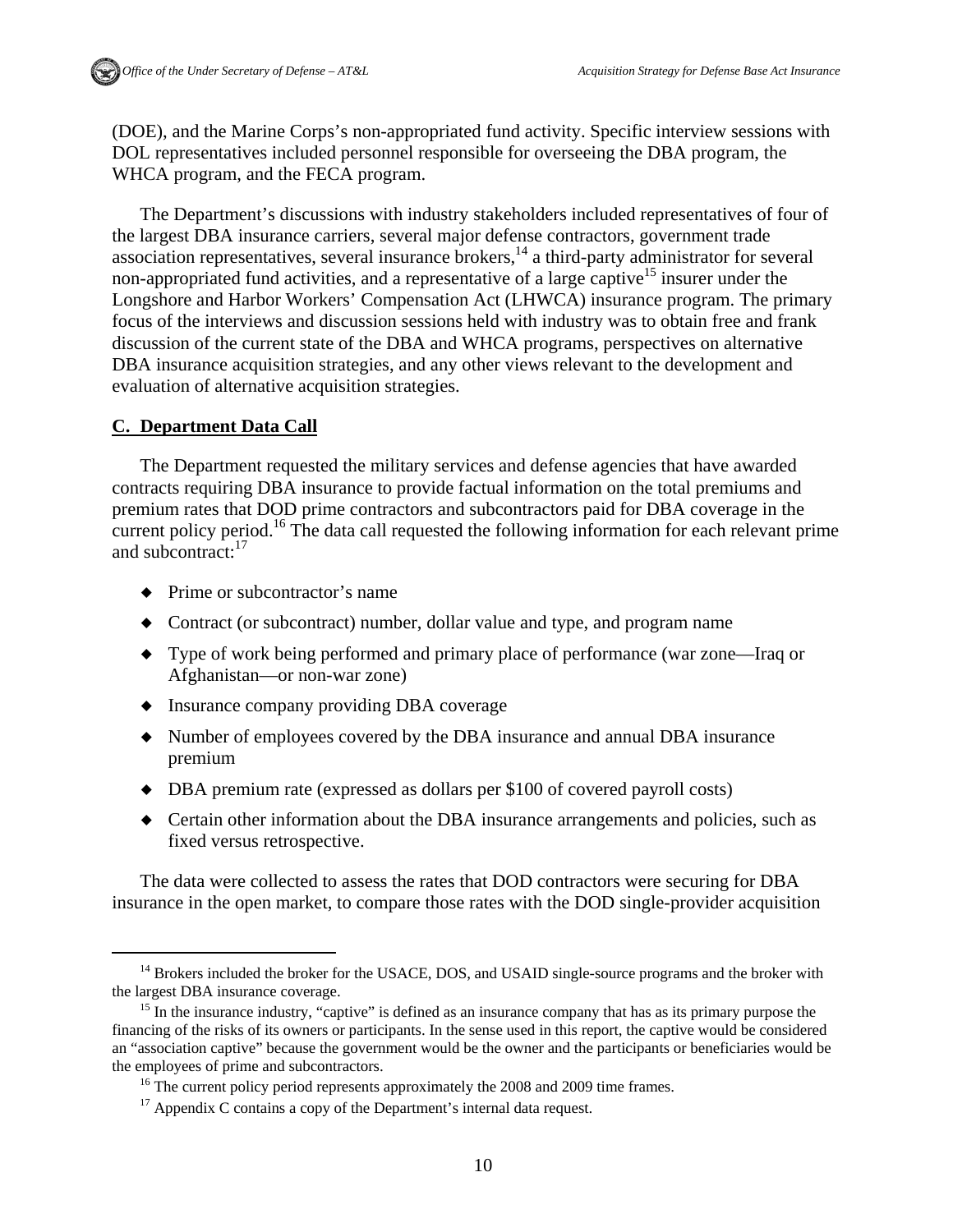(DOE), and the Marine Corps's non-appropriated fund activity. Specific interview sessions with DOL representatives included personnel responsible for overseeing the DBA program, the WHCA program, and the FECA program.

The Department's discussions with industry stakeholders included representatives of four of the largest DBA insurance carriers, several major defense contractors, government trade association representatives, several insurance brokers,[14] a third-party administrator for several non-appropriated fund activities, and a representative of a large captive[15] insurer under the Longshore and Harbor Workers' Compensation Act (LHWCA) insurance program. The primary focus of the interviews and discussion sessions held with industry was to obtain free and frank discussion of the current state of the DBA and WHCA programs, perspectives on alternative DBA insurance acquisition strategies, and any other views relevant to the development and evaluation of alternative acquisition strategies.

## C. Department Data Call

The Department requested the military services and defense agencies that have awarded contracts requiring DBA insurance to provide factual information on the total premiums and premium rates that DOD prime contractors and subcontractors paid for DBA coverage in the current policy period.[16] The data call requested the following information for each relevant prime and subcontract:[17]

- Prime or subcontractor's name
- Contract (or subcontract) number, dollar value and type, and program name
- Type of work being performed and primary place of performance (war zone—Iraq or Afghanistan—or non-war zone)
- Insurance company providing DBA coverage
- Number of employees covered by the DBA insurance and annual DBA insurance premium
- DBA premium rate (expressed as dollars per $100 of covered payroll costs)
- Certain other information about the DBA insurance arrangements and policies, such as fixed versus retrospective.

The data were collected to assess the rates that DOD contractors were securing for DBA insurance in the open market, to compare those rates with the DOD single-provider acquisition

[14] Brokers included the broker for the USACE, DOS, and USAID single-source programs and the broker with the largest DBA insurance coverage.

[15] In the insurance industry, "captive" is defined as an insurance company that has as its primary purpose the financing of the risks of its owners or participants. In the sense used in this report, the captive would be considered an "association captive" because the government would be the owner and the participants or beneficiaries would be the employees of prime and subcontractors.

[16] The current policy period represents approximately the 2008 and 2009 time frames.

[17] Appendix C contains a copy of the Department's internal data request.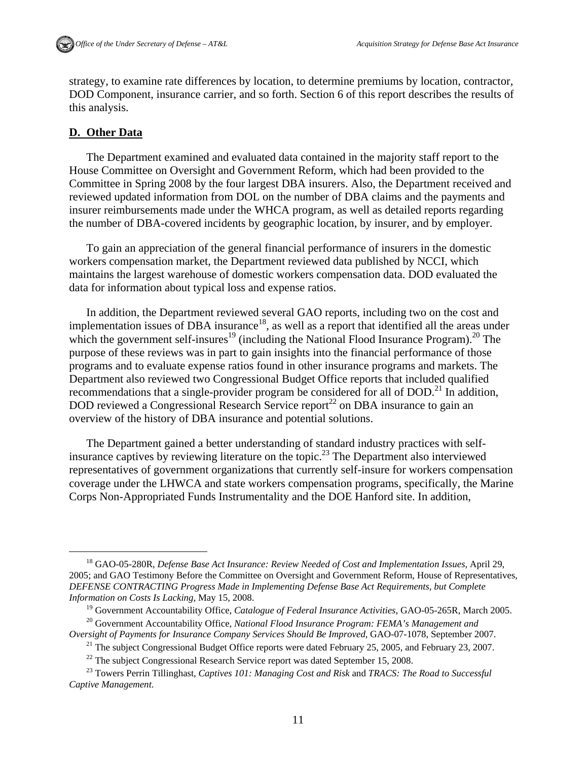strategy, to examine rate differences by location, to determine premiums by location, contractor, DOD Component, insurance carrier, and so forth. Section 6 of this report describes the results of this analysis.

## D. Other Data

The Department examined and evaluated data contained in the majority staff report to the House Committee on Oversight and Government Reform, which had been provided to the Committee in Spring 2008 by the four largest DBA insurers. Also, the Department received and reviewed updated information from DOL on the number of DBA claims and the payments and insurer reimbursements made under the WHCA program, as well as detailed reports regarding the number of DBA-covered incidents by geographic location, by insurer, and by employer.

To gain an appreciation of the general financial performance of insurers in the domestic workers compensation market, the Department reviewed data published by NCCI, which maintains the largest warehouse of domestic workers compensation data. DOD evaluated the data for information about typical loss and expense ratios.

In addition, the Department reviewed several GAO reports, including two on the cost and implementation issues of DBA insurance[18], as well as a report that identified all the areas under which the government self-insures[19] (including the National Flood Insurance Program).[20] The purpose of these reviews was in part to gain insights into the financial performance of those programs and to evaluate expense ratios found in other insurance programs and markets. The Department also reviewed two Congressional Budget Office reports that included qualified recommendations that a single-provider program be considered for all of DOD.[21] In addition, DOD reviewed a Congressional Research Service report[22] on DBA insurance to gain an overview of the history of DBA insurance and potential solutions.

The Department gained a better understanding of standard industry practices with self-insurance captives by reviewing literature on the topic.[23] The Department also interviewed representatives of government organizations that currently self-insure for workers compensation coverage under the LHWCA and state workers compensation programs, specifically, the Marine Corps Non-Appropriated Funds Instrumentality and the DOE Hanford site. In addition,

---

[18] GAO-05-280R, *Defense Base Act Insurance: Review Needed of Cost and Implementation Issues,* April 29, 2005; and GAO Testimony Before the Committee on Oversight and Government Reform, House of Representatives, *DEFENSE CONTRACTING Progress Made in Implementing Defense Base Act Requirements, but Complete Information on Costs Is Lacking,* May 15, 2008.

[19] Government Accountability Office, *Catalogue of Federal Insurance Activities,* GAO-05-265R, March 2005.

[20] Government Accountability Office, *National Flood Insurance Program: FEMA's Management and Oversight of Payments for Insurance Company Services Should Be Improved,* GAO-07-1078, September 2007.

[21] The subject Congressional Budget Office reports were dated February 25, 2005, and February 23, 2007.

[22] The subject Congressional Research Service report was dated September 15, 2008.

[23] Towers Perrin Tillinghast, *Captives 101: Managing Cost and Risk* and *TRACS: The Road to Successful Captive Management.*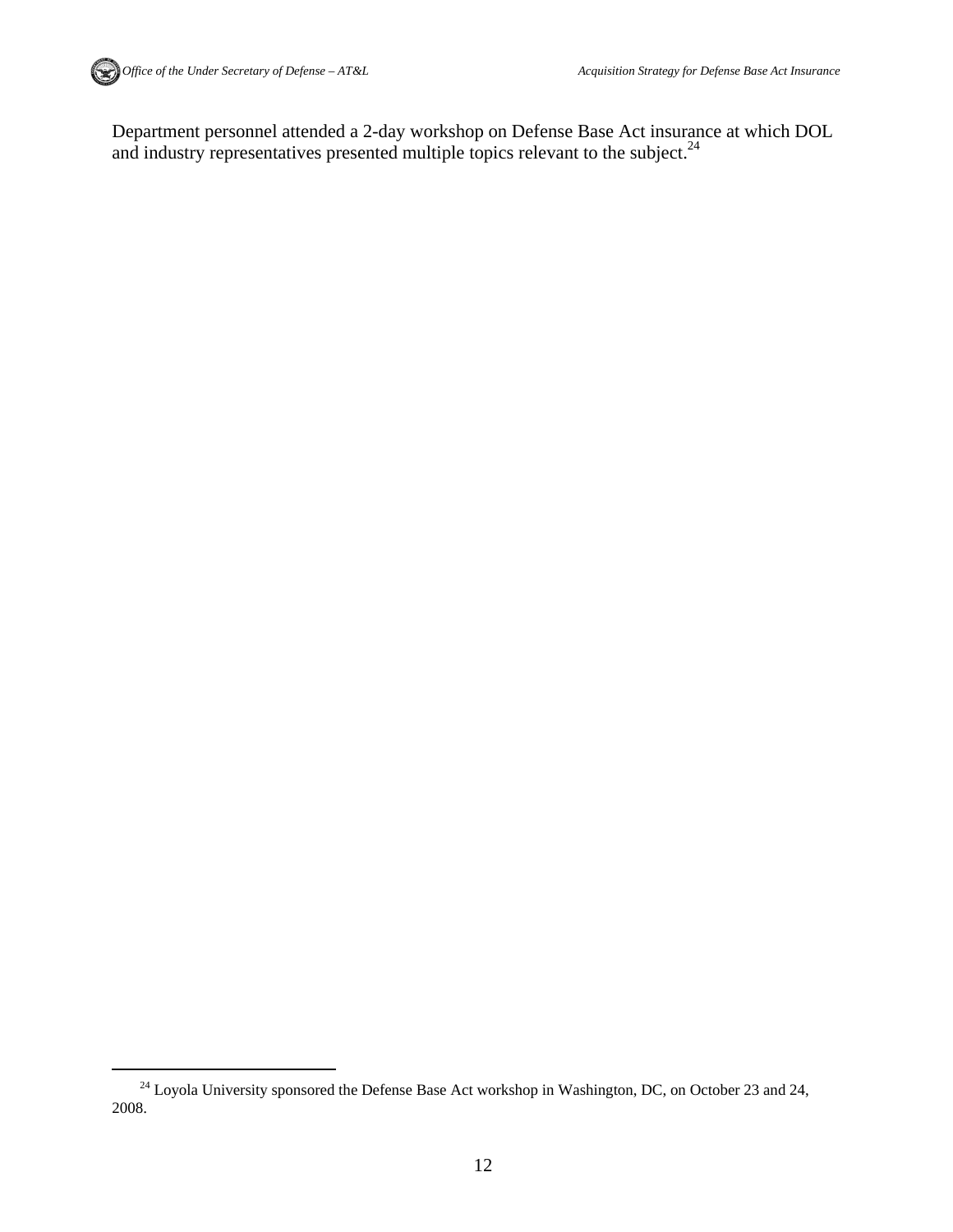Department personnel attended a 2-day workshop on Defense Base Act insurance at which DOL and industry representatives presented multiple topics relevant to the subject.[24]

---

[24] Loyola University sponsored the Defense Base Act workshop in Washington, DC, on October 23 and 24, 2008.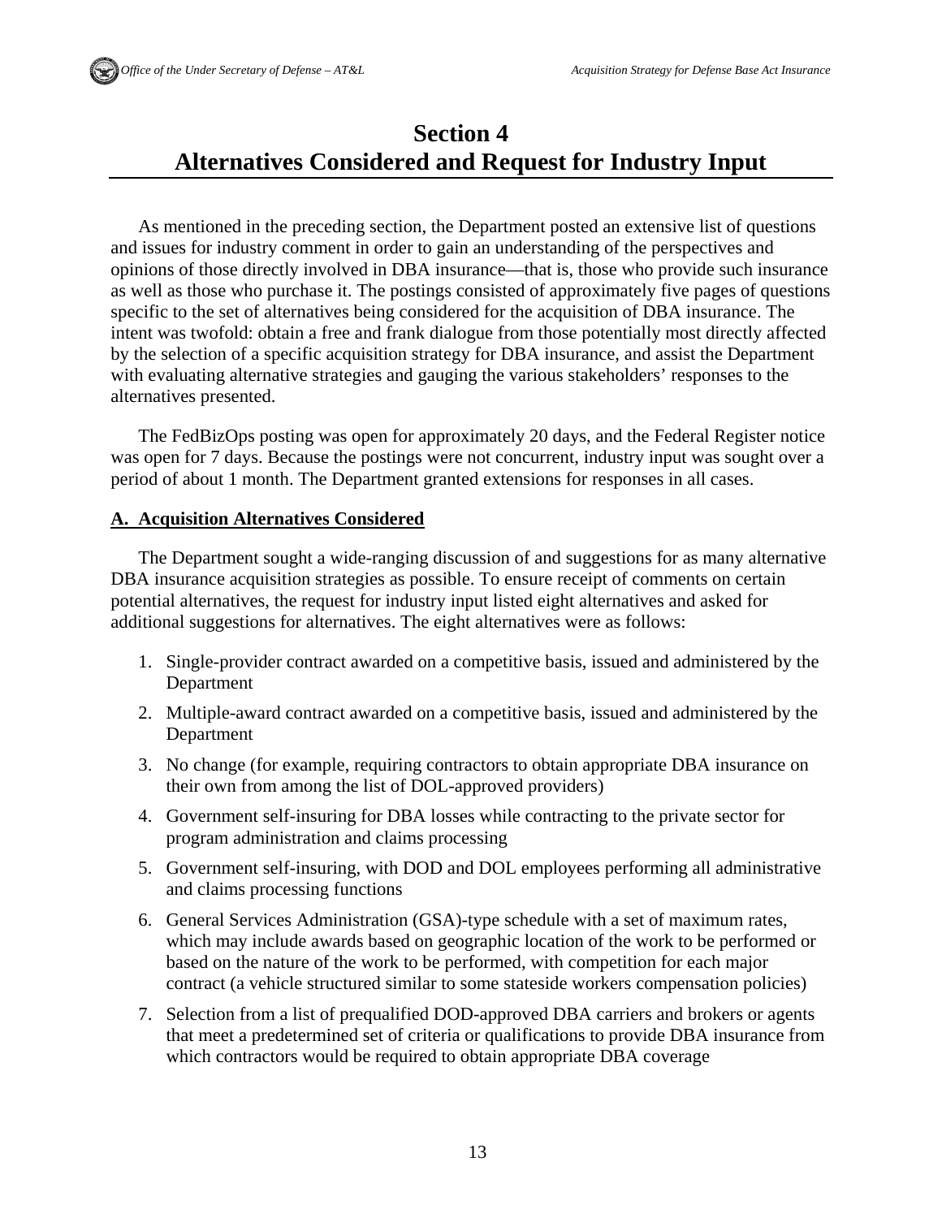# Section 4
# Alternatives Considered and Request for Industry Input

As mentioned in the preceding section, the Department posted an extensive list of questions and issues for industry comment in order to gain an understanding of the perspectives and opinions of those directly involved in DBA insurance—that is, those who provide such insurance as well as those who purchase it. The postings consisted of approximately five pages of questions specific to the set of alternatives being considered for the acquisition of DBA insurance. The intent was twofold: obtain a free and frank dialogue from those potentially most directly affected by the selection of a specific acquisition strategy for DBA insurance, and assist the Department with evaluating alternative strategies and gauging the various stakeholders' responses to the alternatives presented.

The FedBizOps posting was open for approximately 20 days, and the Federal Register notice was open for 7 days. Because the postings were not concurrent, industry input was sought over a period of about 1 month. The Department granted extensions for responses in all cases.

## A. Acquisition Alternatives Considered

The Department sought a wide-ranging discussion of and suggestions for as many alternative DBA insurance acquisition strategies as possible. To ensure receipt of comments on certain potential alternatives, the request for industry input listed eight alternatives and asked for additional suggestions for alternatives. The eight alternatives were as follows:

1. Single-provider contract awarded on a competitive basis, issued and administered by the Department
2. Multiple-award contract awarded on a competitive basis, issued and administered by the Department
3. No change (for example, requiring contractors to obtain appropriate DBA insurance on their own from among the list of DOL-approved providers)
4. Government self-insuring for DBA losses while contracting to the private sector for program administration and claims processing
5. Government self-insuring, with DOD and DOL employees performing all administrative and claims processing functions
6. General Services Administration (GSA)-type schedule with a set of maximum rates, which may include awards based on geographic location of the work to be performed or based on the nature of the work to be performed, with competition for each major contract (a vehicle structured similar to some stateside workers compensation policies)
7. Selection from a list of prequalified DOD-approved DBA carriers and brokers or agents that meet a predetermined set of criteria or qualifications to provide DBA insurance from which contractors would be required to obtain appropriate DBA coverage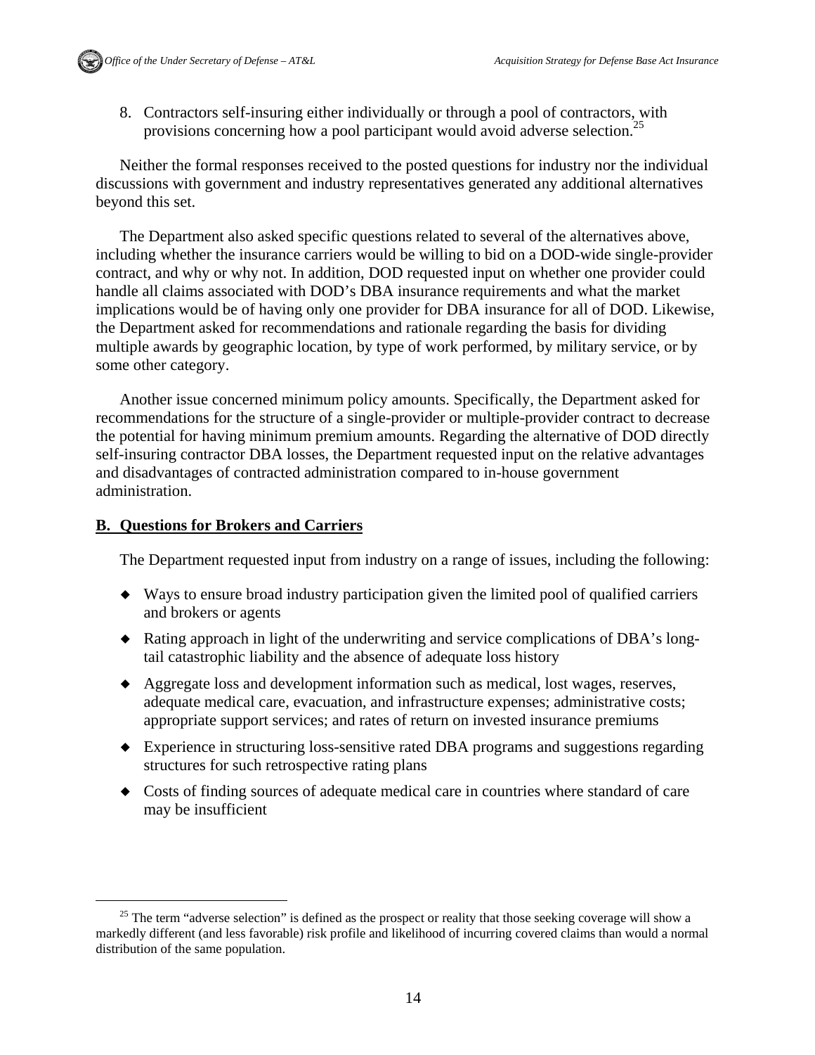8. Contractors self-insuring either individually or through a pool of contractors, with provisions concerning how a pool participant would avoid adverse selection.[25]

Neither the formal responses received to the posted questions for industry nor the individual discussions with government and industry representatives generated any additional alternatives beyond this set.

The Department also asked specific questions related to several of the alternatives above, including whether the insurance carriers would be willing to bid on a DOD-wide single-provider contract, and why or why not. In addition, DOD requested input on whether one provider could handle all claims associated with DOD's DBA insurance requirements and what the market implications would be of having only one provider for DBA insurance for all of DOD. Likewise, the Department asked for recommendations and rationale regarding the basis for dividing multiple awards by geographic location, by type of work performed, by military service, or by some other category.

Another issue concerned minimum policy amounts. Specifically, the Department asked for recommendations for the structure of a single-provider or multiple-provider contract to decrease the potential for having minimum premium amounts. Regarding the alternative of DOD directly self-insuring contractor DBA losses, the Department requested input on the relative advantages and disadvantages of contracted administration compared to in-house government administration.

## B. Questions for Brokers and Carriers

The Department requested input from industry on a range of issues, including the following:

- Ways to ensure broad industry participation given the limited pool of qualified carriers and brokers or agents
- Rating approach in light of the underwriting and service complications of DBA's long-tail catastrophic liability and the absence of adequate loss history
- Aggregate loss and development information such as medical, lost wages, reserves, adequate medical care, evacuation, and infrastructure expenses; administrative costs; appropriate support services; and rates of return on invested insurance premiums
- Experience in structuring loss-sensitive rated DBA programs and suggestions regarding structures for such retrospective rating plans
- Costs of finding sources of adequate medical care in countries where standard of care may be insufficient

---

[25] The term "adverse selection" is defined as the prospect or reality that those seeking coverage will show a markedly different (and less favorable) risk profile and likelihood of incurring covered claims than would a normal distribution of the same population.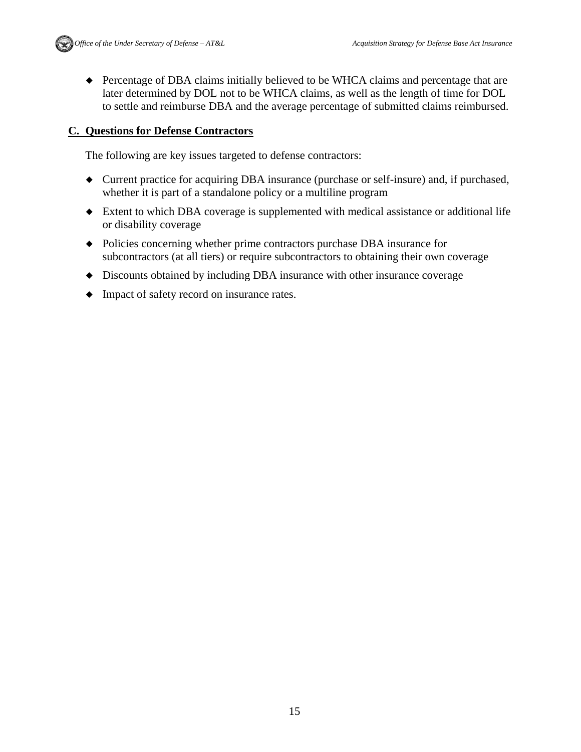- Percentage of DBA claims initially believed to be WHCA claims and percentage that are later determined by DOL not to be WHCA claims, as well as the length of time for DOL to settle and reimburse DBA and the average percentage of submitted claims reimbursed.

## C. Questions for Defense Contractors

The following are key issues targeted to defense contractors:

- Current practice for acquiring DBA insurance (purchase or self-insure) and, if purchased, whether it is part of a standalone policy or a multiline program
- Extent to which DBA coverage is supplemented with medical assistance or additional life or disability coverage
- Policies concerning whether prime contractors purchase DBA insurance for subcontractors (at all tiers) or require subcontractors to obtaining their own coverage
- Discounts obtained by including DBA insurance with other insurance coverage
- Impact of safety record on insurance rates.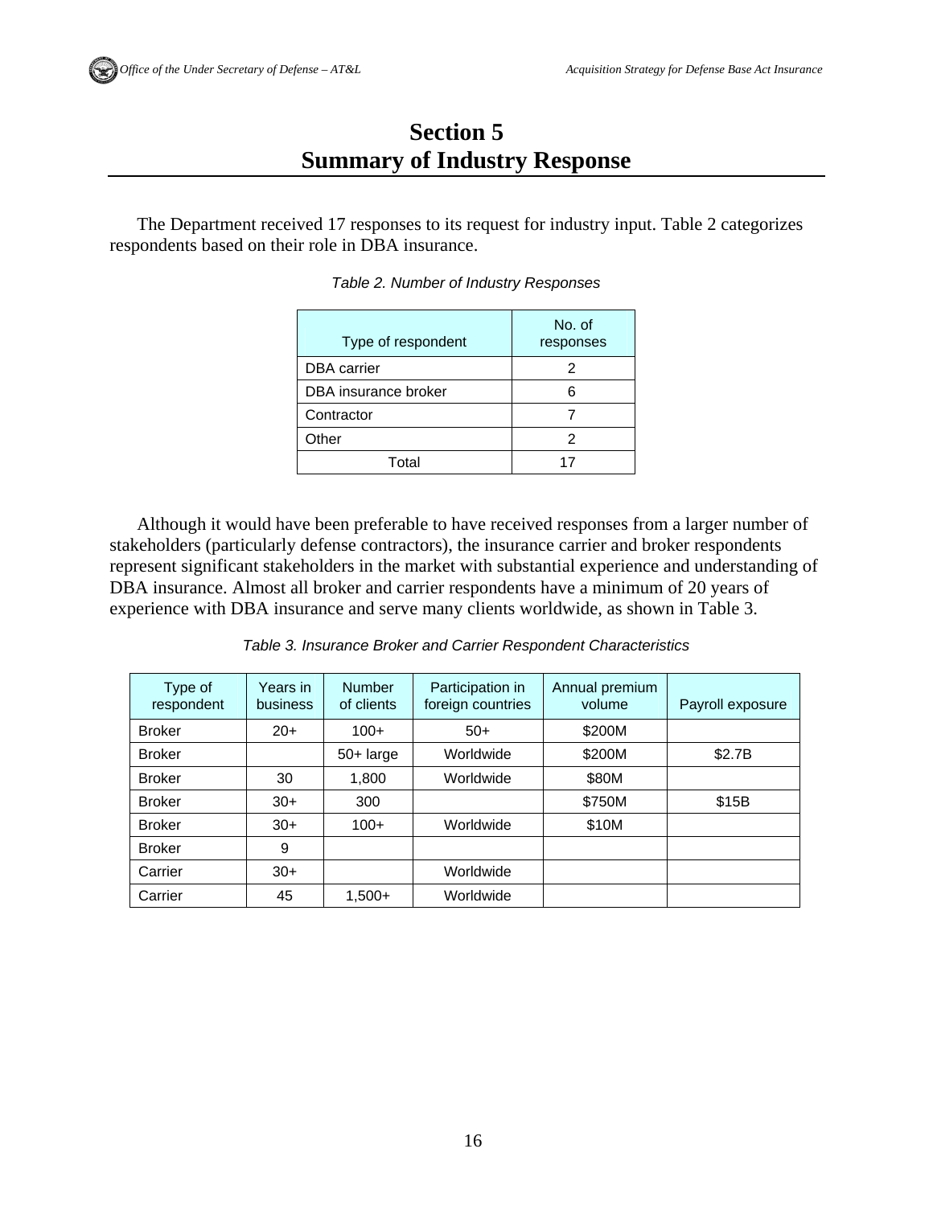# Section 5
# Summary of Industry Response

The Department received 17 responses to its request for industry input. Table 2 categorizes respondents based on their role in DBA insurance.

*Table 2. Number of Industry Responses*

| Type of respondent | No. of responses |
|---|---|
| DBA carrier | 2 |
| DBA insurance broker | 6 |
| Contractor | 7 |
| Other | 2 |
| Total | 17 |

Although it would have been preferable to have received responses from a larger number of stakeholders (particularly defense contractors), the insurance carrier and broker respondents represent significant stakeholders in the market with substantial experience and understanding of DBA insurance. Almost all broker and carrier respondents have a minimum of 20 years of experience with DBA insurance and serve many clients worldwide, as shown in Table 3.

*Table 3. Insurance Broker and Carrier Respondent Characteristics*

| Type of respondent | Years in business | Number of clients | Participation in foreign countries | Annual premium volume | Payroll exposure |
|---|---|---|---|---|---|
| Broker | 20+ | 100+ | 50+ | $200M | |
| Broker | | 50+ large | Worldwide | $200M | $2.7B |
| Broker | 30 | 1,800 | Worldwide | $80M | |
| Broker | 30+ | 300 | | $750M | $15B |
| Broker | 30+ | 100+ | Worldwide | $10M | |
| Broker | 9 | | | | |
| Carrier | 30+ | | Worldwide | | |
| Carrier | 45 | 1,500+ | Worldwide | | |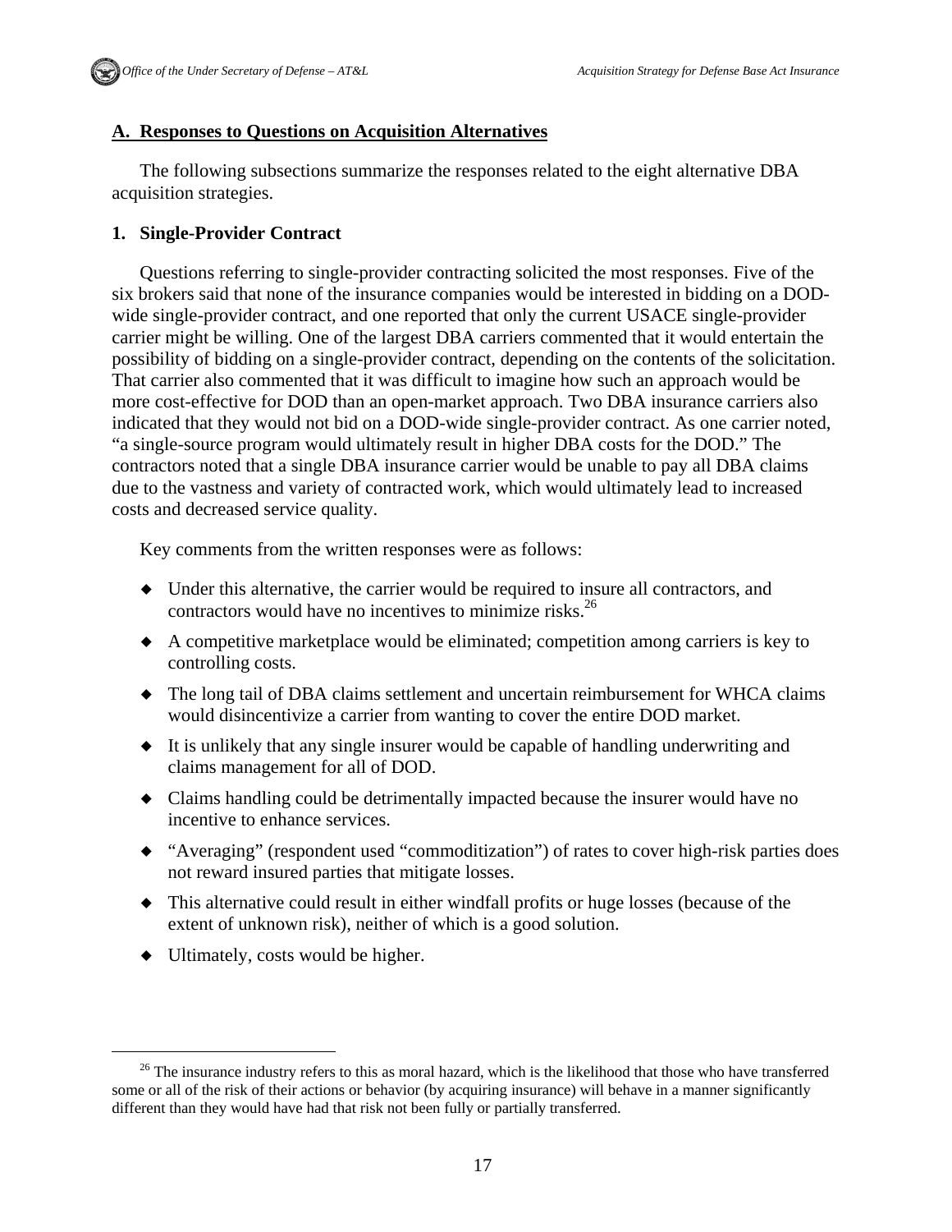## A. Responses to Questions on Acquisition Alternatives

The following subsections summarize the responses related to the eight alternative DBA acquisition strategies.

### 1. Single-Provider Contract

Questions referring to single-provider contracting solicited the most responses. Five of the six brokers said that none of the insurance companies would be interested in bidding on a DOD-wide single-provider contract, and one reported that only the current USACE single-provider carrier might be willing. One of the largest DBA carriers commented that it would entertain the possibility of bidding on a single-provider contract, depending on the contents of the solicitation. That carrier also commented that it was difficult to imagine how such an approach would be more cost-effective for DOD than an open-market approach. Two DBA insurance carriers also indicated that they would not bid on a DOD-wide single-provider contract. As one carrier noted, "a single-source program would ultimately result in higher DBA costs for the DOD." The contractors noted that a single DBA insurance carrier would be unable to pay all DBA claims due to the vastness and variety of contracted work, which would ultimately lead to increased costs and decreased service quality.

Key comments from the written responses were as follows:

- Under this alternative, the carrier would be required to insure all contractors, and contractors would have no incentives to minimize risks.[26]
- A competitive marketplace would be eliminated; competition among carriers is key to controlling costs.
- The long tail of DBA claims settlement and uncertain reimbursement for WHCA claims would disincentivize a carrier from wanting to cover the entire DOD market.
- It is unlikely that any single insurer would be capable of handling underwriting and claims management for all of DOD.
- Claims handling could be detrimentally impacted because the insurer would have no incentive to enhance services.
- "Averaging" (respondent used "commoditization") of rates to cover high-risk parties does not reward insured parties that mitigate losses.
- This alternative could result in either windfall profits or huge losses (because of the extent of unknown risk), neither of which is a good solution.
- Ultimately, costs would be higher.

[26] The insurance industry refers to this as moral hazard, which is the likelihood that those who have transferred some or all of the risk of their actions or behavior (by acquiring insurance) will behave in a manner significantly different than they would have had that risk not been fully or partially transferred.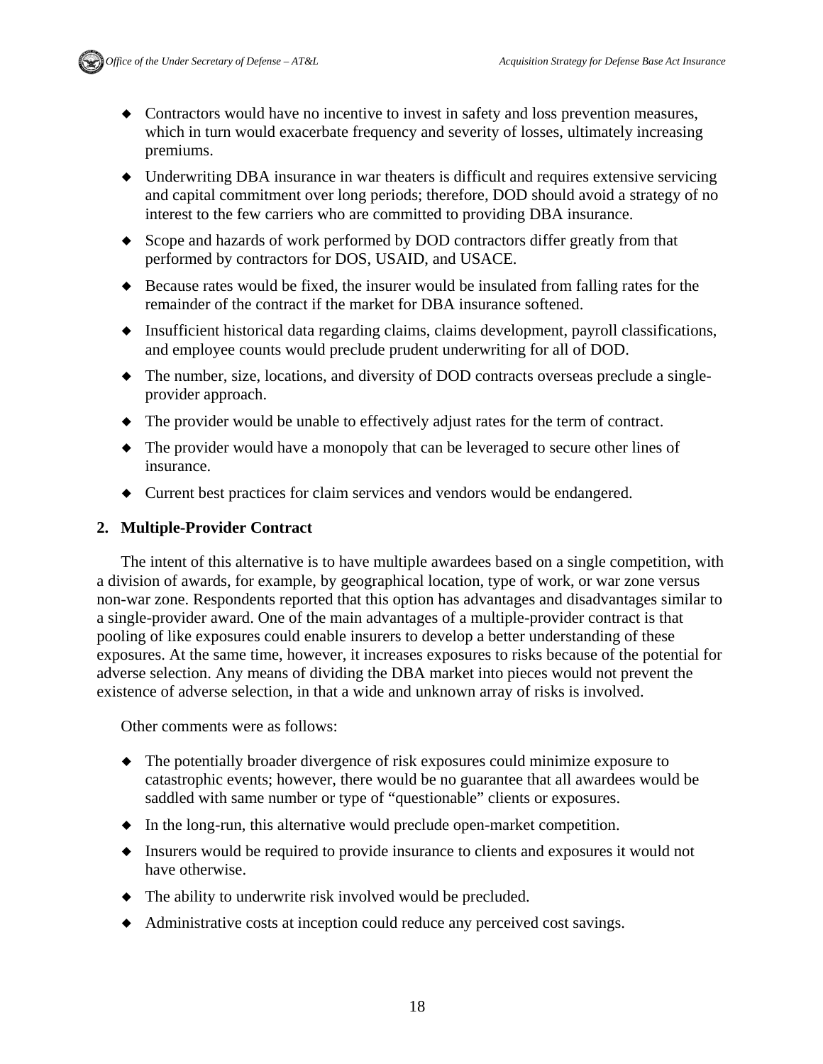- Contractors would have no incentive to invest in safety and loss prevention measures, which in turn would exacerbate frequency and severity of losses, ultimately increasing premiums.
- Underwriting DBA insurance in war theaters is difficult and requires extensive servicing and capital commitment over long periods; therefore, DOD should avoid a strategy of no interest to the few carriers who are committed to providing DBA insurance.
- Scope and hazards of work performed by DOD contractors differ greatly from that performed by contractors for DOS, USAID, and USACE.
- Because rates would be fixed, the insurer would be insulated from falling rates for the remainder of the contract if the market for DBA insurance softened.
- Insufficient historical data regarding claims, claims development, payroll classifications, and employee counts would preclude prudent underwriting for all of DOD.
- The number, size, locations, and diversity of DOD contracts overseas preclude a single-provider approach.
- The provider would be unable to effectively adjust rates for the term of contract.
- The provider would have a monopoly that can be leveraged to secure other lines of insurance.
- Current best practices for claim services and vendors would be endangered.

### 2. Multiple-Provider Contract

The intent of this alternative is to have multiple awardees based on a single competition, with a division of awards, for example, by geographical location, type of work, or war zone versus non-war zone. Respondents reported that this option has advantages and disadvantages similar to a single-provider award. One of the main advantages of a multiple-provider contract is that pooling of like exposures could enable insurers to develop a better understanding of these exposures. At the same time, however, it increases exposures to risks because of the potential for adverse selection. Any means of dividing the DBA market into pieces would not prevent the existence of adverse selection, in that a wide and unknown array of risks is involved.

Other comments were as follows:

- The potentially broader divergence of risk exposures could minimize exposure to catastrophic events; however, there would be no guarantee that all awardees would be saddled with same number or type of "questionable" clients or exposures.
- In the long-run, this alternative would preclude open-market competition.
- Insurers would be required to provide insurance to clients and exposures it would not have otherwise.
- The ability to underwrite risk involved would be precluded.
- Administrative costs at inception could reduce any perceived cost savings.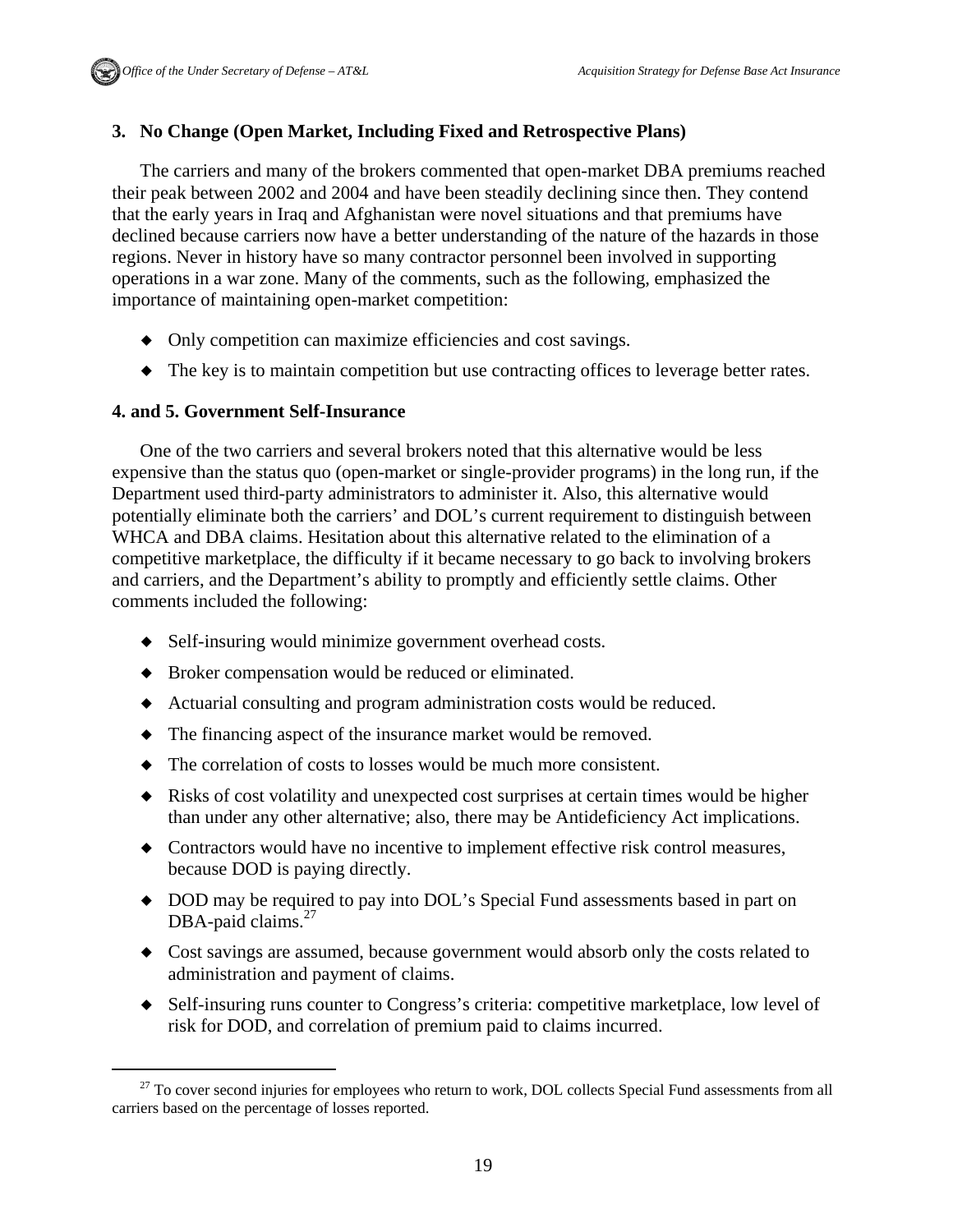### 3. No Change (Open Market, Including Fixed and Retrospective Plans)

The carriers and many of the brokers commented that open-market DBA premiums reached their peak between 2002 and 2004 and have been steadily declining since then. They contend that the early years in Iraq and Afghanistan were novel situations and that premiums have declined because carriers now have a better understanding of the nature of the hazards in those regions. Never in history have so many contractor personnel been involved in supporting operations in a war zone. Many of the comments, such as the following, emphasized the importance of maintaining open-market competition:

- Only competition can maximize efficiencies and cost savings.
- The key is to maintain competition but use contracting offices to leverage better rates.

### 4. and 5. Government Self-Insurance

One of the two carriers and several brokers noted that this alternative would be less expensive than the status quo (open-market or single-provider programs) in the long run, if the Department used third-party administrators to administer it. Also, this alternative would potentially eliminate both the carriers' and DOL's current requirement to distinguish between WHCA and DBA claims. Hesitation about this alternative related to the elimination of a competitive marketplace, the difficulty if it became necessary to go back to involving brokers and carriers, and the Department's ability to promptly and efficiently settle claims. Other comments included the following:

- Self-insuring would minimize government overhead costs.
- Broker compensation would be reduced or eliminated.
- Actuarial consulting and program administration costs would be reduced.
- The financing aspect of the insurance market would be removed.
- The correlation of costs to losses would be much more consistent.
- Risks of cost volatility and unexpected cost surprises at certain times would be higher than under any other alternative; also, there may be Antideficiency Act implications.
- Contractors would have no incentive to implement effective risk control measures, because DOD is paying directly.
- DOD may be required to pay into DOL's Special Fund assessments based in part on DBA-paid claims.[27]
- Cost savings are assumed, because government would absorb only the costs related to administration and payment of claims.
- Self-insuring runs counter to Congress's criteria: competitive marketplace, low level of risk for DOD, and correlation of premium paid to claims incurred.

---

[27] To cover second injuries for employees who return to work, DOL collects Special Fund assessments from all carriers based on the percentage of losses reported.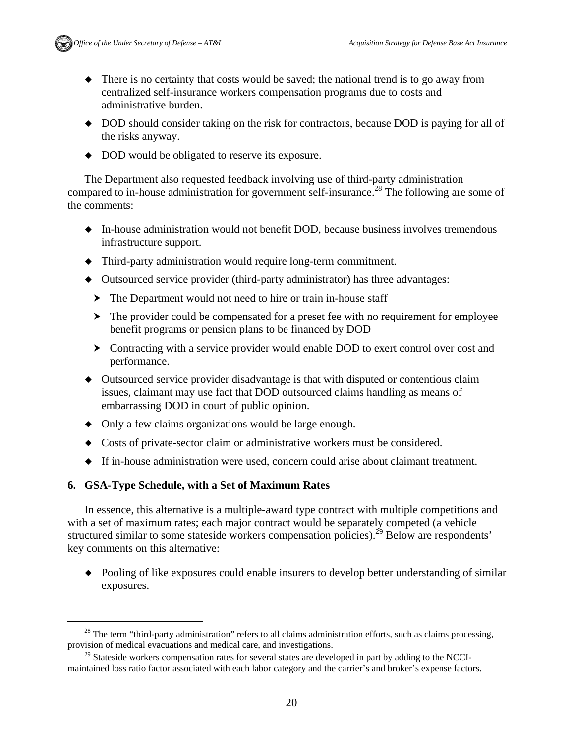- There is no certainty that costs would be saved; the national trend is to go away from centralized self-insurance workers compensation programs due to costs and administrative burden.
- DOD should consider taking on the risk for contractors, because DOD is paying for all of the risks anyway.
- DOD would be obligated to reserve its exposure.

The Department also requested feedback involving use of third-party administration compared to in-house administration for government self-insurance.[28] The following are some of the comments:

- In-house administration would not benefit DOD, because business involves tremendous infrastructure support.
- Third-party administration would require long-term commitment.
- Outsourced service provider (third-party administrator) has three advantages:
  - The Department would not need to hire or train in-house staff
  - The provider could be compensated for a preset fee with no requirement for employee benefit programs or pension plans to be financed by DOD
  - Contracting with a service provider would enable DOD to exert control over cost and performance.
- Outsourced service provider disadvantage is that with disputed or contentious claim issues, claimant may use fact that DOD outsourced claims handling as means of embarrassing DOD in court of public opinion.
- Only a few claims organizations would be large enough.
- Costs of private-sector claim or administrative workers must be considered.
- If in-house administration were used, concern could arise about claimant treatment.

### 6. GSA-Type Schedule, with a Set of Maximum Rates

In essence, this alternative is a multiple-award type contract with multiple competitions and with a set of maximum rates; each major contract would be separately competed (a vehicle structured similar to some stateside workers compensation policies).[29] Below are respondents' key comments on this alternative:

- Pooling of like exposures could enable insurers to develop better understanding of similar exposures.

---

[28] The term "third-party administration" refers to all claims administration efforts, such as claims processing, provision of medical evacuations and medical care, and investigations.

[29] Stateside workers compensation rates for several states are developed in part by adding to the NCCI-maintained loss ratio factor associated with each labor category and the carrier's and broker's expense factors.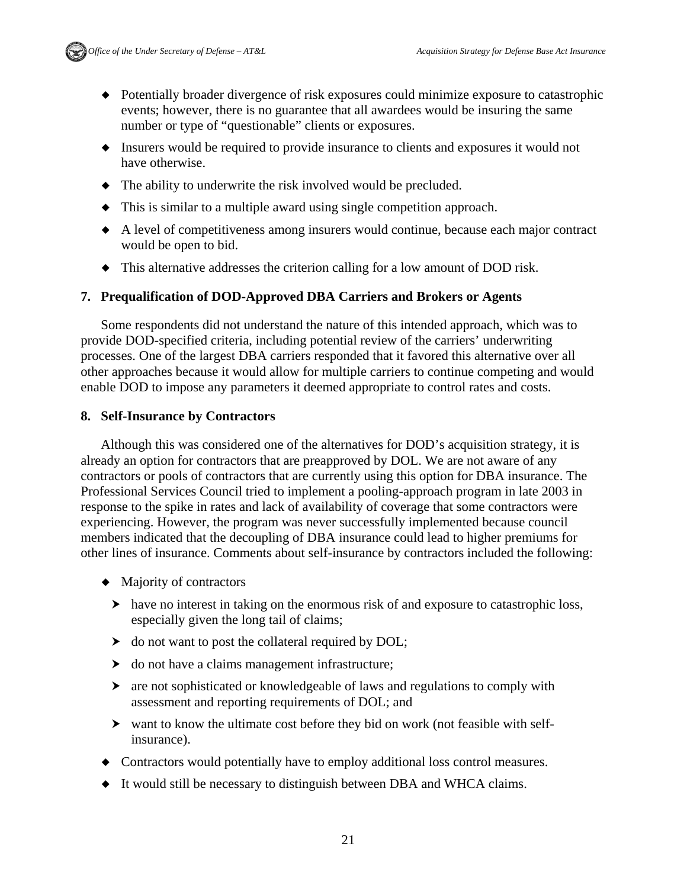- Potentially broader divergence of risk exposures could minimize exposure to catastrophic events; however, there is no guarantee that all awardees would be insuring the same number or type of "questionable" clients or exposures.
- Insurers would be required to provide insurance to clients and exposures it would not have otherwise.
- The ability to underwrite the risk involved would be precluded.
- This is similar to a multiple award using single competition approach.
- A level of competitiveness among insurers would continue, because each major contract would be open to bid.
- This alternative addresses the criterion calling for a low amount of DOD risk.

### 7. Prequalification of DOD-Approved DBA Carriers and Brokers or Agents

Some respondents did not understand the nature of this intended approach, which was to provide DOD-specified criteria, including potential review of the carriers' underwriting processes. One of the largest DBA carriers responded that it favored this alternative over all other approaches because it would allow for multiple carriers to continue competing and would enable DOD to impose any parameters it deemed appropriate to control rates and costs.

### 8. Self-Insurance by Contractors

Although this was considered one of the alternatives for DOD's acquisition strategy, it is already an option for contractors that are preapproved by DOL. We are not aware of any contractors or pools of contractors that are currently using this option for DBA insurance. The Professional Services Council tried to implement a pooling-approach program in late 2003 in response to the spike in rates and lack of availability of coverage that some contractors were experiencing. However, the program was never successfully implemented because council members indicated that the decoupling of DBA insurance could lead to higher premiums for other lines of insurance. Comments about self-insurance by contractors included the following:

- Majority of contractors
  - have no interest in taking on the enormous risk of and exposure to catastrophic loss, especially given the long tail of claims;
  - do not want to post the collateral required by DOL;
  - do not have a claims management infrastructure;
  - are not sophisticated or knowledgeable of laws and regulations to comply with assessment and reporting requirements of DOL; and
  - want to know the ultimate cost before they bid on work (not feasible with self-insurance).
- Contractors would potentially have to employ additional loss control measures.
- It would still be necessary to distinguish between DBA and WHCA claims.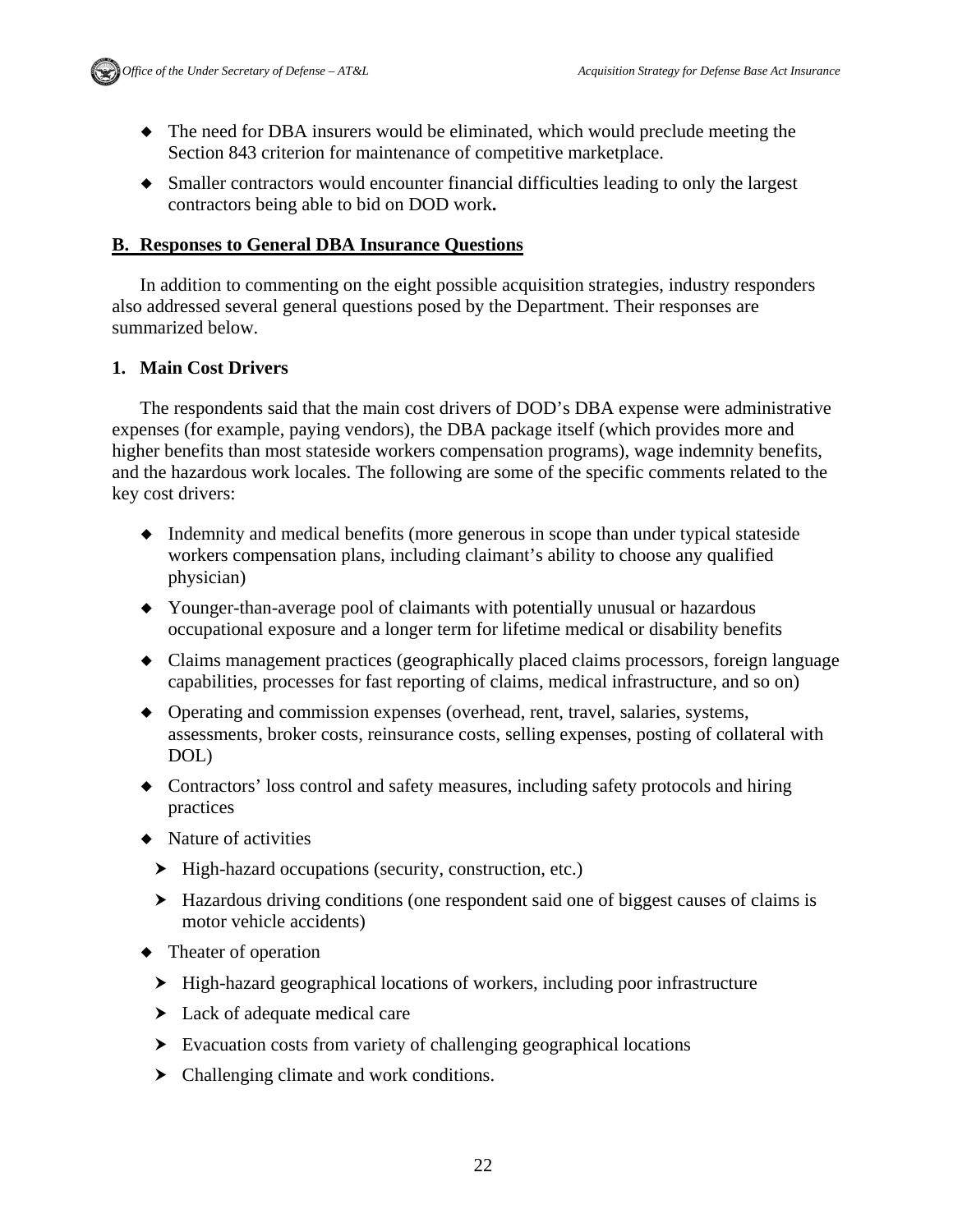- The need for DBA insurers would be eliminated, which would preclude meeting the Section 843 criterion for maintenance of competitive marketplace.
- Smaller contractors would encounter financial difficulties leading to only the largest contractors being able to bid on DOD work**.**

## B. Responses to General DBA Insurance Questions

In addition to commenting on the eight possible acquisition strategies, industry responders also addressed several general questions posed by the Department. Their responses are summarized below.

### 1. Main Cost Drivers

The respondents said that the main cost drivers of DOD's DBA expense were administrative expenses (for example, paying vendors), the DBA package itself (which provides more and higher benefits than most stateside workers compensation programs), wage indemnity benefits, and the hazardous work locales. The following are some of the specific comments related to the key cost drivers:

- Indemnity and medical benefits (more generous in scope than under typical stateside workers compensation plans, including claimant's ability to choose any qualified physician)
- Younger-than-average pool of claimants with potentially unusual or hazardous occupational exposure and a longer term for lifetime medical or disability benefits
- Claims management practices (geographically placed claims processors, foreign language capabilities, processes for fast reporting of claims, medical infrastructure, and so on)
- Operating and commission expenses (overhead, rent, travel, salaries, systems, assessments, broker costs, reinsurance costs, selling expenses, posting of collateral with DOL)
- Contractors' loss control and safety measures, including safety protocols and hiring practices
- Nature of activities
  - High-hazard occupations (security, construction, etc.)
  - Hazardous driving conditions (one respondent said one of biggest causes of claims is motor vehicle accidents)
- Theater of operation
  - High-hazard geographical locations of workers, including poor infrastructure
  - Lack of adequate medical care
  - Evacuation costs from variety of challenging geographical locations
  - Challenging climate and work conditions.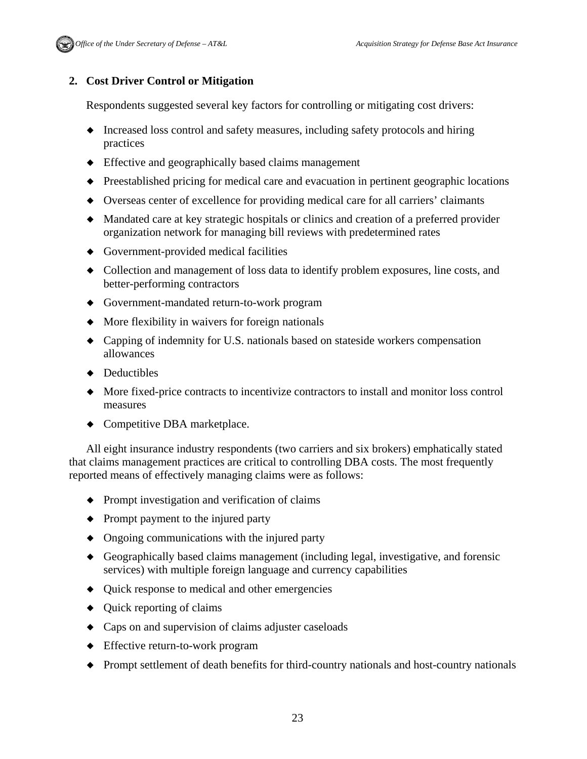## 2. Cost Driver Control or Mitigation

Respondents suggested several key factors for controlling or mitigating cost drivers:

- Increased loss control and safety measures, including safety protocols and hiring practices
- Effective and geographically based claims management
- Preestablished pricing for medical care and evacuation in pertinent geographic locations
- Overseas center of excellence for providing medical care for all carriers' claimants
- Mandated care at key strategic hospitals or clinics and creation of a preferred provider organization network for managing bill reviews with predetermined rates
- Government-provided medical facilities
- Collection and management of loss data to identify problem exposures, line costs, and better-performing contractors
- Government-mandated return-to-work program
- More flexibility in waivers for foreign nationals
- Capping of indemnity for U.S. nationals based on stateside workers compensation allowances
- Deductibles
- More fixed-price contracts to incentivize contractors to install and monitor loss control measures
- Competitive DBA marketplace.

All eight insurance industry respondents (two carriers and six brokers) emphatically stated that claims management practices are critical to controlling DBA costs. The most frequently reported means of effectively managing claims were as follows:

- Prompt investigation and verification of claims
- Prompt payment to the injured party
- Ongoing communications with the injured party
- Geographically based claims management (including legal, investigative, and forensic services) with multiple foreign language and currency capabilities
- Quick response to medical and other emergencies
- Quick reporting of claims
- Caps on and supervision of claims adjuster caseloads
- Effective return-to-work program
- Prompt settlement of death benefits for third-country nationals and host-country nationals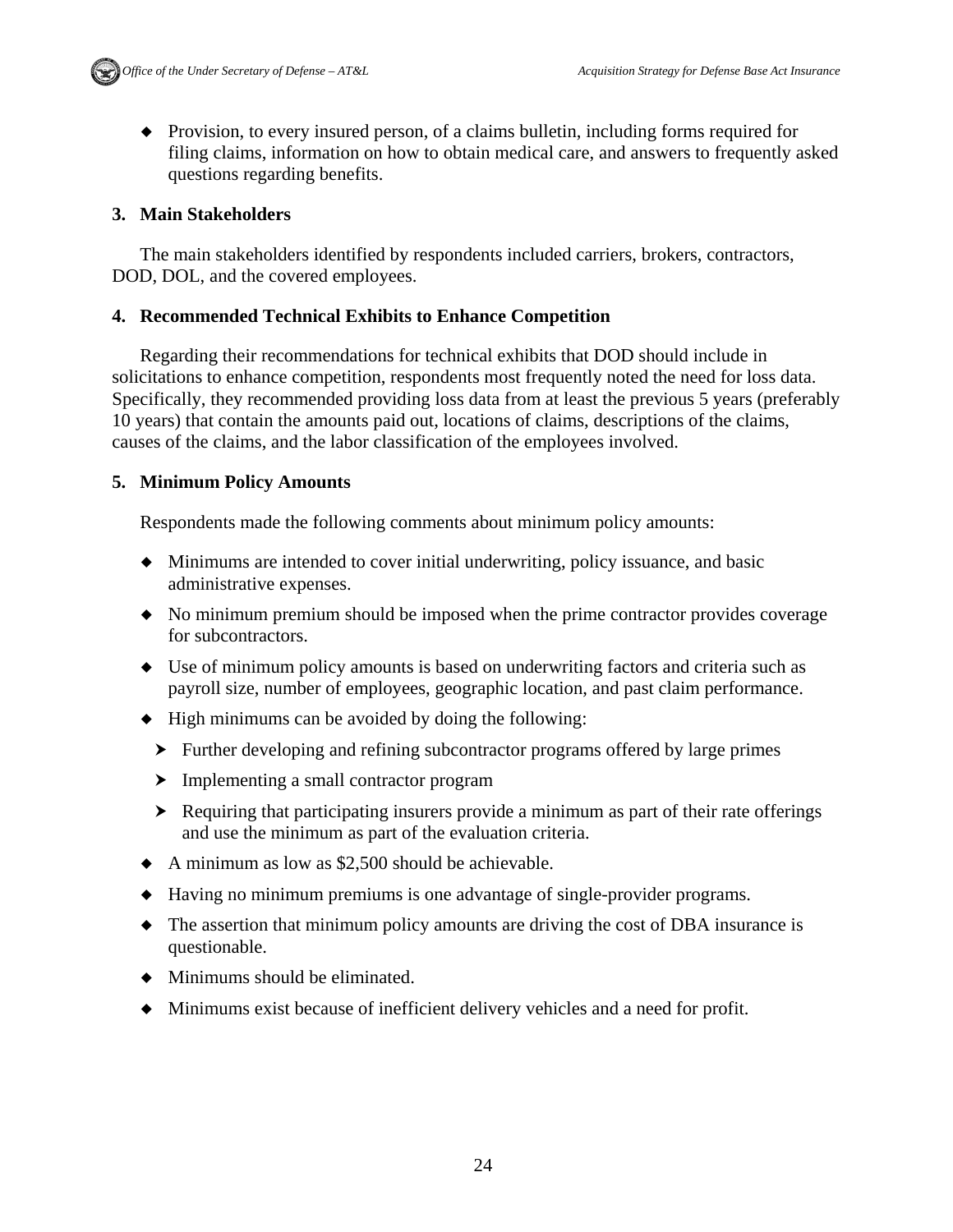- Provision, to every insured person, of a claims bulletin, including forms required for filing claims, information on how to obtain medical care, and answers to frequently asked questions regarding benefits.

### 3. Main Stakeholders

The main stakeholders identified by respondents included carriers, brokers, contractors, DOD, DOL, and the covered employees.

### 4. Recommended Technical Exhibits to Enhance Competition

Regarding their recommendations for technical exhibits that DOD should include in solicitations to enhance competition, respondents most frequently noted the need for loss data. Specifically, they recommended providing loss data from at least the previous 5 years (preferably 10 years) that contain the amounts paid out, locations of claims, descriptions of the claims, causes of the claims, and the labor classification of the employees involved.

### 5. Minimum Policy Amounts

Respondents made the following comments about minimum policy amounts:

- Minimums are intended to cover initial underwriting, policy issuance, and basic administrative expenses.
- No minimum premium should be imposed when the prime contractor provides coverage for subcontractors.
- Use of minimum policy amounts is based on underwriting factors and criteria such as payroll size, number of employees, geographic location, and past claim performance.
- High minimums can be avoided by doing the following:
  - Further developing and refining subcontractor programs offered by large primes
  - Implementing a small contractor program
  - Requiring that participating insurers provide a minimum as part of their rate offerings and use the minimum as part of the evaluation criteria.
- A minimum as low as $2,500 should be achievable.
- Having no minimum premiums is one advantage of single-provider programs.
- The assertion that minimum policy amounts are driving the cost of DBA insurance is questionable.
- Minimums should be eliminated.
- Minimums exist because of inefficient delivery vehicles and a need for profit.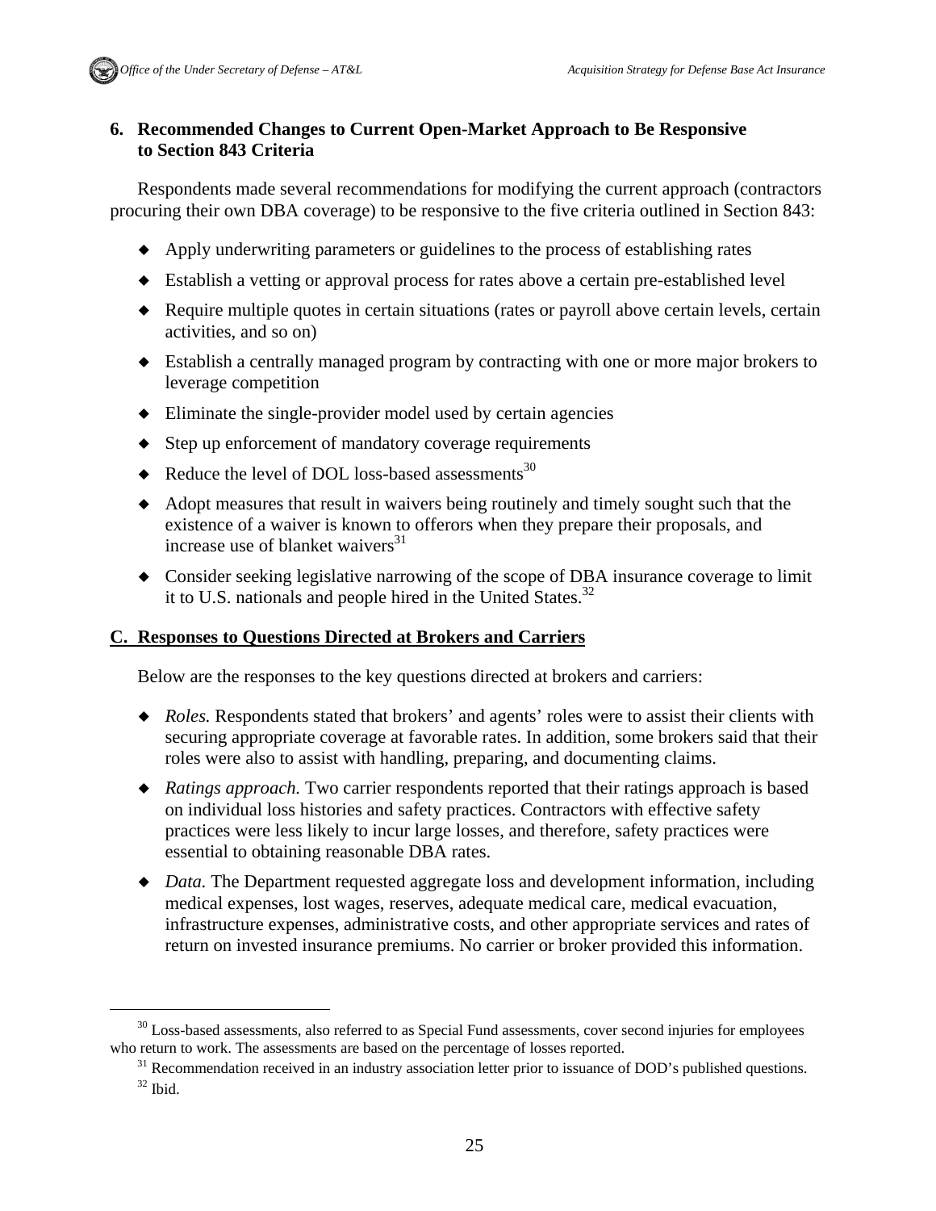### 6. Recommended Changes to Current Open-Market Approach to Be Responsive to Section 843 Criteria

Respondents made several recommendations for modifying the current approach (contractors procuring their own DBA coverage) to be responsive to the five criteria outlined in Section 843:

- Apply underwriting parameters or guidelines to the process of establishing rates
- Establish a vetting or approval process for rates above a certain pre-established level
- Require multiple quotes in certain situations (rates or payroll above certain levels, certain activities, and so on)
- Establish a centrally managed program by contracting with one or more major brokers to leverage competition
- Eliminate the single-provider model used by certain agencies
- Step up enforcement of mandatory coverage requirements
- Reduce the level of DOL loss-based assessments[30]
- Adopt measures that result in waivers being routinely and timely sought such that the existence of a waiver is known to offerors when they prepare their proposals, and increase use of blanket waivers[31]
- Consider seeking legislative narrowing of the scope of DBA insurance coverage to limit it to U.S. nationals and people hired in the United States.[32]

## C. Responses to Questions Directed at Brokers and Carriers

Below are the responses to the key questions directed at brokers and carriers:

- *Roles.* Respondents stated that brokers' and agents' roles were to assist their clients with securing appropriate coverage at favorable rates. In addition, some brokers said that their roles were also to assist with handling, preparing, and documenting claims.
- *Ratings approach.* Two carrier respondents reported that their ratings approach is based on individual loss histories and safety practices. Contractors with effective safety practices were less likely to incur large losses, and therefore, safety practices were essential to obtaining reasonable DBA rates.
- *Data.* The Department requested aggregate loss and development information, including medical expenses, lost wages, reserves, adequate medical care, medical evacuation, infrastructure expenses, administrative costs, and other appropriate services and rates of return on invested insurance premiums. No carrier or broker provided this information.

---

[30] Loss-based assessments, also referred to as Special Fund assessments, cover second injuries for employees who return to work. The assessments are based on the percentage of losses reported.

[31] Recommendation received in an industry association letter prior to issuance of DOD's published questions.

[32] Ibid.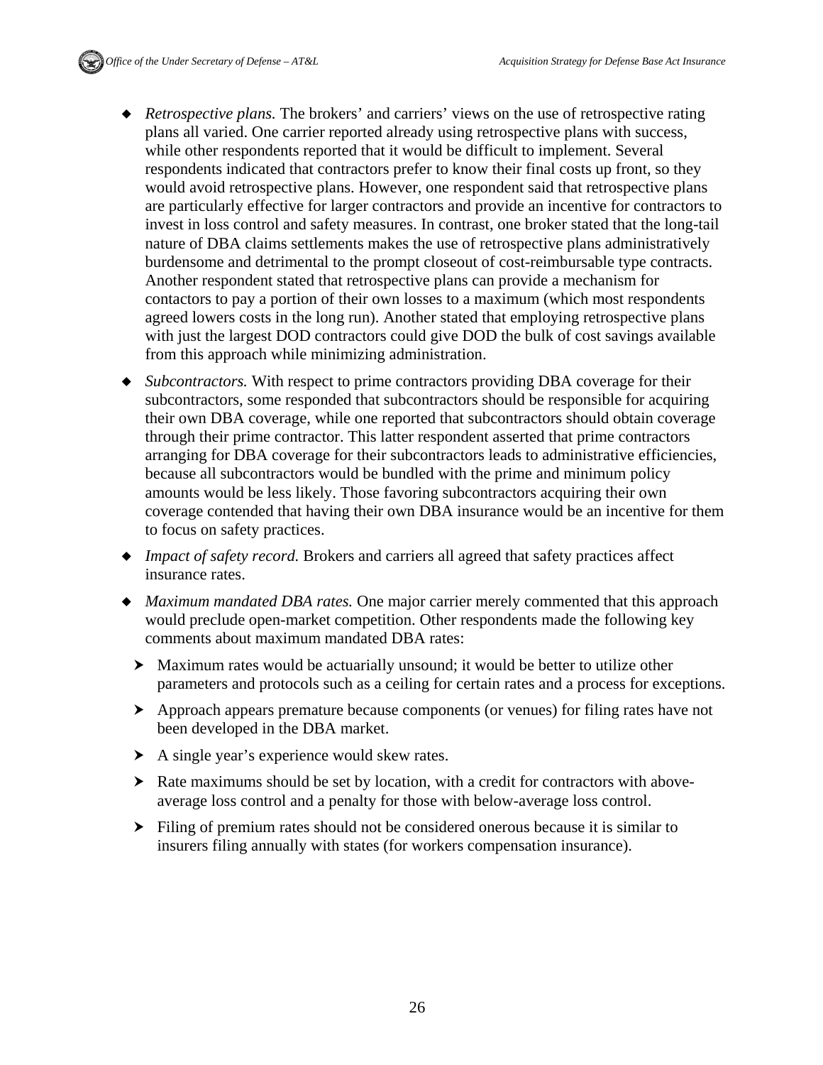- *Retrospective plans.* The brokers' and carriers' views on the use of retrospective rating plans all varied. One carrier reported already using retrospective plans with success, while other respondents reported that it would be difficult to implement. Several respondents indicated that contractors prefer to know their final costs up front, so they would avoid retrospective plans. However, one respondent said that retrospective plans are particularly effective for larger contractors and provide an incentive for contractors to invest in loss control and safety measures. In contrast, one broker stated that the long-tail nature of DBA claims settlements makes the use of retrospective plans administratively burdensome and detrimental to the prompt closeout of cost-reimbursable type contracts. Another respondent stated that retrospective plans can provide a mechanism for contactors to pay a portion of their own losses to a maximum (which most respondents agreed lowers costs in the long run). Another stated that employing retrospective plans with just the largest DOD contractors could give DOD the bulk of cost savings available from this approach while minimizing administration.
- *Subcontractors.* With respect to prime contractors providing DBA coverage for their subcontractors, some responded that subcontractors should be responsible for acquiring their own DBA coverage, while one reported that subcontractors should obtain coverage through their prime contractor. This latter respondent asserted that prime contractors arranging for DBA coverage for their subcontractors leads to administrative efficiencies, because all subcontractors would be bundled with the prime and minimum policy amounts would be less likely. Those favoring subcontractors acquiring their own coverage contended that having their own DBA insurance would be an incentive for them to focus on safety practices.
- *Impact of safety record.* Brokers and carriers all agreed that safety practices affect insurance rates.
- *Maximum mandated DBA rates.* One major carrier merely commented that this approach would preclude open-market competition. Other respondents made the following key comments about maximum mandated DBA rates:
  - Maximum rates would be actuarially unsound; it would be better to utilize other parameters and protocols such as a ceiling for certain rates and a process for exceptions.
  - Approach appears premature because components (or venues) for filing rates have not been developed in the DBA market.
  - A single year's experience would skew rates.
  - Rate maximums should be set by location, with a credit for contractors with above-average loss control and a penalty for those with below-average loss control.
  - Filing of premium rates should not be considered onerous because it is similar to insurers filing annually with states (for workers compensation insurance).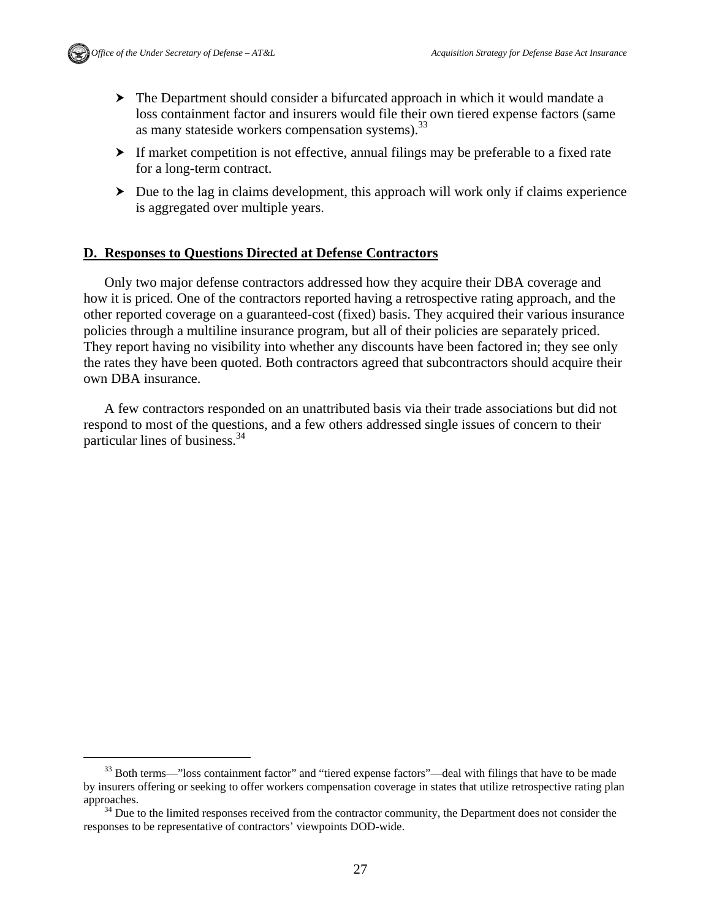- The Department should consider a bifurcated approach in which it would mandate a loss containment factor and insurers would file their own tiered expense factors (same as many stateside workers compensation systems).[33]
- If market competition is not effective, annual filings may be preferable to a fixed rate for a long-term contract.
- Due to the lag in claims development, this approach will work only if claims experience is aggregated over multiple years.

## D. Responses to Questions Directed at Defense Contractors

Only two major defense contractors addressed how they acquire their DBA coverage and how it is priced. One of the contractors reported having a retrospective rating approach, and the other reported coverage on a guaranteed-cost (fixed) basis. They acquired their various insurance policies through a multiline insurance program, but all of their policies are separately priced. They report having no visibility into whether any discounts have been factored in; they see only the rates they have been quoted. Both contractors agreed that subcontractors should acquire their own DBA insurance.

A few contractors responded on an unattributed basis via their trade associations but did not respond to most of the questions, and a few others addressed single issues of concern to their particular lines of business.[34]

---

[33] Both terms—"loss containment factor" and "tiered expense factors"—deal with filings that have to be made by insurers offering or seeking to offer workers compensation coverage in states that utilize retrospective rating plan approaches.

[34] Due to the limited responses received from the contractor community, the Department does not consider the responses to be representative of contractors' viewpoints DOD-wide.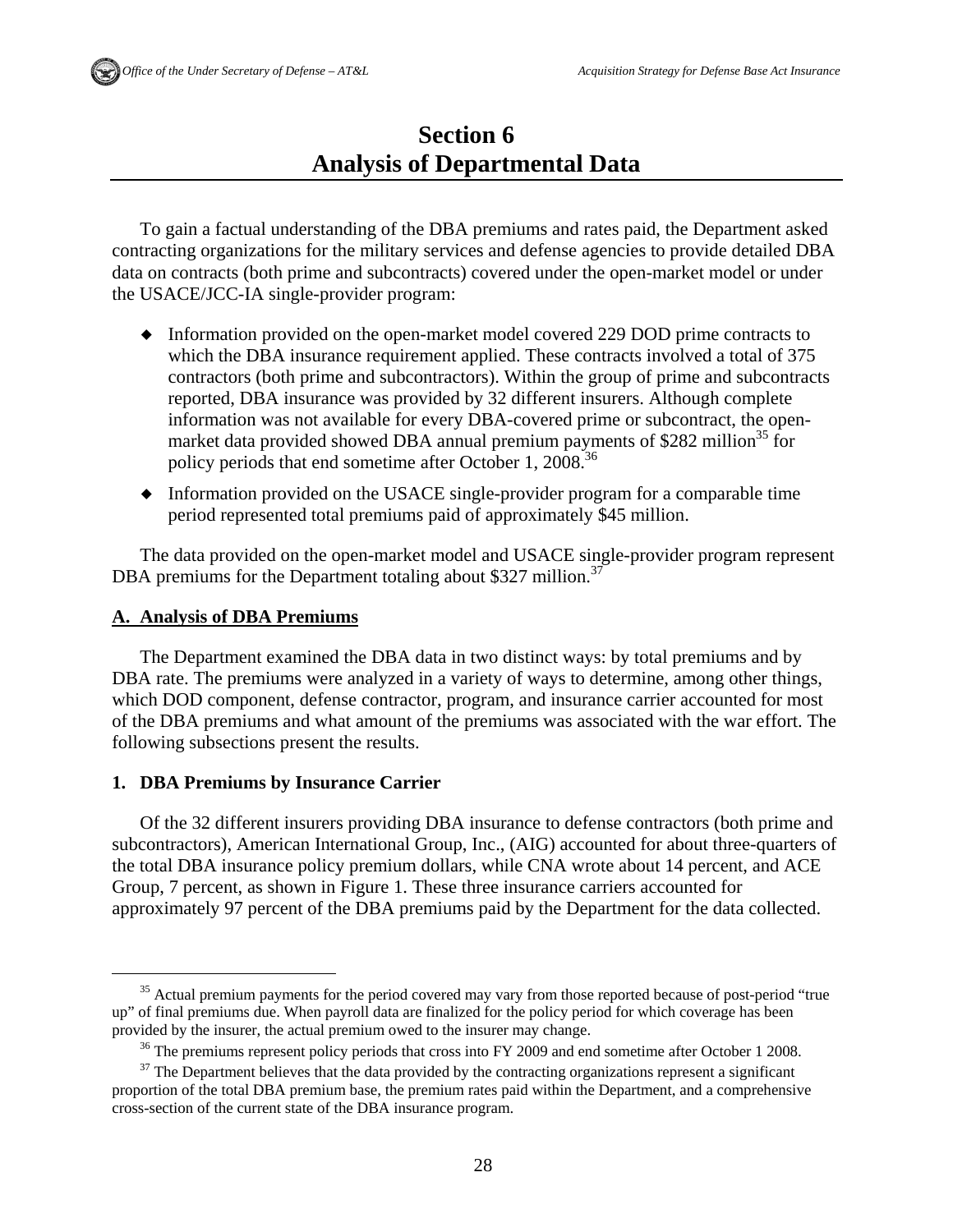# Section 6
# Analysis of Departmental Data

To gain a factual understanding of the DBA premiums and rates paid, the Department asked contracting organizations for the military services and defense agencies to provide detailed DBA data on contracts (both prime and subcontracts) covered under the open-market model or under the USACE/JCC-IA single-provider program:

- Information provided on the open-market model covered 229 DOD prime contracts to which the DBA insurance requirement applied. These contracts involved a total of 375 contractors (both prime and subcontractors). Within the group of prime and subcontracts reported, DBA insurance was provided by 32 different insurers. Although complete information was not available for every DBA-covered prime or subcontract, the open-market data provided showed DBA annual premium payments of $282 million[35] for policy periods that end sometime after October 1, 2008.[36]
- Information provided on the USACE single-provider program for a comparable time period represented total premiums paid of approximately $45 million.

The data provided on the open-market model and USACE single-provider program represent DBA premiums for the Department totaling about $327 million.[37]

## A. Analysis of DBA Premiums

The Department examined the DBA data in two distinct ways: by total premiums and by DBA rate. The premiums were analyzed in a variety of ways to determine, among other things, which DOD component, defense contractor, program, and insurance carrier accounted for most of the DBA premiums and what amount of the premiums was associated with the war effort. The following subsections present the results.

### 1. DBA Premiums by Insurance Carrier

Of the 32 different insurers providing DBA insurance to defense contractors (both prime and subcontractors), American International Group, Inc., (AIG) accounted for about three-quarters of the total DBA insurance policy premium dollars, while CNA wrote about 14 percent, and ACE Group, 7 percent, as shown in Figure 1. These three insurance carriers accounted for approximately 97 percent of the DBA premiums paid by the Department for the data collected.

---

[35] Actual premium payments for the period covered may vary from those reported because of post-period "true up" of final premiums due. When payroll data are finalized for the policy period for which coverage has been provided by the insurer, the actual premium owed to the insurer may change.

[36] The premiums represent policy periods that cross into FY 2009 and end sometime after October 1 2008.

[37] The Department believes that the data provided by the contracting organizations represent a significant proportion of the total DBA premium base, the premium rates paid within the Department, and a comprehensive cross-section of the current state of the DBA insurance program.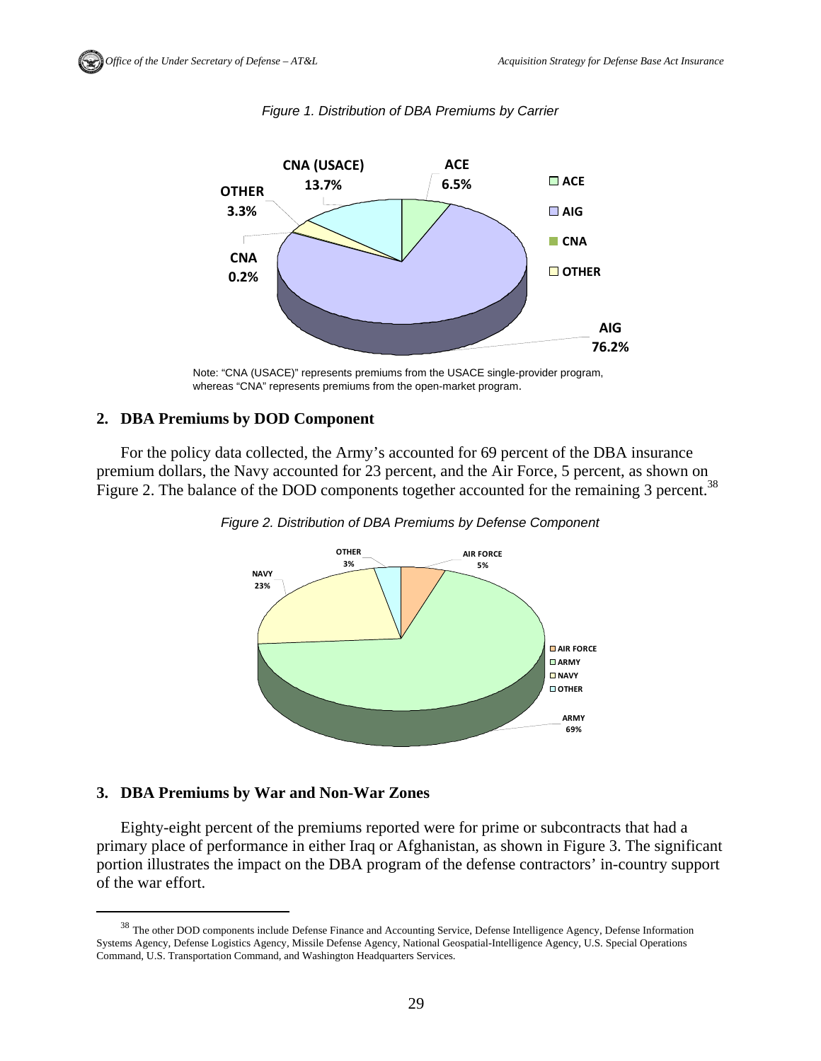*Figure 1. Distribution of DBA Premiums by Carrier*

Note: "CNA (USACE)" represents premiums from the USACE single-provider program, whereas "CNA" represents premiums from the open-market program.

## 2. DBA Premiums by DOD Component

For the policy data collected, the Army's accounted for 69 percent of the DBA insurance premium dollars, the Navy accounted for 23 percent, and the Air Force, 5 percent, as shown on Figure 2. The balance of the DOD components together accounted for the remaining 3 percent.[38]

*Figure 2. Distribution of DBA Premiums by Defense Component*

## 3. DBA Premiums by War and Non-War Zones

Eighty-eight percent of the premiums reported were for prime or subcontracts that had a primary place of performance in either Iraq or Afghanistan, as shown in Figure 3. The significant portion illustrates the impact on the DBA program of the defense contractors' in-country support of the war effort.

---

[38] The other DOD components include Defense Finance and Accounting Service, Defense Intelligence Agency, Defense Information Systems Agency, Defense Logistics Agency, Missile Defense Agency, National Geospatial-Intelligence Agency, U.S. Special Operations Command, U.S. Transportation Command, and Washington Headquarters Services.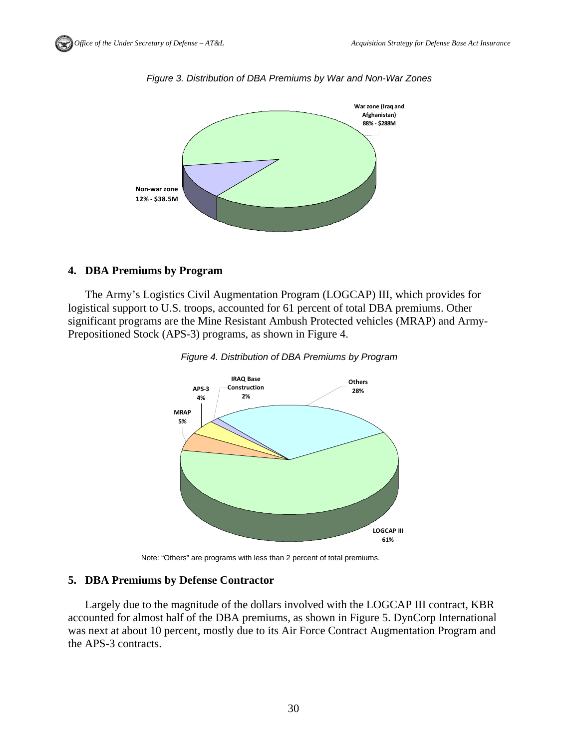*Figure 3. Distribution of DBA Premiums by War and Non-War Zones*

War zone (Iraq and Afghanistan) 88% - $288M

Non-war zone 12% - $38.5M

## 4. DBA Premiums by Program

The Army's Logistics Civil Augmentation Program (LOGCAP) III, which provides for logistical support to U.S. troops, accounted for 61 percent of total DBA premiums. Other significant programs are the Mine Resistant Ambush Protected vehicles (MRAP) and Army-Prepositioned Stock (APS-3) programs, as shown in Figure 4.

*Figure 4. Distribution of DBA Premiums by Program*

IRAQ Base Construction 2%

APS-3 4%

MRAP 5%

Others 28%

LOGCAP III 61%

Note: "Others" are programs with less than 2 percent of total premiums.

## 5. DBA Premiums by Defense Contractor

Largely due to the magnitude of the dollars involved with the LOGCAP III contract, KBR accounted for almost half of the DBA premiums, as shown in Figure 5. DynCorp International was next at about 10 percent, mostly due to its Air Force Contract Augmentation Program and the APS-3 contracts.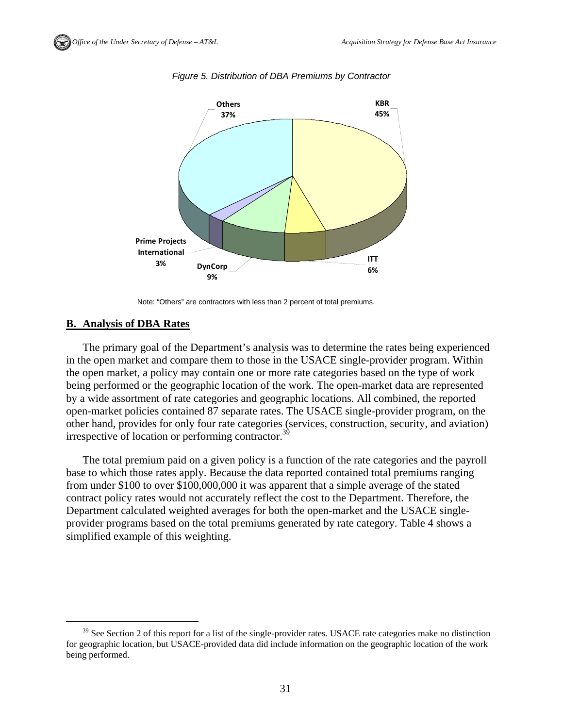*Figure 5. Distribution of DBA Premiums by Contractor*

Note: "Others" are contractors with less than 2 percent of total premiums.

## B. Analysis of DBA Rates

The primary goal of the Department's analysis was to determine the rates being experienced in the open market and compare them to those in the USACE single-provider program. Within the open market, a policy may contain one or more rate categories based on the type of work being performed or the geographic location of the work. The open-market data are represented by a wide assortment of rate categories and geographic locations. All combined, the reported open-market policies contained 87 separate rates. The USACE single-provider program, on the other hand, provides for only four rate categories (services, construction, security, and aviation) irrespective of location or performing contractor.[39]

The total premium paid on a given policy is a function of the rate categories and the payroll base to which those rates apply. Because the data reported contained total premiums ranging from under $100 to over $100,000,000 it was apparent that a simple average of the stated contract policy rates would not accurately reflect the cost to the Department. Therefore, the Department calculated weighted averages for both the open-market and the USACE single-provider programs based on the total premiums generated by rate category. Table 4 shows a simplified example of this weighting.

[39] See Section 2 of this report for a list of the single-provider rates. USACE rate categories make no distinction for geographic location, but USACE-provided data did include information on the geographic location of the work being performed.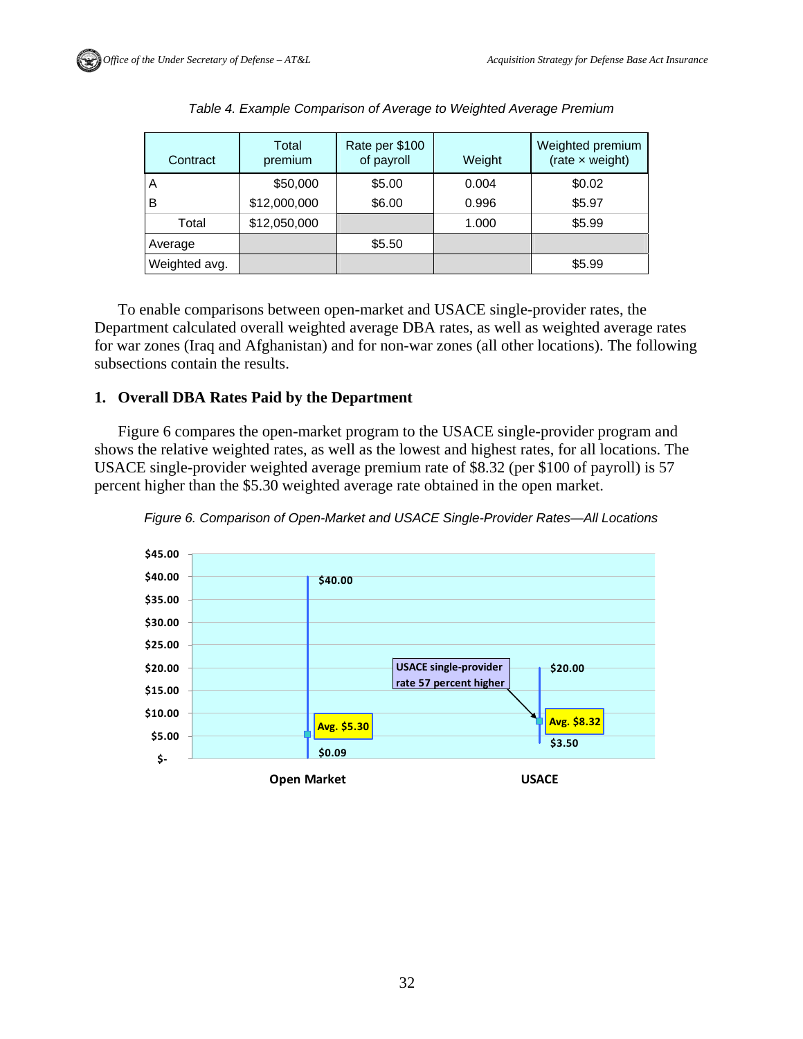*Table 4. Example Comparison of Average to Weighted Average Premium*

| Contract | Total premium | Rate per $100 of payroll | Weight | Weighted premium (rate × weight) |
|---|---|---|---|---|
| A | $50,000 | $5.00 | 0.004 | $0.02 |
| B | $12,000,000 | $6.00 | 0.996 | $5.97 |
| Total | $12,050,000 | | 1.000 | $5.99 |
| Average | | $5.50 | | |
| Weighted avg. | | | | $5.99 |

To enable comparisons between open-market and USACE single-provider rates, the Department calculated overall weighted average DBA rates, as well as weighted average rates for war zones (Iraq and Afghanistan) and for non-war zones (all other locations). The following subsections contain the results.

## 1. Overall DBA Rates Paid by the Department

Figure 6 compares the open-market program to the USACE single-provider program and shows the relative weighted rates, as well as the lowest and highest rates, for all locations. The USACE single-provider weighted average premium rate of $8.32 (per $100 of payroll) is 57 percent higher than the $5.30 weighted average rate obtained in the open market.

*Figure 6. Comparison of Open-Market and USACE Single-Provider Rates—All Locations*

| | Open Market | USACE |
|---|---|---|
| Highest rate | $40.00 | $20.00 |
| Weighted average | $5.30 | $8.32 |
| Lowest rate | $0.09 | $3.50 |

USACE single-provider rate 57 percent higher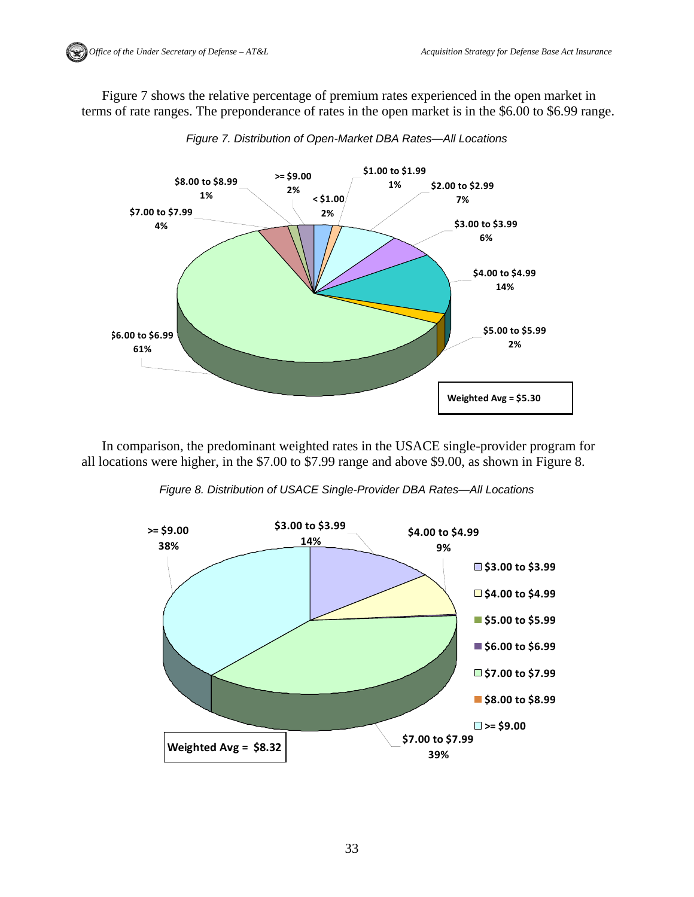Figure 7 shows the relative percentage of premium rates experienced in the open market in terms of rate ranges. The preponderance of rates in the open market is in the $6.00 to $6.99 range.

*Figure 7. Distribution of Open-Market DBA Rates—All Locations*

| Rate Range | Percentage |
|---|---|
| < $1.00 | 2% |
| $1.00 to $1.99 | 1% |
| $2.00 to $2.99 | 7% |
| $3.00 to $3.99 | 6% |
| $4.00 to $4.99 | 14% |
| $5.00 to $5.99 | 2% |
| $6.00 to $6.99 | 61% |
| $7.00 to $7.99 | 4% |
| $8.00 to $8.99 | 1% |
| >= $9.00 | 2% |

Weighted Avg = $5.30

In comparison, the predominant weighted rates in the USACE single-provider program for all locations were higher, in the $7.00 to $7.99 range and above $9.00, as shown in Figure 8.

*Figure 8. Distribution of USACE Single-Provider DBA Rates—All Locations*

| Rate Range | Percentage |
|---|---|
| $3.00 to $3.99 | 14% |
| $4.00 to $4.99 | 9% |
| $5.00 to $5.99 | |
| $6.00 to $6.99 | |
| $7.00 to $7.99 | 39% |
| $8.00 to $8.99 | |
| >= $9.00 | 38% |

Weighted Avg = $8.32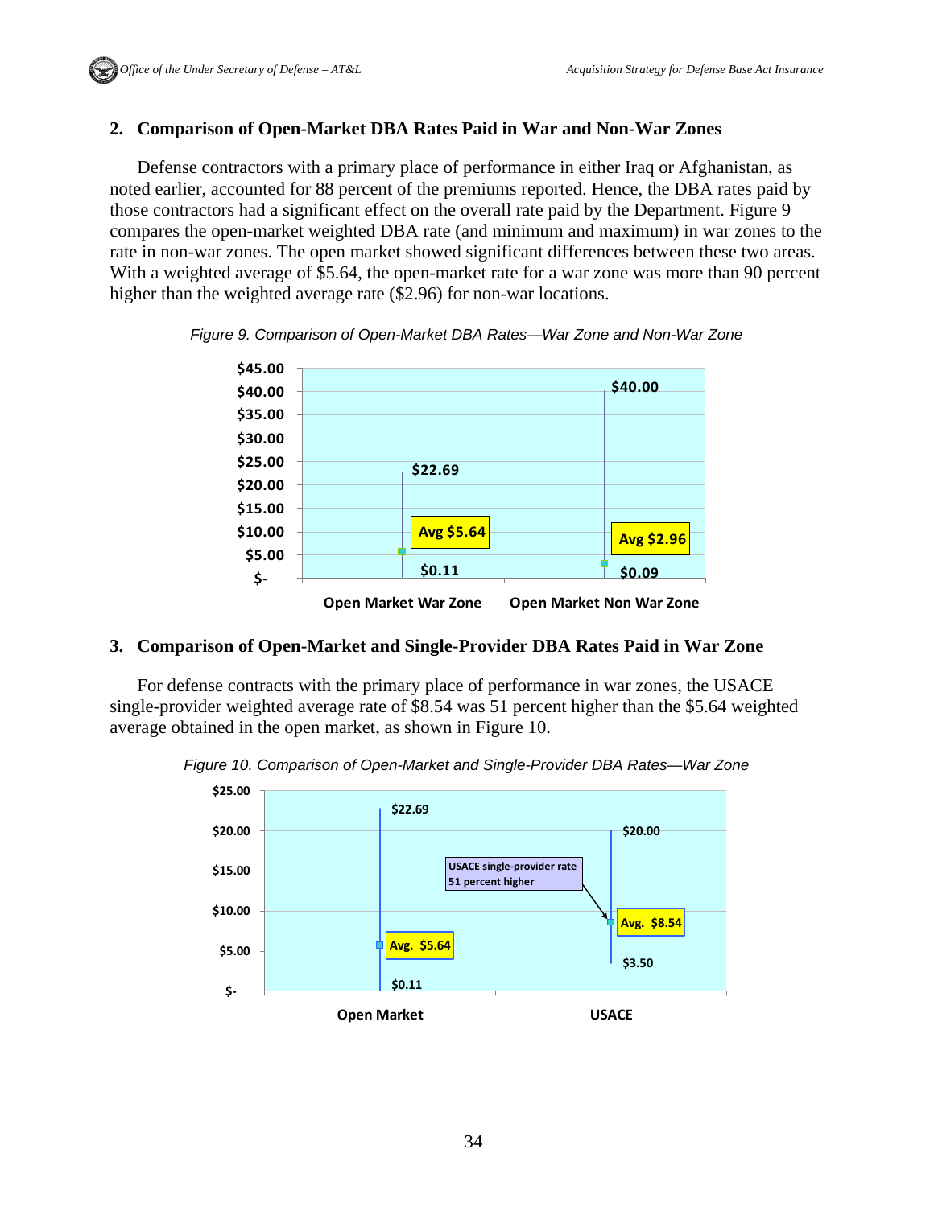## 2. Comparison of Open-Market DBA Rates Paid in War and Non-War Zones

Defense contractors with a primary place of performance in either Iraq or Afghanistan, as noted earlier, accounted for 88 percent of the premiums reported. Hence, the DBA rates paid by those contractors had a significant effect on the overall rate paid by the Department. Figure 9 compares the open-market weighted DBA rate (and minimum and maximum) in war zones to the rate in non-war zones. The open market showed significant differences between these two areas. With a weighted average of $5.64, the open-market rate for a war zone was more than 90 percent higher than the weighted average rate ($2.96) for non-war locations.

*Figure 9. Comparison of Open-Market DBA Rates—War Zone and Non-War Zone*

| | Open Market War Zone | Open Market Non War Zone |
|---|---|---|
| Maximum | $22.69 | $40.00 |
| Average | $5.64 | $2.96 |
| Minimum | $0.11 | $0.09 |

## 3. Comparison of Open-Market and Single-Provider DBA Rates Paid in War Zone

For defense contracts with the primary place of performance in war zones, the USACE single-provider weighted average rate of $8.54 was 51 percent higher than the $5.64 weighted average obtained in the open market, as shown in Figure 10.

*Figure 10. Comparison of Open-Market and Single-Provider DBA Rates—War Zone*

| | Open Market | USACE |
|---|---|---|
| Maximum | $22.69 | $20.00 |
| Average | $5.64 | $8.54 |
| Minimum | $0.11 | $3.50 |

USACE single-provider rate 51 percent higher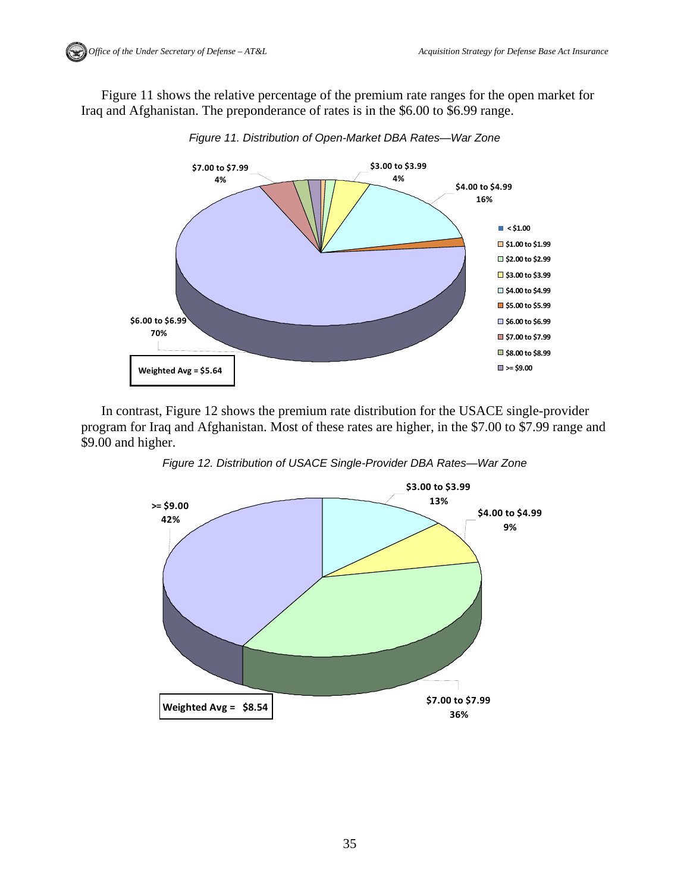Figure 11 shows the relative percentage of the premium rate ranges for the open market for Iraq and Afghanistan. The preponderance of rates is in the $6.00 to $6.99 range.

*Figure 11. Distribution of Open-Market DBA Rates—War Zone*

In contrast, Figure 12 shows the premium rate distribution for the USACE single-provider program for Iraq and Afghanistan. Most of these rates are higher, in the $7.00 to $7.99 range and $9.00 and higher.

*Figure 12. Distribution of USACE Single-Provider DBA Rates—War Zone*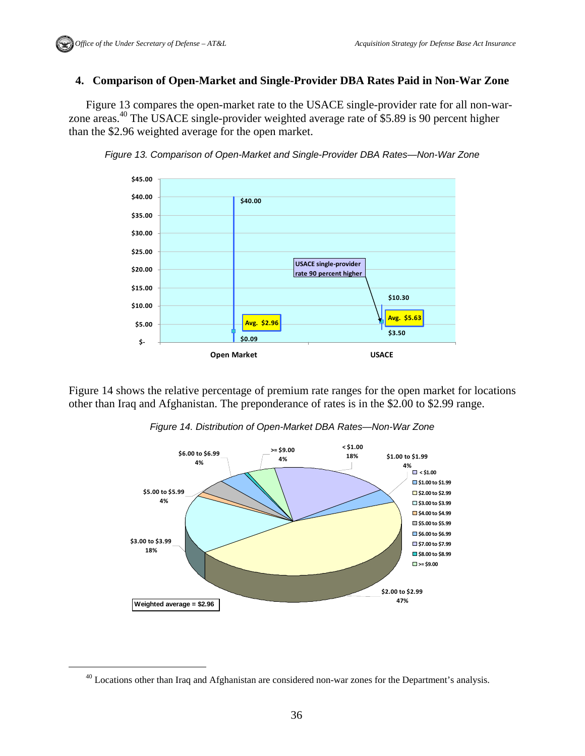## 4. Comparison of Open-Market and Single-Provider DBA Rates Paid in Non-War Zone

Figure 13 compares the open-market rate to the USACE single-provider rate for all non-war-zone areas.[40] The USACE single-provider weighted average rate of $5.89 is 90 percent higher than the $2.96 weighted average for the open market.

*Figure 13. Comparison of Open-Market and Single-Provider DBA Rates—Non-War Zone*

Figure 14 shows the relative percentage of premium rate ranges for the open market for locations other than Iraq and Afghanistan. The preponderance of rates is in the $2.00 to $2.99 range.

*Figure 14. Distribution of Open-Market DBA Rates—Non-War Zone*

[40] Locations other than Iraq and Afghanistan are considered non-war zones for the Department's analysis.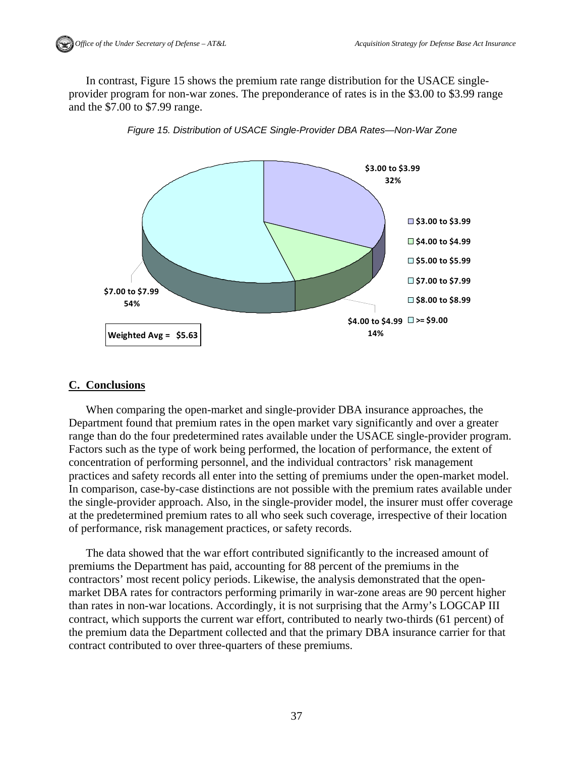In contrast, Figure 15 shows the premium rate range distribution for the USACE single-provider program for non-war zones. The preponderance of rates is in the $3.00 to $3.99 range and the $7.00 to $7.99 range.

*Figure 15. Distribution of USACE Single-Provider DBA Rates—Non-War Zone*

## C. Conclusions

When comparing the open-market and single-provider DBA insurance approaches, the Department found that premium rates in the open market vary significantly and over a greater range than do the four predetermined rates available under the USACE single-provider program. Factors such as the type of work being performed, the location of performance, the extent of concentration of performing personnel, and the individual contractors' risk management practices and safety records all enter into the setting of premiums under the open-market model. In comparison, case-by-case distinctions are not possible with the premium rates available under the single-provider approach. Also, in the single-provider model, the insurer must offer coverage at the predetermined premium rates to all who seek such coverage, irrespective of their location of performance, risk management practices, or safety records.

The data showed that the war effort contributed significantly to the increased amount of premiums the Department has paid, accounting for 88 percent of the premiums in the contractors' most recent policy periods. Likewise, the analysis demonstrated that the open-market DBA rates for contractors performing primarily in war-zone areas are 90 percent higher than rates in non-war locations. Accordingly, it is not surprising that the Army's LOGCAP III contract, which supports the current war effort, contributed to nearly two-thirds (61 percent) of the premium data the Department collected and that the primary DBA insurance carrier for that contract contributed to over three-quarters of these premiums.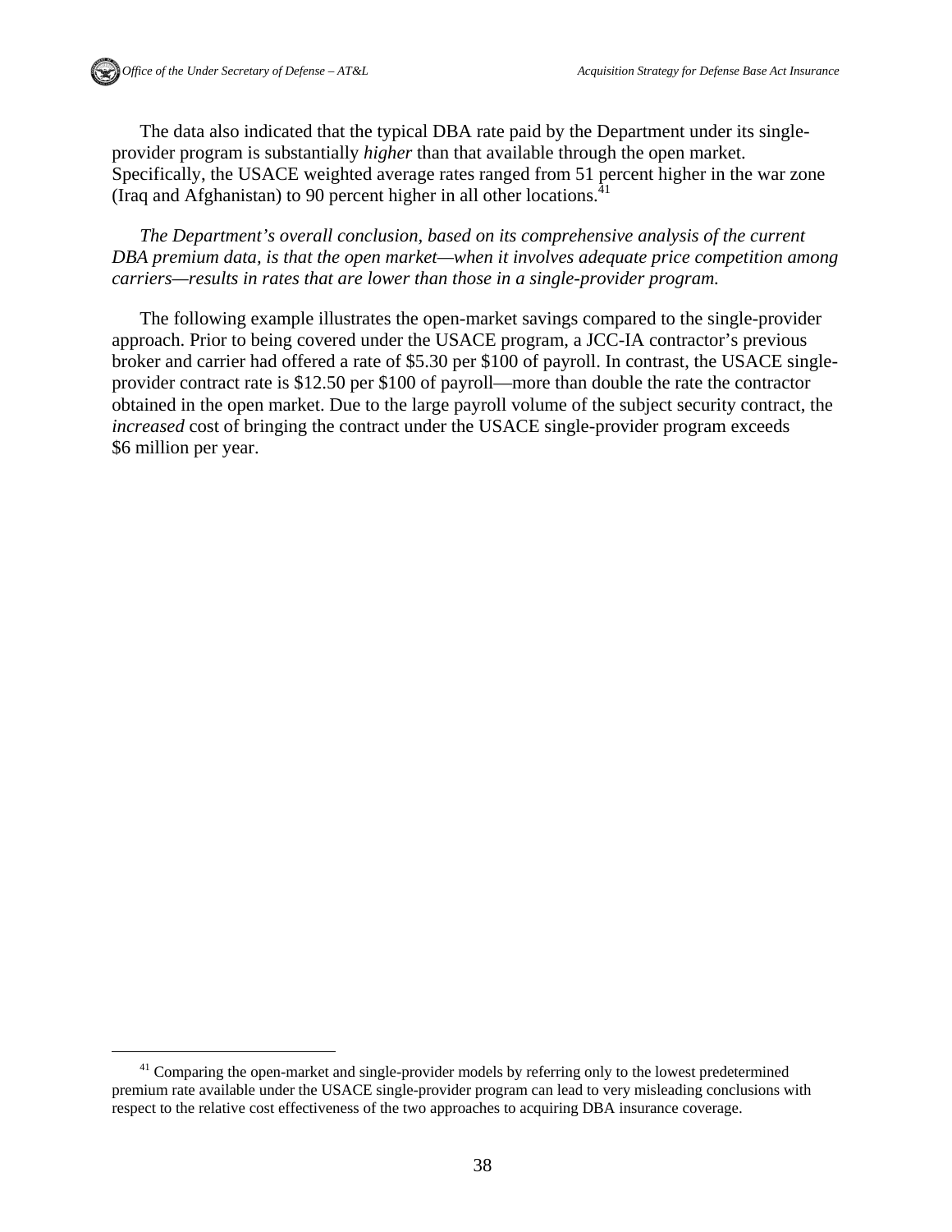The data also indicated that the typical DBA rate paid by the Department under its single-provider program is substantially *higher* than that available through the open market. Specifically, the USACE weighted average rates ranged from 51 percent higher in the war zone (Iraq and Afghanistan) to 90 percent higher in all other locations.[41]

*The Department's overall conclusion, based on its comprehensive analysis of the current DBA premium data, is that the open market—when it involves adequate price competition among carriers—results in rates that are lower than those in a single-provider program.*

The following example illustrates the open-market savings compared to the single-provider approach. Prior to being covered under the USACE program, a JCC-IA contractor's previous broker and carrier had offered a rate of $5.30 per $100 of payroll. In contrast, the USACE single-provider contract rate is $12.50 per $100 of payroll—more than double the rate the contractor obtained in the open market. Due to the large payroll volume of the subject security contract, the *increased* cost of bringing the contract under the USACE single-provider program exceeds $6 million per year.

---

[41] Comparing the open-market and single-provider models by referring only to the lowest predetermined premium rate available under the USACE single-provider program can lead to very misleading conclusions with respect to the relative cost effectiveness of the two approaches to acquiring DBA insurance coverage.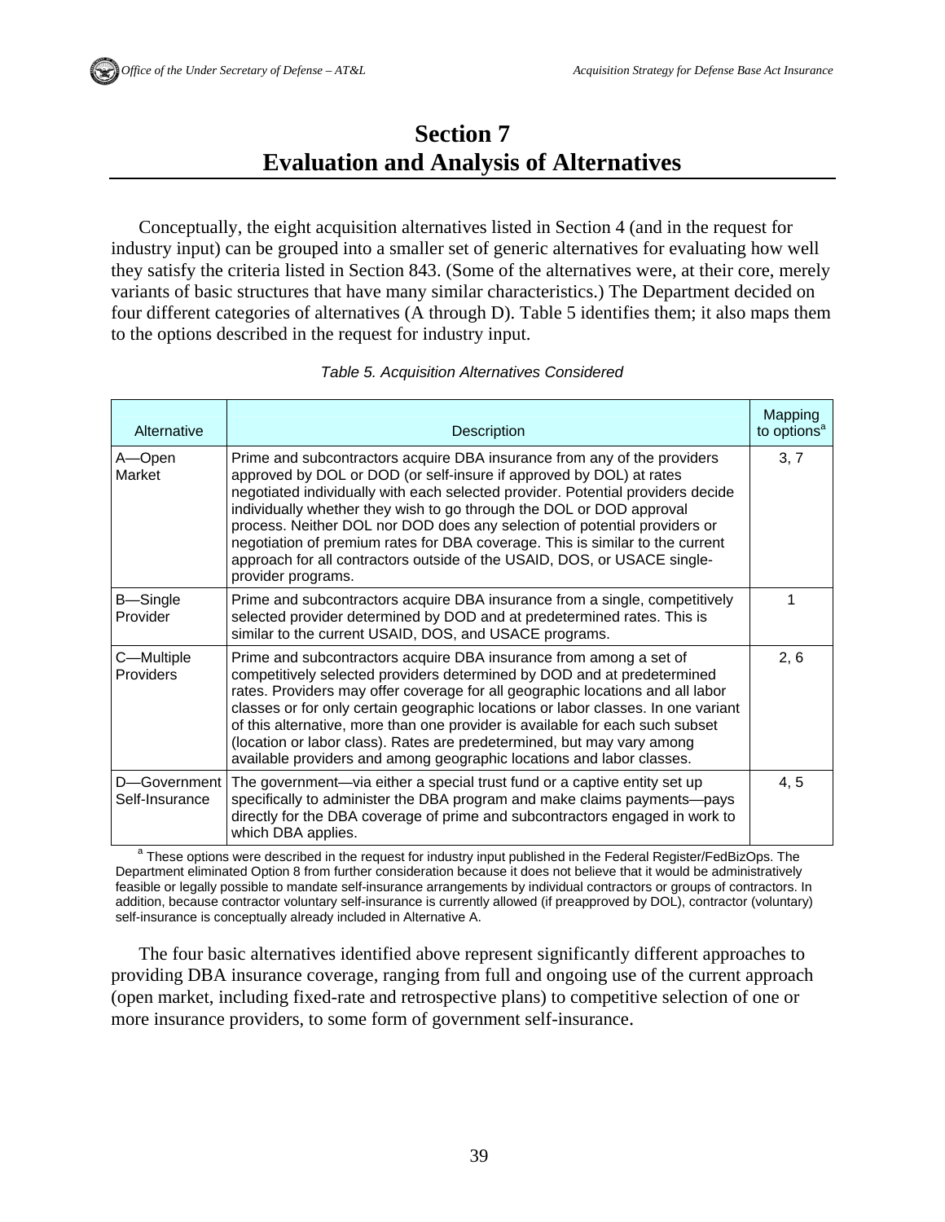# Section 7
# Evaluation and Analysis of Alternatives

Conceptually, the eight acquisition alternatives listed in Section 4 (and in the request for industry input) can be grouped into a smaller set of generic alternatives for evaluating how well they satisfy the criteria listed in Section 843. (Some of the alternatives were, at their core, merely variants of basic structures that have many similar characteristics.) The Department decided on four different categories of alternatives (A through D). Table 5 identifies them; it also maps them to the options described in the request for industry input.

*Table 5. Acquisition Alternatives Considered*

| Alternative | Description | Mapping to options[a] |
|---|---|---|
| A—Open Market | Prime and subcontractors acquire DBA insurance from any of the providers approved by DOL or DOD (or self-insure if approved by DOL) at rates negotiated individually with each selected provider. Potential providers decide individually whether they wish to go through the DOL or DOD approval process. Neither DOL nor DOD does any selection of potential providers or negotiation of premium rates for DBA coverage. This is similar to the current approach for all contractors outside of the USAID, DOS, or USACE single-provider programs. | 3, 7 |
| B—Single Provider | Prime and subcontractors acquire DBA insurance from a single, competitively selected provider determined by DOD and at predetermined rates. This is similar to the current USAID, DOS, and USACE programs. | 1 |
| C—Multiple Providers | Prime and subcontractors acquire DBA insurance from among a set of competitively selected providers determined by DOD and at predetermined rates. Providers may offer coverage for all geographic locations and all labor classes or for only certain geographic locations or labor classes. In one variant of this alternative, more than one provider is available for each such subset (location or labor class). Rates are predetermined, but may vary among available providers and among geographic locations and labor classes. | 2, 6 |
| D—Government Self-Insurance | The government—via either a special trust fund or a captive entity set up specifically to administer the DBA program and make claims payments—pays directly for the DBA coverage of prime and subcontractors engaged in work to which DBA applies. | 4, 5 |

[a] These options were described in the request for industry input published in the Federal Register/FedBizOps. The Department eliminated Option 8 from further consideration because it does not believe that it would be administratively feasible or legally possible to mandate self-insurance arrangements by individual contractors or groups of contractors. In addition, because contractor voluntary self-insurance is currently allowed (if preapproved by DOL), contractor (voluntary) self-insurance is conceptually already included in Alternative A.

The four basic alternatives identified above represent significantly different approaches to providing DBA insurance coverage, ranging from full and ongoing use of the current approach (open market, including fixed-rate and retrospective plans) to competitive selection of one or more insurance providers, to some form of government self-insurance.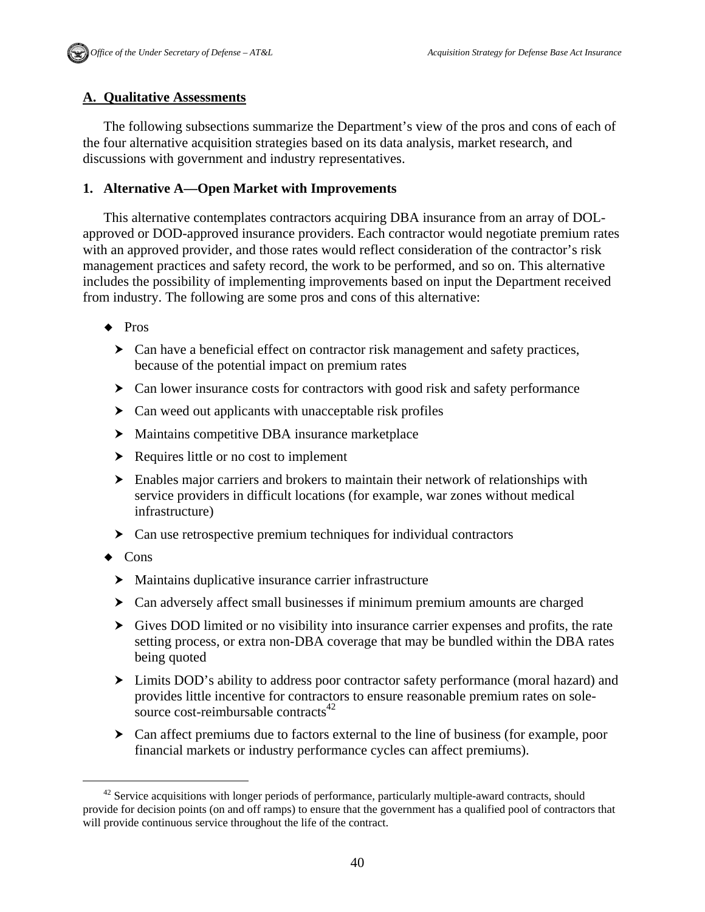## A. Qualitative Assessments

The following subsections summarize the Department's view of the pros and cons of each of the four alternative acquisition strategies based on its data analysis, market research, and discussions with government and industry representatives.

### 1. Alternative A—Open Market with Improvements

This alternative contemplates contractors acquiring DBA insurance from an array of DOL-approved or DOD-approved insurance providers. Each contractor would negotiate premium rates with an approved provider, and those rates would reflect consideration of the contractor's risk management practices and safety record, the work to be performed, and so on. This alternative includes the possibility of implementing improvements based on input the Department received from industry. The following are some pros and cons of this alternative:

- Pros
  - Can have a beneficial effect on contractor risk management and safety practices, because of the potential impact on premium rates
  - Can lower insurance costs for contractors with good risk and safety performance
  - Can weed out applicants with unacceptable risk profiles
  - Maintains competitive DBA insurance marketplace
  - Requires little or no cost to implement
  - Enables major carriers and brokers to maintain their network of relationships with service providers in difficult locations (for example, war zones without medical infrastructure)
  - Can use retrospective premium techniques for individual contractors
- Cons
  - Maintains duplicative insurance carrier infrastructure
  - Can adversely affect small businesses if minimum premium amounts are charged
  - Gives DOD limited or no visibility into insurance carrier expenses and profits, the rate setting process, or extra non-DBA coverage that may be bundled within the DBA rates being quoted
  - Limits DOD's ability to address poor contractor safety performance (moral hazard) and provides little incentive for contractors to ensure reasonable premium rates on sole-source cost-reimbursable contracts[42]
  - Can affect premiums due to factors external to the line of business (for example, poor financial markets or industry performance cycles can affect premiums).

[42] Service acquisitions with longer periods of performance, particularly multiple-award contracts, should provide for decision points (on and off ramps) to ensure that the government has a qualified pool of contractors that will provide continuous service throughout the life of the contract.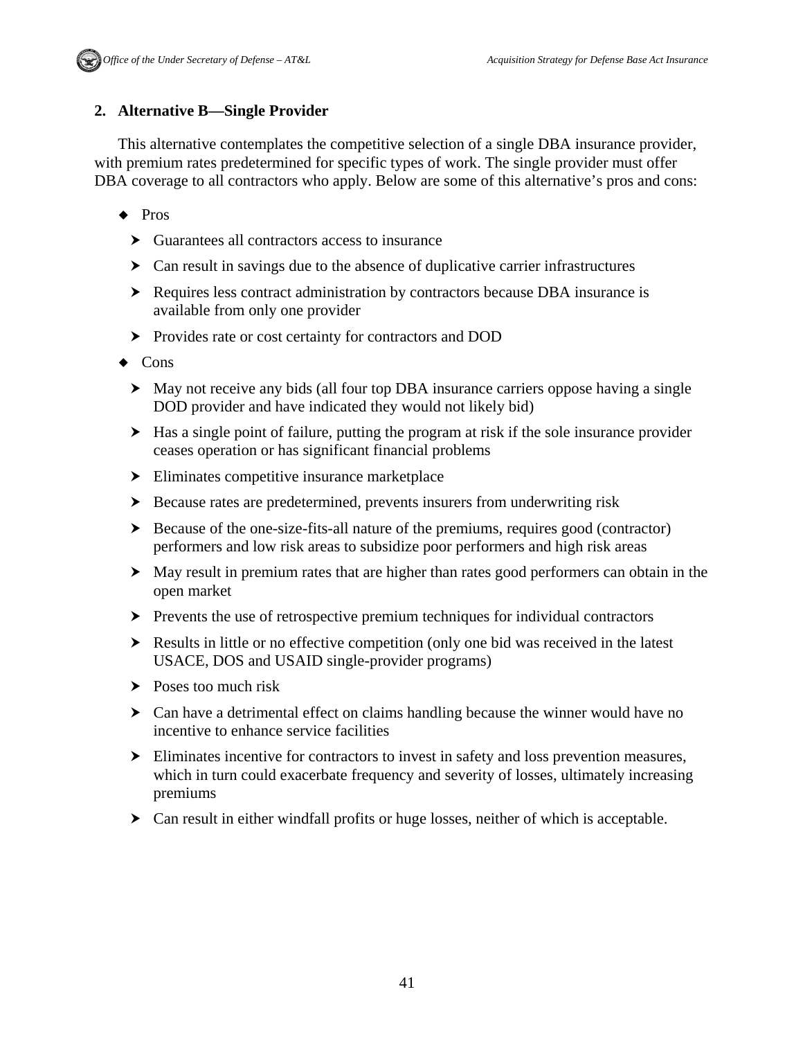### 2. Alternative B—Single Provider

This alternative contemplates the competitive selection of a single DBA insurance provider, with premium rates predetermined for specific types of work. The single provider must offer DBA coverage to all contractors who apply. Below are some of this alternative's pros and cons:

- Pros
  - Guarantees all contractors access to insurance
  - Can result in savings due to the absence of duplicative carrier infrastructures
  - Requires less contract administration by contractors because DBA insurance is available from only one provider
  - Provides rate or cost certainty for contractors and DOD
- Cons
  - May not receive any bids (all four top DBA insurance carriers oppose having a single DOD provider and have indicated they would not likely bid)
  - Has a single point of failure, putting the program at risk if the sole insurance provider ceases operation or has significant financial problems
  - Eliminates competitive insurance marketplace
  - Because rates are predetermined, prevents insurers from underwriting risk
  - Because of the one-size-fits-all nature of the premiums, requires good (contractor) performers and low risk areas to subsidize poor performers and high risk areas
  - May result in premium rates that are higher than rates good performers can obtain in the open market
  - Prevents the use of retrospective premium techniques for individual contractors
  - Results in little or no effective competition (only one bid was received in the latest USACE, DOS and USAID single-provider programs)
  - Poses too much risk
  - Can have a detrimental effect on claims handling because the winner would have no incentive to enhance service facilities
  - Eliminates incentive for contractors to invest in safety and loss prevention measures, which in turn could exacerbate frequency and severity of losses, ultimately increasing premiums
  - Can result in either windfall profits or huge losses, neither of which is acceptable.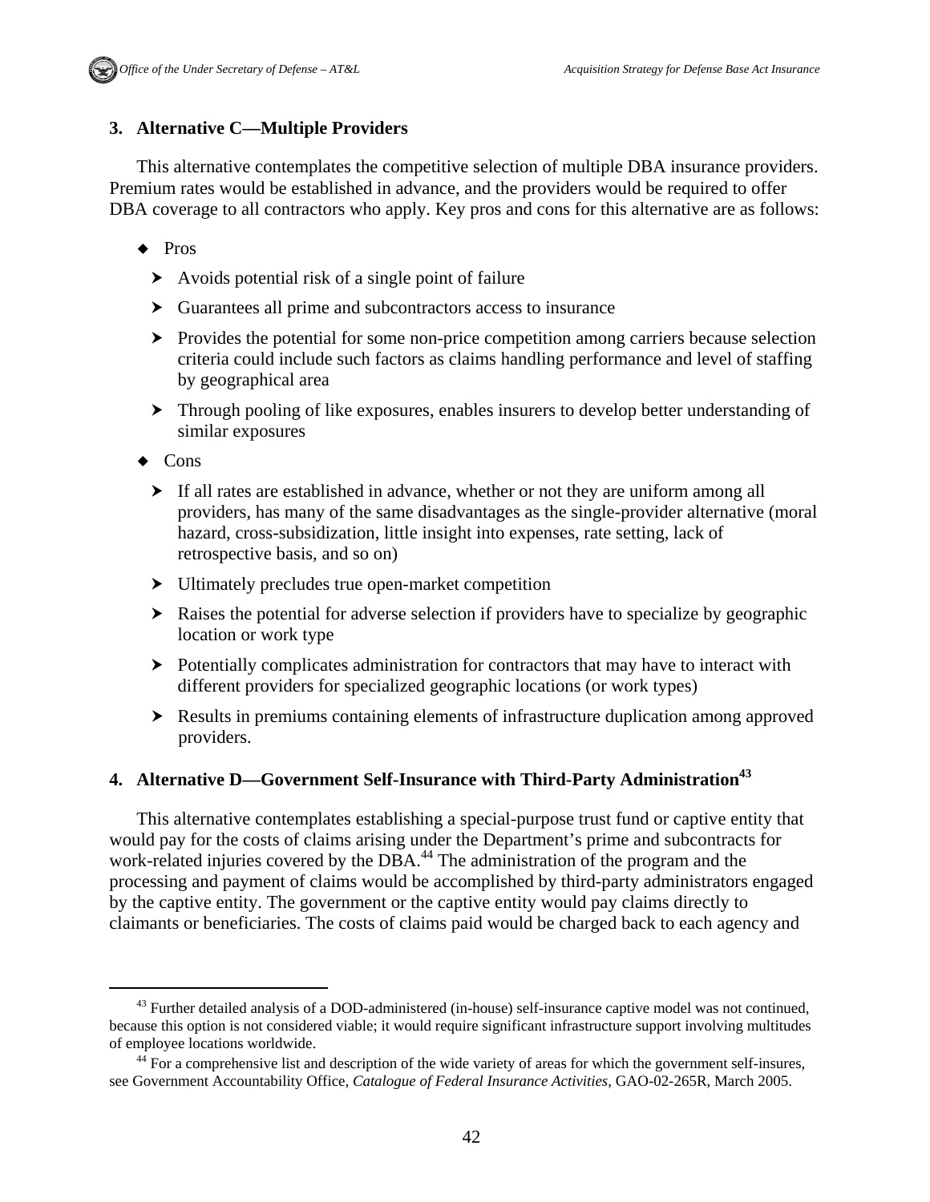### 3. Alternative C—Multiple Providers

This alternative contemplates the competitive selection of multiple DBA insurance providers. Premium rates would be established in advance, and the providers would be required to offer DBA coverage to all contractors who apply. Key pros and cons for this alternative are as follows:

- Pros
  - Avoids potential risk of a single point of failure
  - Guarantees all prime and subcontractors access to insurance
  - Provides the potential for some non-price competition among carriers because selection criteria could include such factors as claims handling performance and level of staffing by geographical area
  - Through pooling of like exposures, enables insurers to develop better understanding of similar exposures
- Cons
  - If all rates are established in advance, whether or not they are uniform among all providers, has many of the same disadvantages as the single-provider alternative (moral hazard, cross-subsidization, little insight into expenses, rate setting, lack of retrospective basis, and so on)
  - Ultimately precludes true open-market competition
  - Raises the potential for adverse selection if providers have to specialize by geographic location or work type
  - Potentially complicates administration for contractors that may have to interact with different providers for specialized geographic locations (or work types)
  - Results in premiums containing elements of infrastructure duplication among approved providers.

### 4. Alternative D—Government Self-Insurance with Third-Party Administration[43]

This alternative contemplates establishing a special-purpose trust fund or captive entity that would pay for the costs of claims arising under the Department's prime and subcontracts for work-related injuries covered by the DBA.[44] The administration of the program and the processing and payment of claims would be accomplished by third-party administrators engaged by the captive entity. The government or the captive entity would pay claims directly to claimants or beneficiaries. The costs of claims paid would be charged back to each agency and

---

[43] Further detailed analysis of a DOD-administered (in-house) self-insurance captive model was not continued, because this option is not considered viable; it would require significant infrastructure support involving multitudes of employee locations worldwide.

[44] For a comprehensive list and description of the wide variety of areas for which the government self-insures, see Government Accountability Office, *Catalogue of Federal Insurance Activities*, GAO-02-265R, March 2005.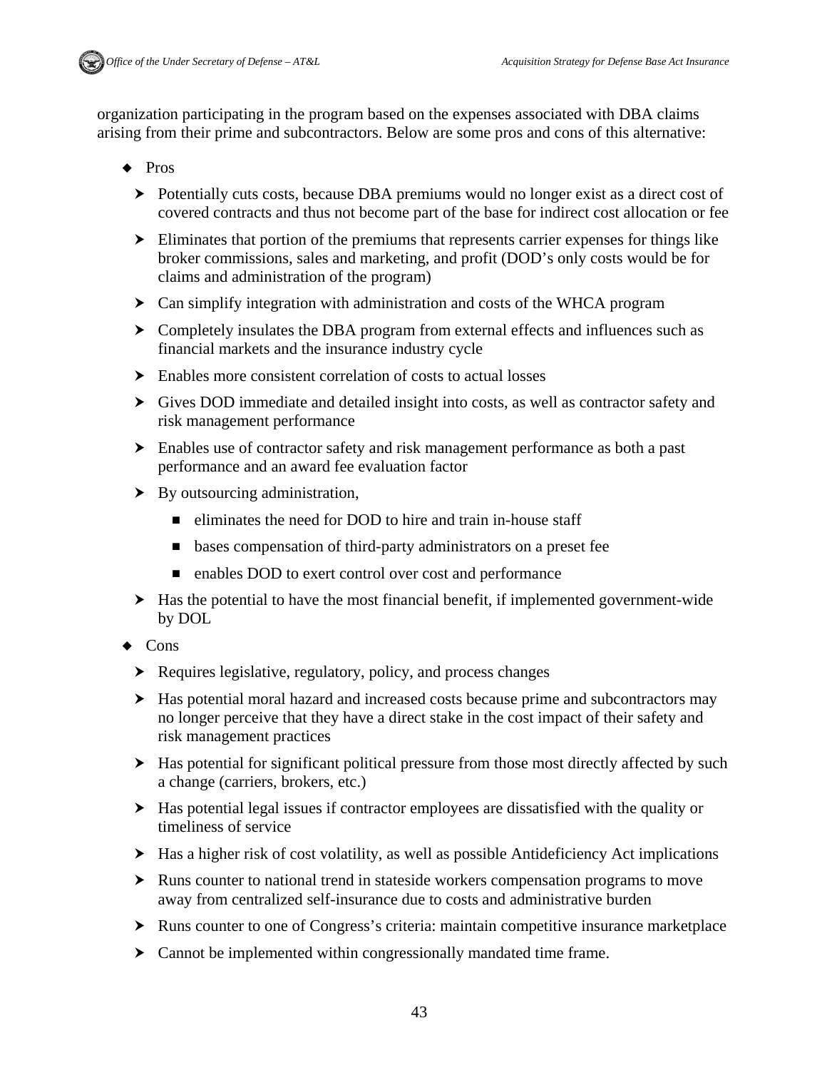organization participating in the program based on the expenses associated with DBA claims arising from their prime and subcontractors. Below are some pros and cons of this alternative:

- Pros
  - Potentially cuts costs, because DBA premiums would no longer exist as a direct cost of covered contracts and thus not become part of the base for indirect cost allocation or fee
  - Eliminates that portion of the premiums that represents carrier expenses for things like broker commissions, sales and marketing, and profit (DOD's only costs would be for claims and administration of the program)
  - Can simplify integration with administration and costs of the WHCA program
  - Completely insulates the DBA program from external effects and influences such as financial markets and the insurance industry cycle
  - Enables more consistent correlation of costs to actual losses
  - Gives DOD immediate and detailed insight into costs, as well as contractor safety and risk management performance
  - Enables use of contractor safety and risk management performance as both a past performance and an award fee evaluation factor
  - By outsourcing administration,
    - eliminates the need for DOD to hire and train in-house staff
    - bases compensation of third-party administrators on a preset fee
    - enables DOD to exert control over cost and performance
  - Has the potential to have the most financial benefit, if implemented government-wide by DOL
- Cons
  - Requires legislative, regulatory, policy, and process changes
  - Has potential moral hazard and increased costs because prime and subcontractors may no longer perceive that they have a direct stake in the cost impact of their safety and risk management practices
  - Has potential for significant political pressure from those most directly affected by such a change (carriers, brokers, etc.)
  - Has potential legal issues if contractor employees are dissatisfied with the quality or timeliness of service
  - Has a higher risk of cost volatility, as well as possible Antideficiency Act implications
  - Runs counter to national trend in stateside workers compensation programs to move away from centralized self-insurance due to costs and administrative burden
  - Runs counter to one of Congress's criteria: maintain competitive insurance marketplace
  - Cannot be implemented within congressionally mandated time frame.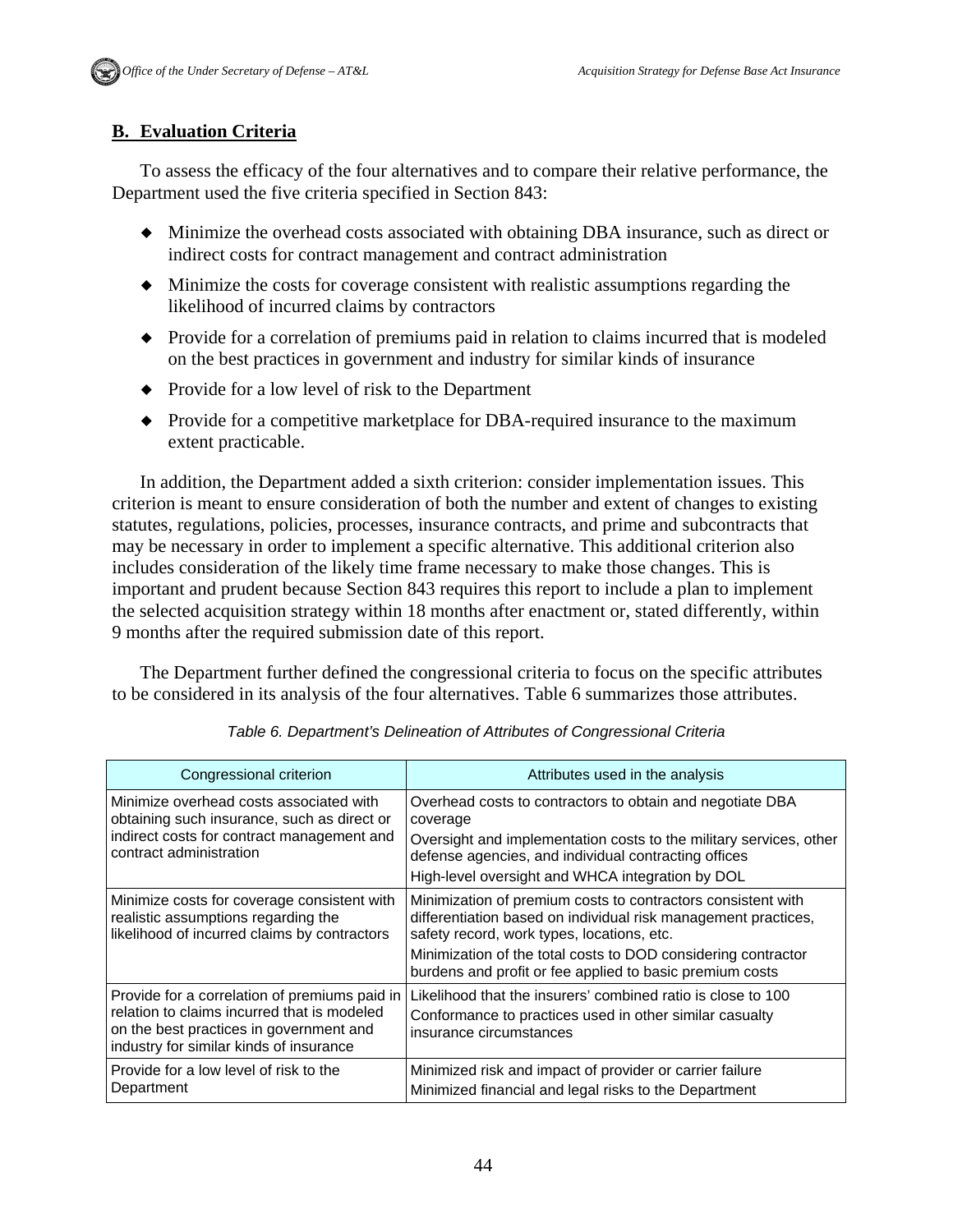## B. Evaluation Criteria

To assess the efficacy of the four alternatives and to compare their relative performance, the Department used the five criteria specified in Section 843:

- Minimize the overhead costs associated with obtaining DBA insurance, such as direct or indirect costs for contract management and contract administration
- Minimize the costs for coverage consistent with realistic assumptions regarding the likelihood of incurred claims by contractors
- Provide for a correlation of premiums paid in relation to claims incurred that is modeled on the best practices in government and industry for similar kinds of insurance
- Provide for a low level of risk to the Department
- Provide for a competitive marketplace for DBA-required insurance to the maximum extent practicable.

In addition, the Department added a sixth criterion: consider implementation issues. This criterion is meant to ensure consideration of both the number and extent of changes to existing statutes, regulations, policies, processes, insurance contracts, and prime and subcontracts that may be necessary in order to implement a specific alternative. This additional criterion also includes consideration of the likely time frame necessary to make those changes. This is important and prudent because Section 843 requires this report to include a plan to implement the selected acquisition strategy within 18 months after enactment or, stated differently, within 9 months after the required submission date of this report.

The Department further defined the congressional criteria to focus on the specific attributes to be considered in its analysis of the four alternatives. Table 6 summarizes those attributes.

*Table 6. Department's Delineation of Attributes of Congressional Criteria*

| Congressional criterion | Attributes used in the analysis |
|---|---|
| Minimize overhead costs associated with obtaining such insurance, such as direct or indirect costs for contract management and contract administration | Overhead costs to contractors to obtain and negotiate DBA coverage<br>Oversight and implementation costs to the military services, other defense agencies, and individual contracting offices<br>High-level oversight and WHCA integration by DOL |
| Minimize costs for coverage consistent with realistic assumptions regarding the likelihood of incurred claims by contractors | Minimization of premium costs to contractors consistent with differentiation based on individual risk management practices, safety record, work types, locations, etc.<br>Minimization of the total costs to DOD considering contractor burdens and profit or fee applied to basic premium costs |
| Provide for a correlation of premiums paid in relation to claims incurred that is modeled on the best practices in government and industry for similar kinds of insurance | Likelihood that the insurers' combined ratio is close to 100<br>Conformance to practices used in other similar casualty insurance circumstances |
| Provide for a low level of risk to the Department | Minimized risk and impact of provider or carrier failure<br>Minimized financial and legal risks to the Department |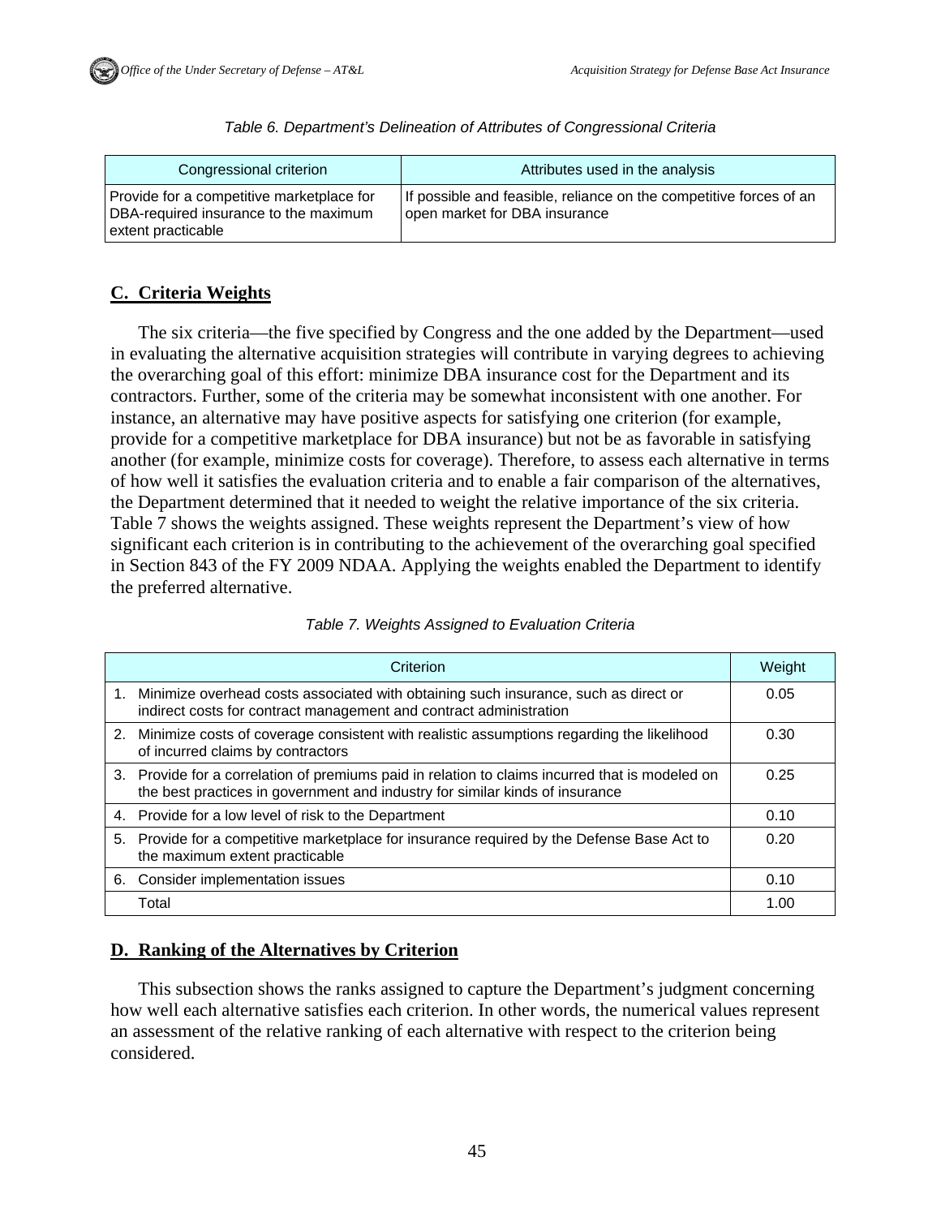*Table 6. Department's Delineation of Attributes of Congressional Criteria*

| Congressional criterion | Attributes used in the analysis |
|---|---|
| Provide for a competitive marketplace for DBA-required insurance to the maximum extent practicable | If possible and feasible, reliance on the competitive forces of an open market for DBA insurance |

## C. Criteria Weights

The six criteria—the five specified by Congress and the one added by the Department—used in evaluating the alternative acquisition strategies will contribute in varying degrees to achieving the overarching goal of this effort: minimize DBA insurance cost for the Department and its contractors. Further, some of the criteria may be somewhat inconsistent with one another. For instance, an alternative may have positive aspects for satisfying one criterion (for example, provide for a competitive marketplace for DBA insurance) but not be as favorable in satisfying another (for example, minimize costs for coverage). Therefore, to assess each alternative in terms of how well it satisfies the evaluation criteria and to enable a fair comparison of the alternatives, the Department determined that it needed to weight the relative importance of the six criteria. Table 7 shows the weights assigned. These weights represent the Department's view of how significant each criterion is in contributing to the achievement of the overarching goal specified in Section 843 of the FY 2009 NDAA. Applying the weights enabled the Department to identify the preferred alternative.

*Table 7. Weights Assigned to Evaluation Criteria*

| Criterion | Weight |
|---|---|
| 1. Minimize overhead costs associated with obtaining such insurance, such as direct or indirect costs for contract management and contract administration | 0.05 |
| 2. Minimize costs of coverage consistent with realistic assumptions regarding the likelihood of incurred claims by contractors | 0.30 |
| 3. Provide for a correlation of premiums paid in relation to claims incurred that is modeled on the best practices in government and industry for similar kinds of insurance | 0.25 |
| 4. Provide for a low level of risk to the Department | 0.10 |
| 5. Provide for a competitive marketplace for insurance required by the Defense Base Act to the maximum extent practicable | 0.20 |
| 6. Consider implementation issues | 0.10 |
| Total | 1.00 |

## D. Ranking of the Alternatives by Criterion

This subsection shows the ranks assigned to capture the Department's judgment concerning how well each alternative satisfies each criterion. In other words, the numerical values represent an assessment of the relative ranking of each alternative with respect to the criterion being considered.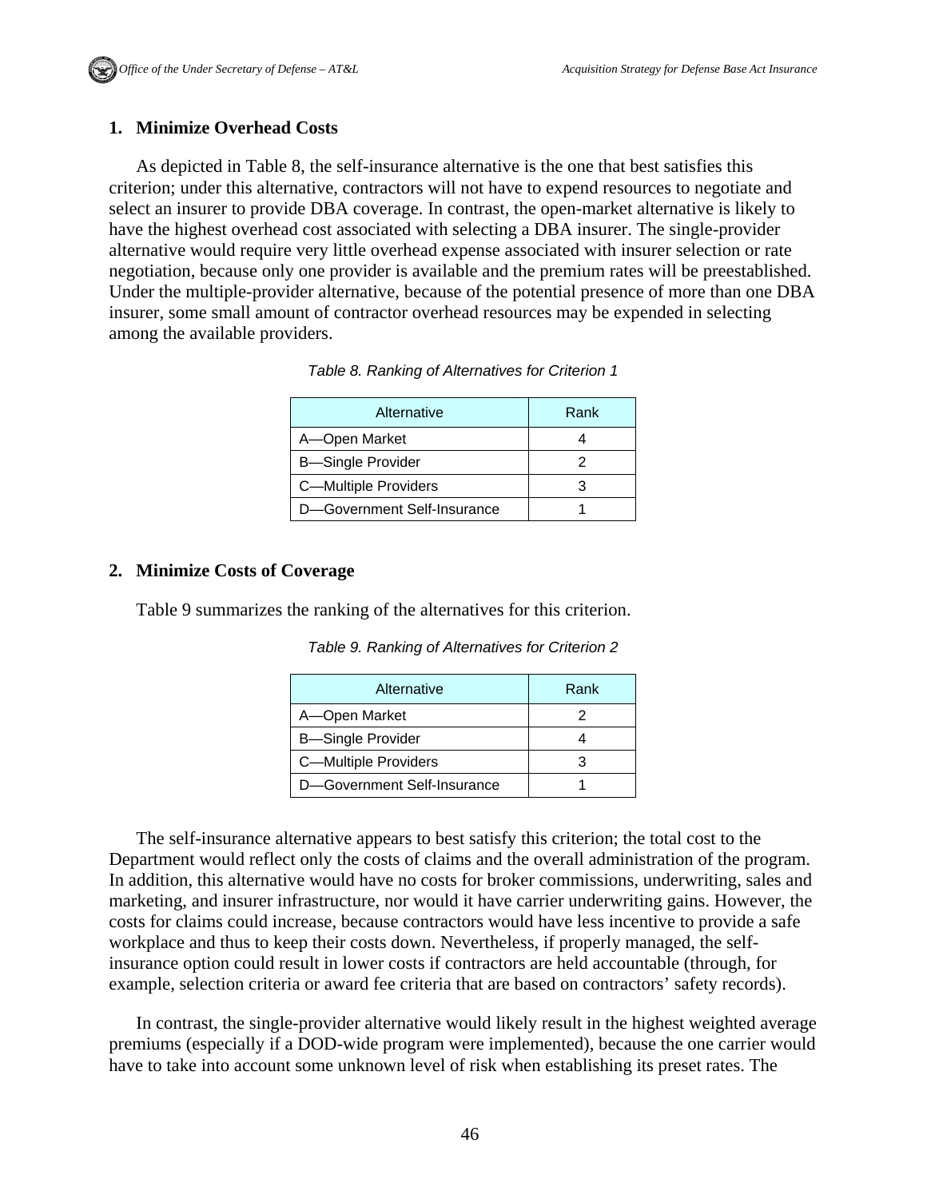## 1. Minimize Overhead Costs

As depicted in Table 8, the self-insurance alternative is the one that best satisfies this criterion; under this alternative, contractors will not have to expend resources to negotiate and select an insurer to provide DBA coverage. In contrast, the open-market alternative is likely to have the highest overhead cost associated with selecting a DBA insurer. The single-provider alternative would require very little overhead expense associated with insurer selection or rate negotiation, because only one provider is available and the premium rates will be preestablished. Under the multiple-provider alternative, because of the potential presence of more than one DBA insurer, some small amount of contractor overhead resources may be expended in selecting among the available providers.

*Table 8. Ranking of Alternatives for Criterion 1*

| Alternative | Rank |
| --- | --- |
| A—Open Market | 4 |
| B—Single Provider | 2 |
| C—Multiple Providers | 3 |
| D—Government Self-Insurance | 1 |

## 2. Minimize Costs of Coverage

Table 9 summarizes the ranking of the alternatives for this criterion.

*Table 9. Ranking of Alternatives for Criterion 2*

| Alternative | Rank |
| --- | --- |
| A—Open Market | 2 |
| B—Single Provider | 4 |
| C—Multiple Providers | 3 |
| D—Government Self-Insurance | 1 |

The self-insurance alternative appears to best satisfy this criterion; the total cost to the Department would reflect only the costs of claims and the overall administration of the program. In addition, this alternative would have no costs for broker commissions, underwriting, sales and marketing, and insurer infrastructure, nor would it have carrier underwriting gains. However, the costs for claims could increase, because contractors would have less incentive to provide a safe workplace and thus to keep their costs down. Nevertheless, if properly managed, the self-insurance option could result in lower costs if contractors are held accountable (through, for example, selection criteria or award fee criteria that are based on contractors' safety records).

In contrast, the single-provider alternative would likely result in the highest weighted average premiums (especially if a DOD-wide program were implemented), because the one carrier would have to take into account some unknown level of risk when establishing its preset rates. The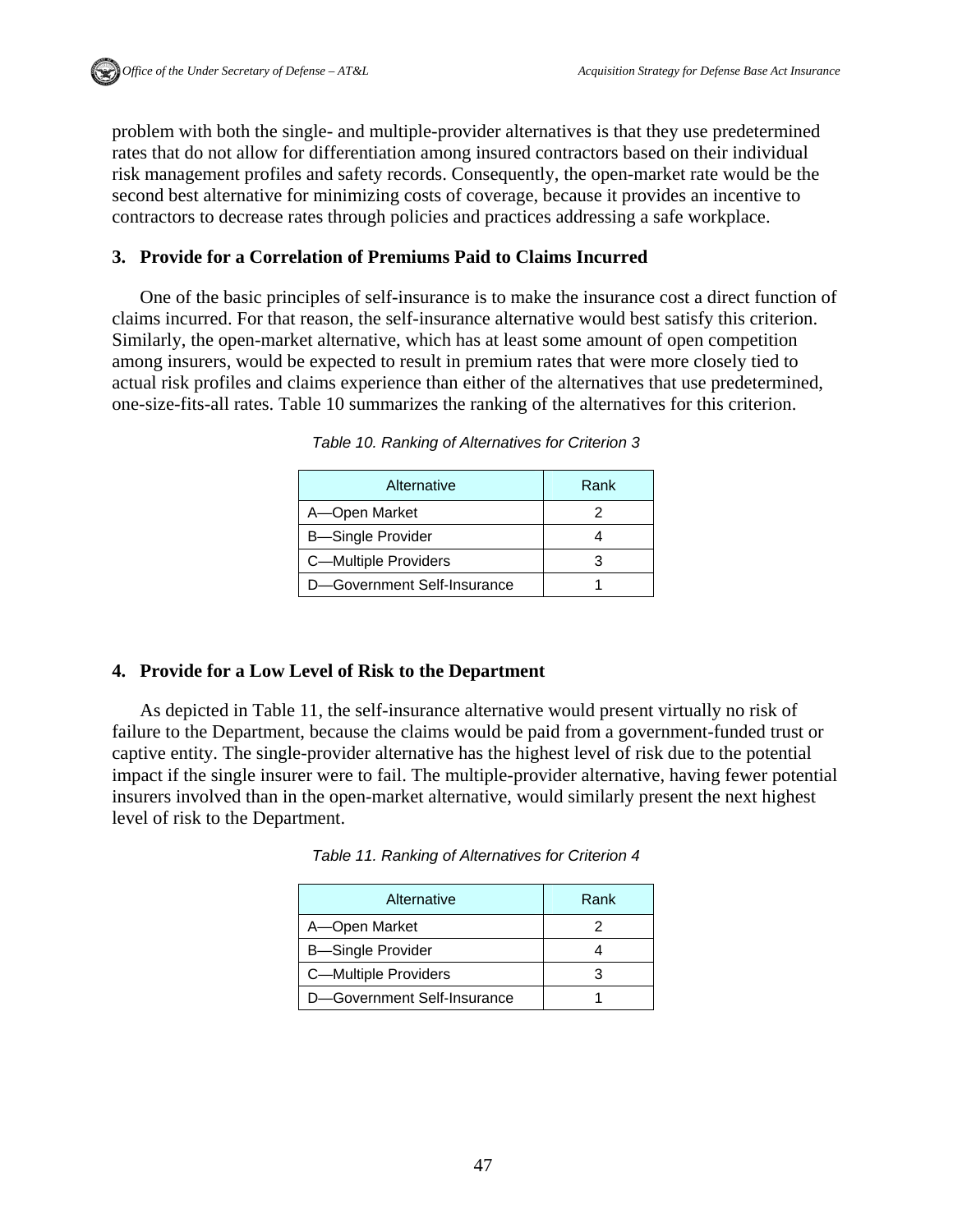problem with both the single- and multiple-provider alternatives is that they use predetermined rates that do not allow for differentiation among insured contractors based on their individual risk management profiles and safety records. Consequently, the open-market rate would be the second best alternative for minimizing costs of coverage, because it provides an incentive to contractors to decrease rates through policies and practices addressing a safe workplace.

### 3. Provide for a Correlation of Premiums Paid to Claims Incurred

One of the basic principles of self-insurance is to make the insurance cost a direct function of claims incurred. For that reason, the self-insurance alternative would best satisfy this criterion. Similarly, the open-market alternative, which has at least some amount of open competition among insurers, would be expected to result in premium rates that were more closely tied to actual risk profiles and claims experience than either of the alternatives that use predetermined, one-size-fits-all rates. Table 10 summarizes the ranking of the alternatives for this criterion.

*Table 10. Ranking of Alternatives for Criterion 3*

| Alternative | Rank |
|---|---|
| A—Open Market | 2 |
| B—Single Provider | 4 |
| C—Multiple Providers | 3 |
| D—Government Self-Insurance | 1 |

### 4. Provide for a Low Level of Risk to the Department

As depicted in Table 11, the self-insurance alternative would present virtually no risk of failure to the Department, because the claims would be paid from a government-funded trust or captive entity. The single-provider alternative has the highest level of risk due to the potential impact if the single insurer were to fail. The multiple-provider alternative, having fewer potential insurers involved than in the open-market alternative, would similarly present the next highest level of risk to the Department.

*Table 11. Ranking of Alternatives for Criterion 4*

| Alternative | Rank |
|---|---|
| A—Open Market | 2 |
| B—Single Provider | 4 |
| C—Multiple Providers | 3 |
| D—Government Self-Insurance | 1 |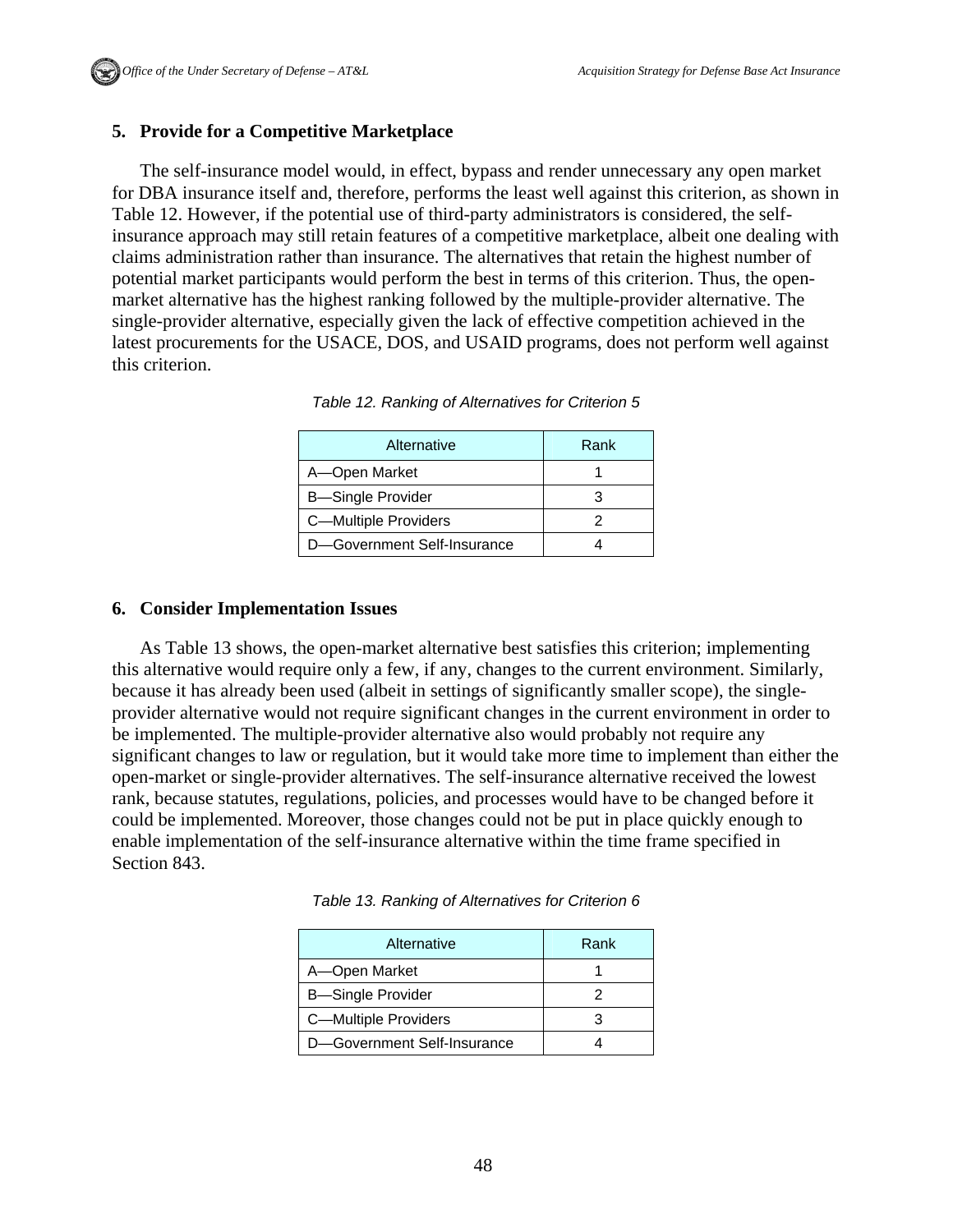### 5. Provide for a Competitive Marketplace

The self-insurance model would, in effect, bypass and render unnecessary any open market for DBA insurance itself and, therefore, performs the least well against this criterion, as shown in Table 12. However, if the potential use of third-party administrators is considered, the self-insurance approach may still retain features of a competitive marketplace, albeit one dealing with claims administration rather than insurance. The alternatives that retain the highest number of potential market participants would perform the best in terms of this criterion. Thus, the open-market alternative has the highest ranking followed by the multiple-provider alternative. The single-provider alternative, especially given the lack of effective competition achieved in the latest procurements for the USACE, DOS, and USAID programs, does not perform well against this criterion.

*Table 12. Ranking of Alternatives for Criterion 5*

| Alternative | Rank |
| --- | --- |
| A—Open Market | 1 |
| B—Single Provider | 3 |
| C—Multiple Providers | 2 |
| D—Government Self-Insurance | 4 |

### 6. Consider Implementation Issues

As Table 13 shows, the open-market alternative best satisfies this criterion; implementing this alternative would require only a few, if any, changes to the current environment. Similarly, because it has already been used (albeit in settings of significantly smaller scope), the single-provider alternative would not require significant changes in the current environment in order to be implemented. The multiple-provider alternative also would probably not require any significant changes to law or regulation, but it would take more time to implement than either the open-market or single-provider alternatives. The self-insurance alternative received the lowest rank, because statutes, regulations, policies, and processes would have to be changed before it could be implemented. Moreover, those changes could not be put in place quickly enough to enable implementation of the self-insurance alternative within the time frame specified in Section 843.

*Table 13. Ranking of Alternatives for Criterion 6*

| Alternative | Rank |
| --- | --- |
| A—Open Market | 1 |
| B—Single Provider | 2 |
| C—Multiple Providers | 3 |
| D—Government Self-Insurance | 4 |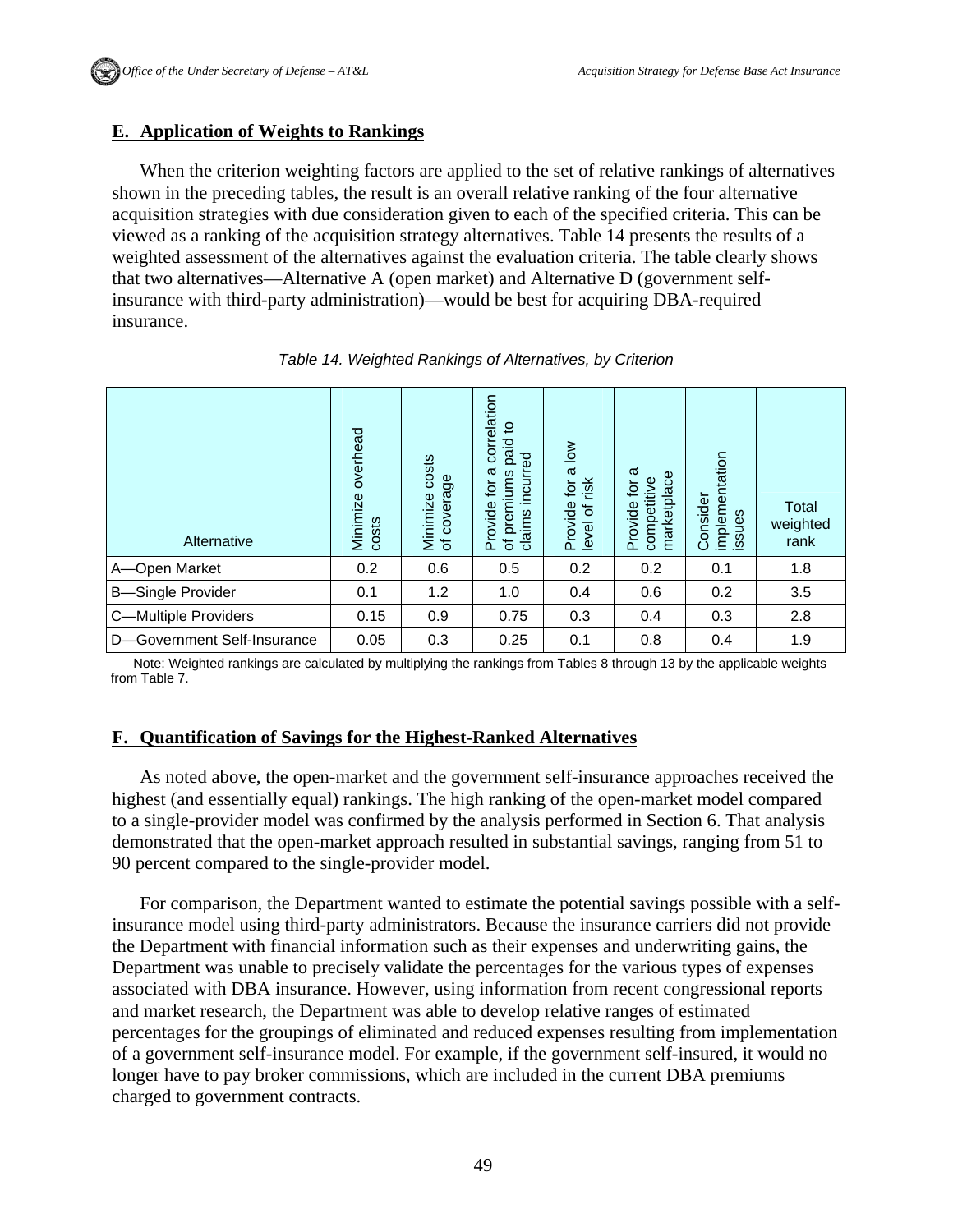## E. Application of Weights to Rankings

When the criterion weighting factors are applied to the set of relative rankings of alternatives shown in the preceding tables, the result is an overall relative ranking of the four alternative acquisition strategies with due consideration given to each of the specified criteria. This can be viewed as a ranking of the acquisition strategy alternatives. Table 14 presents the results of a weighted assessment of the alternatives against the evaluation criteria. The table clearly shows that two alternatives—Alternative A (open market) and Alternative D (government self-insurance with third-party administration)—would be best for acquiring DBA-required insurance.

*Table 14. Weighted Rankings of Alternatives, by Criterion*

| Alternative | Minimize overhead costs | Minimize costs of coverage | Provide for a correlation of premiums paid to claims incurred | Provide for a low level of risk | Provide for a competitive marketplace | Consider implementation issues | Total weighted rank |
|---|---|---|---|---|---|---|---|
| A—Open Market | 0.2 | 0.6 | 0.5 | 0.2 | 0.2 | 0.1 | 1.8 |
| B—Single Provider | 0.1 | 1.2 | 1.0 | 0.4 | 0.6 | 0.2 | 3.5 |
| C—Multiple Providers | 0.15 | 0.9 | 0.75 | 0.3 | 0.4 | 0.3 | 2.8 |
| D—Government Self-Insurance | 0.05 | 0.3 | 0.25 | 0.1 | 0.8 | 0.4 | 1.9 |

Note: Weighted rankings are calculated by multiplying the rankings from Tables 8 through 13 by the applicable weights from Table 7.

## F. Quantification of Savings for the Highest-Ranked Alternatives

As noted above, the open-market and the government self-insurance approaches received the highest (and essentially equal) rankings. The high ranking of the open-market model compared to a single-provider model was confirmed by the analysis performed in Section 6. That analysis demonstrated that the open-market approach resulted in substantial savings, ranging from 51 to 90 percent compared to the single-provider model.

For comparison, the Department wanted to estimate the potential savings possible with a self-insurance model using third-party administrators. Because the insurance carriers did not provide the Department with financial information such as their expenses and underwriting gains, the Department was unable to precisely validate the percentages for the various types of expenses associated with DBA insurance. However, using information from recent congressional reports and market research, the Department was able to develop relative ranges of estimated percentages for the groupings of eliminated and reduced expenses resulting from implementation of a government self-insurance model. For example, if the government self-insured, it would no longer have to pay broker commissions, which are included in the current DBA premiums charged to government contracts.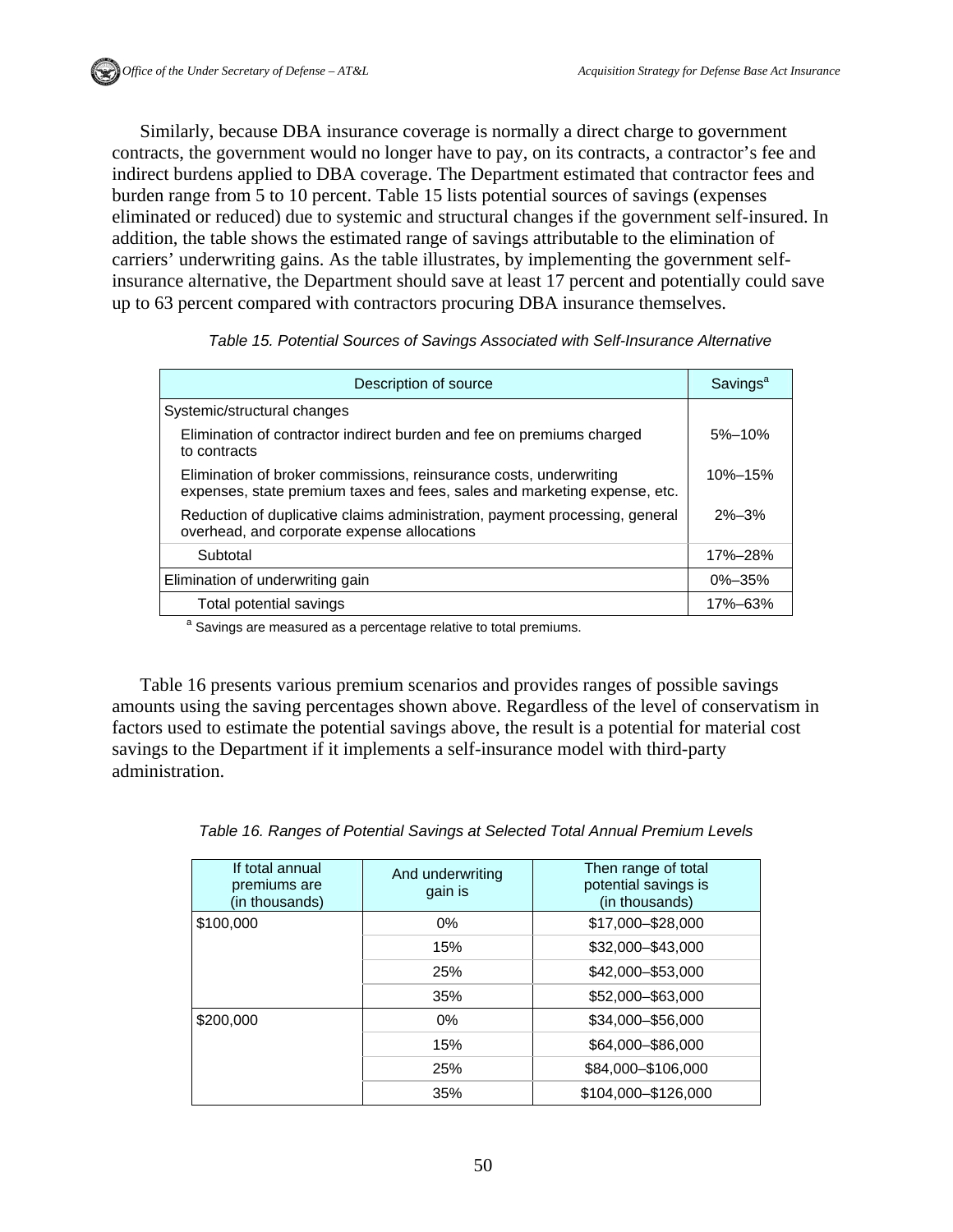Similarly, because DBA insurance coverage is normally a direct charge to government contracts, the government would no longer have to pay, on its contracts, a contractor's fee and indirect burdens applied to DBA coverage. The Department estimated that contractor fees and burden range from 5 to 10 percent. Table 15 lists potential sources of savings (expenses eliminated or reduced) due to systemic and structural changes if the government self-insured. In addition, the table shows the estimated range of savings attributable to the elimination of carriers' underwriting gains. As the table illustrates, by implementing the government self-insurance alternative, the Department should save at least 17 percent and potentially could save up to 63 percent compared with contractors procuring DBA insurance themselves.

*Table 15. Potential Sources of Savings Associated with Self-Insurance Alternative*

| Description of source | Savings[a] |
|---|---|
| Systemic/structural changes | |
| Elimination of contractor indirect burden and fee on premiums charged to contracts | 5%–10% |
| Elimination of broker commissions, reinsurance costs, underwriting expenses, state premium taxes and fees, sales and marketing expense, etc. | 10%–15% |
| Reduction of duplicative claims administration, payment processing, general overhead, and corporate expense allocations | 2%–3% |
| Subtotal | 17%–28% |
| Elimination of underwriting gain | 0%–35% |
| Total potential savings | 17%–63% |

[a] Savings are measured as a percentage relative to total premiums.

Table 16 presents various premium scenarios and provides ranges of possible savings amounts using the saving percentages shown above. Regardless of the level of conservatism in factors used to estimate the potential savings above, the result is a potential for material cost savings to the Department if it implements a self-insurance model with third-party administration.

*Table 16. Ranges of Potential Savings at Selected Total Annual Premium Levels*

| If total annual premiums are (in thousands) | And underwriting gain is | Then range of total potential savings is (in thousands) |
|---|---|---|
| $100,000 | 0% | $17,000–$28,000 |
| | 15% | $32,000–$43,000 |
| | 25% | $42,000–$53,000 |
| | 35% | $52,000–$63,000 |
| $200,000 | 0% | $34,000–$56,000 |
| | 15% | $64,000–$86,000 |
| | 25% | $84,000–$106,000 |
| | 35% | $104,000–$126,000 |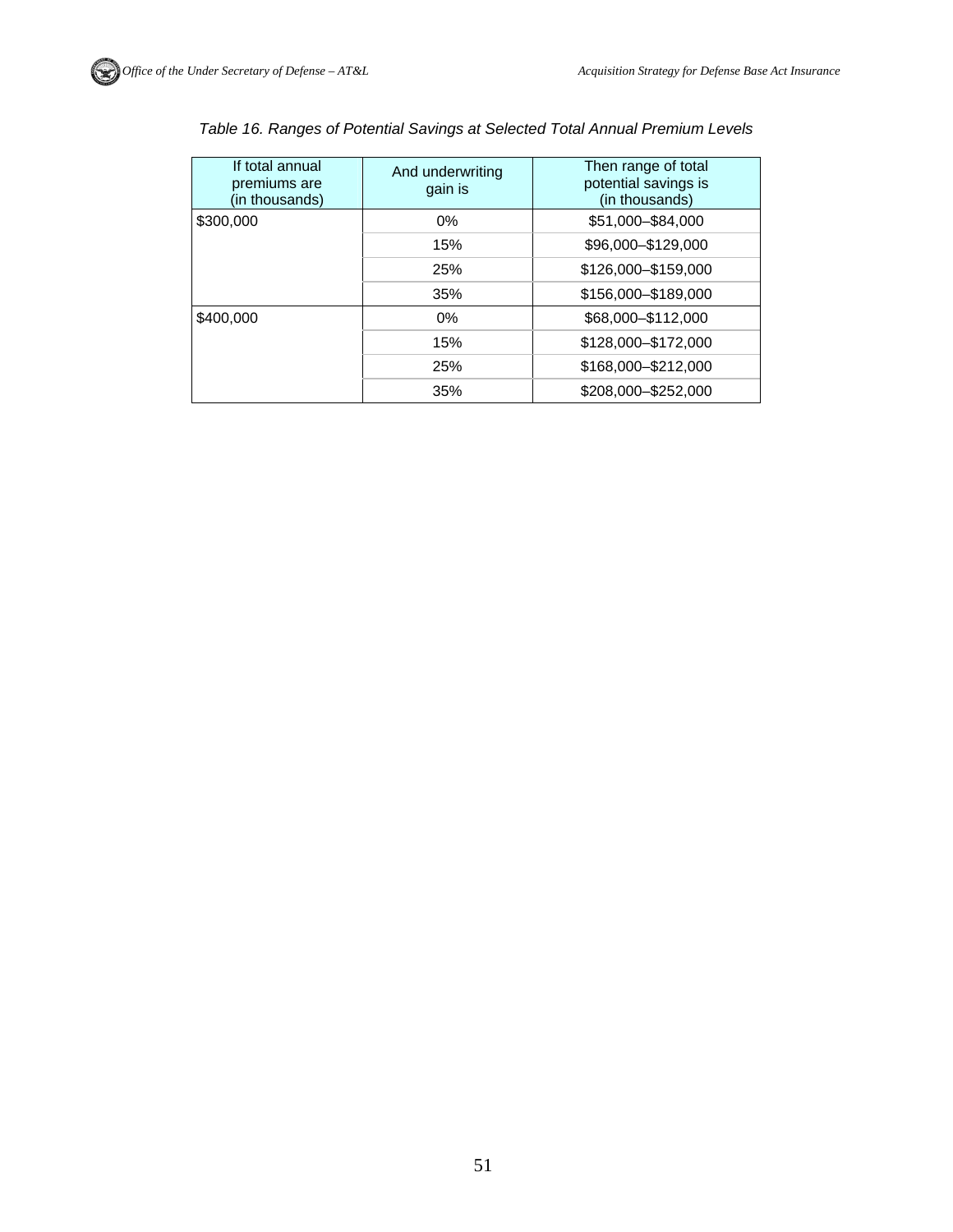*Table 16. Ranges of Potential Savings at Selected Total Annual Premium Levels*

| If total annual premiums are (in thousands) | And underwriting gain is | Then range of total potential savings is (in thousands) |
|---|---|---|
| $300,000 | 0% | $51,000–$84,000 |
| | 15% | $96,000–$129,000 |
| | 25% | $126,000–$159,000 |
| | 35% | $156,000–$189,000 |
| $400,000 | 0% | $68,000–$112,000 |
| | 15% | $128,000–$172,000 |
| | 25% | $168,000–$212,000 |
| | 35% | $208,000–$252,000 |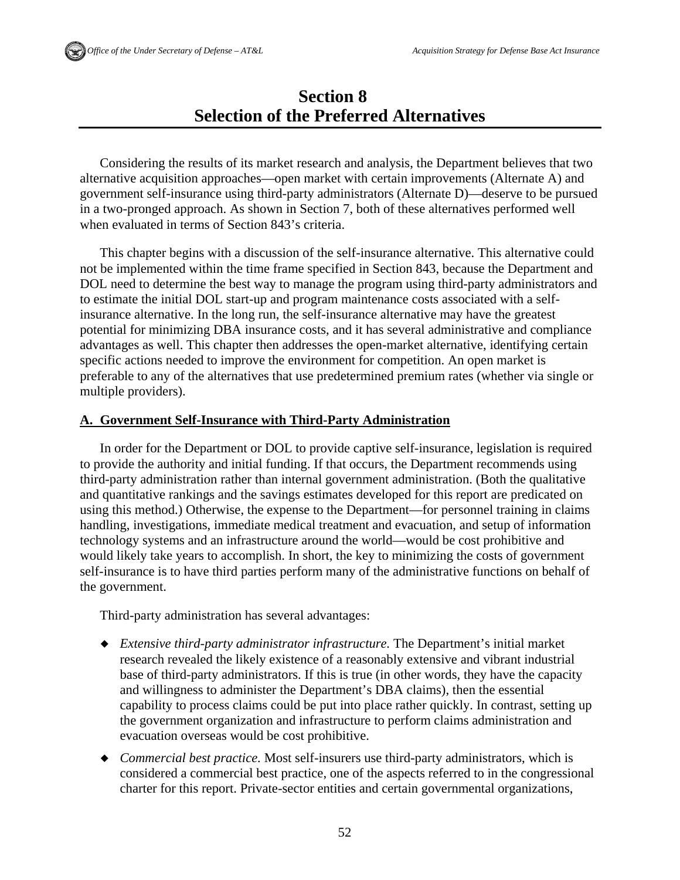# Section 8
# Selection of the Preferred Alternatives

Considering the results of its market research and analysis, the Department believes that two alternative acquisition approaches—open market with certain improvements (Alternate A) and government self-insurance using third-party administrators (Alternate D)—deserve to be pursued in a two-pronged approach. As shown in Section 7, both of these alternatives performed well when evaluated in terms of Section 843's criteria.

This chapter begins with a discussion of the self-insurance alternative. This alternative could not be implemented within the time frame specified in Section 843, because the Department and DOL need to determine the best way to manage the program using third-party administrators and to estimate the initial DOL start-up and program maintenance costs associated with a self-insurance alternative. In the long run, the self-insurance alternative may have the greatest potential for minimizing DBA insurance costs, and it has several administrative and compliance advantages as well. This chapter then addresses the open-market alternative, identifying certain specific actions needed to improve the environment for competition. An open market is preferable to any of the alternatives that use predetermined premium rates (whether via single or multiple providers).

## A. Government Self-Insurance with Third-Party Administration

In order for the Department or DOL to provide captive self-insurance, legislation is required to provide the authority and initial funding. If that occurs, the Department recommends using third-party administration rather than internal government administration. (Both the qualitative and quantitative rankings and the savings estimates developed for this report are predicated on using this method.) Otherwise, the expense to the Department—for personnel training in claims handling, investigations, immediate medical treatment and evacuation, and setup of information technology systems and an infrastructure around the world—would be cost prohibitive and would likely take years to accomplish. In short, the key to minimizing the costs of government self-insurance is to have third parties perform many of the administrative functions on behalf of the government.

Third-party administration has several advantages:

- *Extensive third-party administrator infrastructure.* The Department's initial market research revealed the likely existence of a reasonably extensive and vibrant industrial base of third-party administrators. If this is true (in other words, they have the capacity and willingness to administer the Department's DBA claims), then the essential capability to process claims could be put into place rather quickly. In contrast, setting up the government organization and infrastructure to perform claims administration and evacuation overseas would be cost prohibitive.
- *Commercial best practice.* Most self-insurers use third-party administrators, which is considered a commercial best practice, one of the aspects referred to in the congressional charter for this report. Private-sector entities and certain governmental organizations,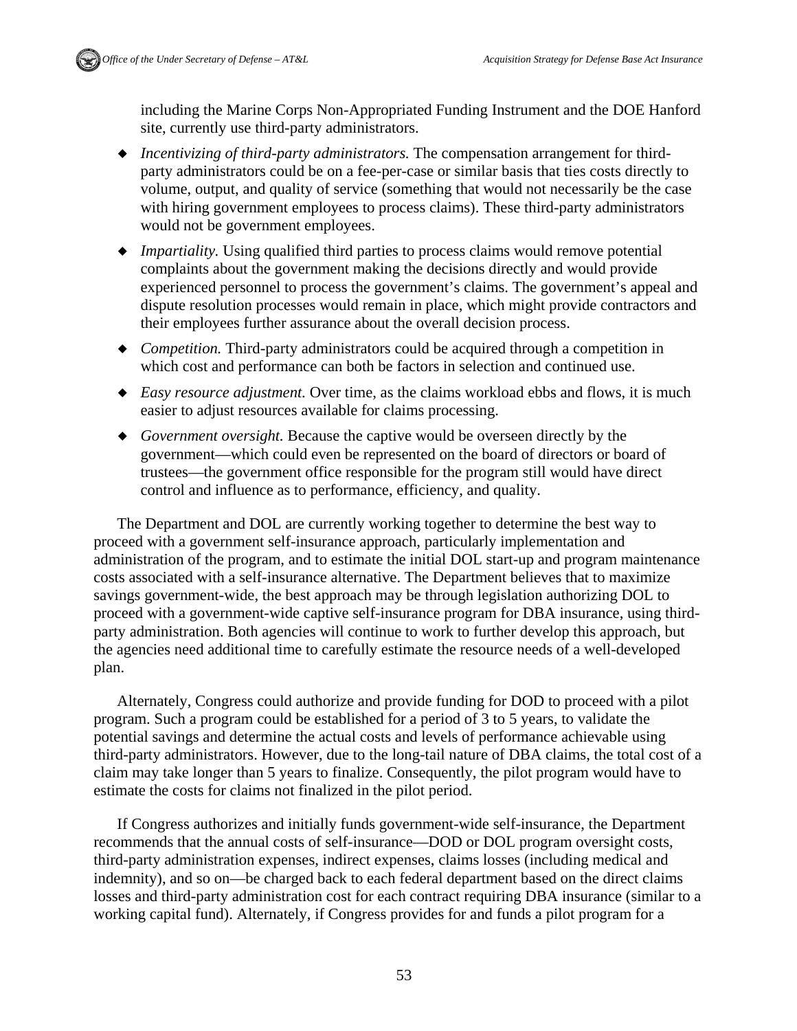including the Marine Corps Non-Appropriated Funding Instrument and the DOE Hanford site, currently use third-party administrators.

- *Incentivizing of third-party administrators.* The compensation arrangement for third-party administrators could be on a fee-per-case or similar basis that ties costs directly to volume, output, and quality of service (something that would not necessarily be the case with hiring government employees to process claims). These third-party administrators would not be government employees.
- *Impartiality.* Using qualified third parties to process claims would remove potential complaints about the government making the decisions directly and would provide experienced personnel to process the government's claims. The government's appeal and dispute resolution processes would remain in place, which might provide contractors and their employees further assurance about the overall decision process.
- *Competition.* Third-party administrators could be acquired through a competition in which cost and performance can both be factors in selection and continued use.
- *Easy resource adjustment.* Over time, as the claims workload ebbs and flows, it is much easier to adjust resources available for claims processing.
- *Government oversight.* Because the captive would be overseen directly by the government—which could even be represented on the board of directors or board of trustees—the government office responsible for the program still would have direct control and influence as to performance, efficiency, and quality.

The Department and DOL are currently working together to determine the best way to proceed with a government self-insurance approach, particularly implementation and administration of the program, and to estimate the initial DOL start-up and program maintenance costs associated with a self-insurance alternative. The Department believes that to maximize savings government-wide, the best approach may be through legislation authorizing DOL to proceed with a government-wide captive self-insurance program for DBA insurance, using third-party administration. Both agencies will continue to work to further develop this approach, but the agencies need additional time to carefully estimate the resource needs of a well-developed plan.

Alternately, Congress could authorize and provide funding for DOD to proceed with a pilot program. Such a program could be established for a period of 3 to 5 years, to validate the potential savings and determine the actual costs and levels of performance achievable using third-party administrators. However, due to the long-tail nature of DBA claims, the total cost of a claim may take longer than 5 years to finalize. Consequently, the pilot program would have to estimate the costs for claims not finalized in the pilot period.

If Congress authorizes and initially funds government-wide self-insurance, the Department recommends that the annual costs of self-insurance—DOD or DOL program oversight costs, third-party administration expenses, indirect expenses, claims losses (including medical and indemnity), and so on—be charged back to each federal department based on the direct claims losses and third-party administration cost for each contract requiring DBA insurance (similar to a working capital fund). Alternately, if Congress provides for and funds a pilot program for a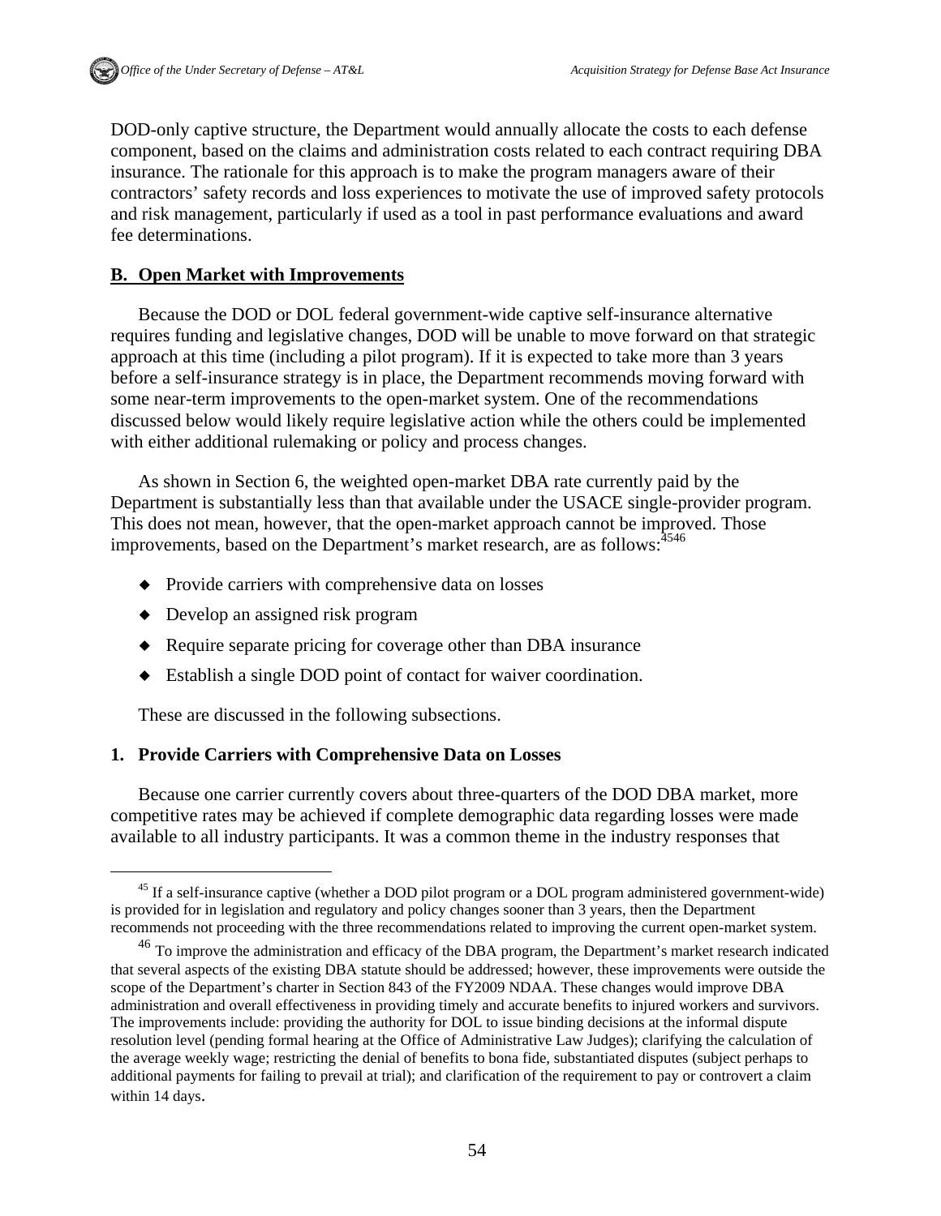DOD-only captive structure, the Department would annually allocate the costs to each defense component, based on the claims and administration costs related to each contract requiring DBA insurance. The rationale for this approach is to make the program managers aware of their contractors' safety records and loss experiences to motivate the use of improved safety protocols and risk management, particularly if used as a tool in past performance evaluations and award fee determinations.

## B. Open Market with Improvements

Because the DOD or DOL federal government-wide captive self-insurance alternative requires funding and legislative changes, DOD will be unable to move forward on that strategic approach at this time (including a pilot program). If it is expected to take more than 3 years before a self-insurance strategy is in place, the Department recommends moving forward with some near-term improvements to the open-market system. One of the recommendations discussed below would likely require legislative action while the others could be implemented with either additional rulemaking or policy and process changes.

As shown in Section 6, the weighted open-market DBA rate currently paid by the Department is substantially less than that available under the USACE single-provider program. This does not mean, however, that the open-market approach cannot be improved. Those improvements, based on the Department's market research, are as follows:[45][46]

- Provide carriers with comprehensive data on losses
- Develop an assigned risk program
- Require separate pricing for coverage other than DBA insurance
- Establish a single DOD point of contact for waiver coordination.

These are discussed in the following subsections.

### 1. Provide Carriers with Comprehensive Data on Losses

Because one carrier currently covers about three-quarters of the DOD DBA market, more competitive rates may be achieved if complete demographic data regarding losses were made available to all industry participants. It was a common theme in the industry responses that

[45] If a self-insurance captive (whether a DOD pilot program or a DOL program administered government-wide) is provided for in legislation and regulatory and policy changes sooner than 3 years, then the Department recommends not proceeding with the three recommendations related to improving the current open-market system.

[46] To improve the administration and efficacy of the DBA program, the Department's market research indicated that several aspects of the existing DBA statute should be addressed; however, these improvements were outside the scope of the Department's charter in Section 843 of the FY2009 NDAA. These changes would improve DBA administration and overall effectiveness in providing timely and accurate benefits to injured workers and survivors. The improvements include: providing the authority for DOL to issue binding decisions at the informal dispute resolution level (pending formal hearing at the Office of Administrative Law Judges); clarifying the calculation of the average weekly wage; restricting the denial of benefits to bona fide, substantiated disputes (subject perhaps to additional payments for failing to prevail at trial); and clarification of the requirement to pay or controvert a claim within 14 days.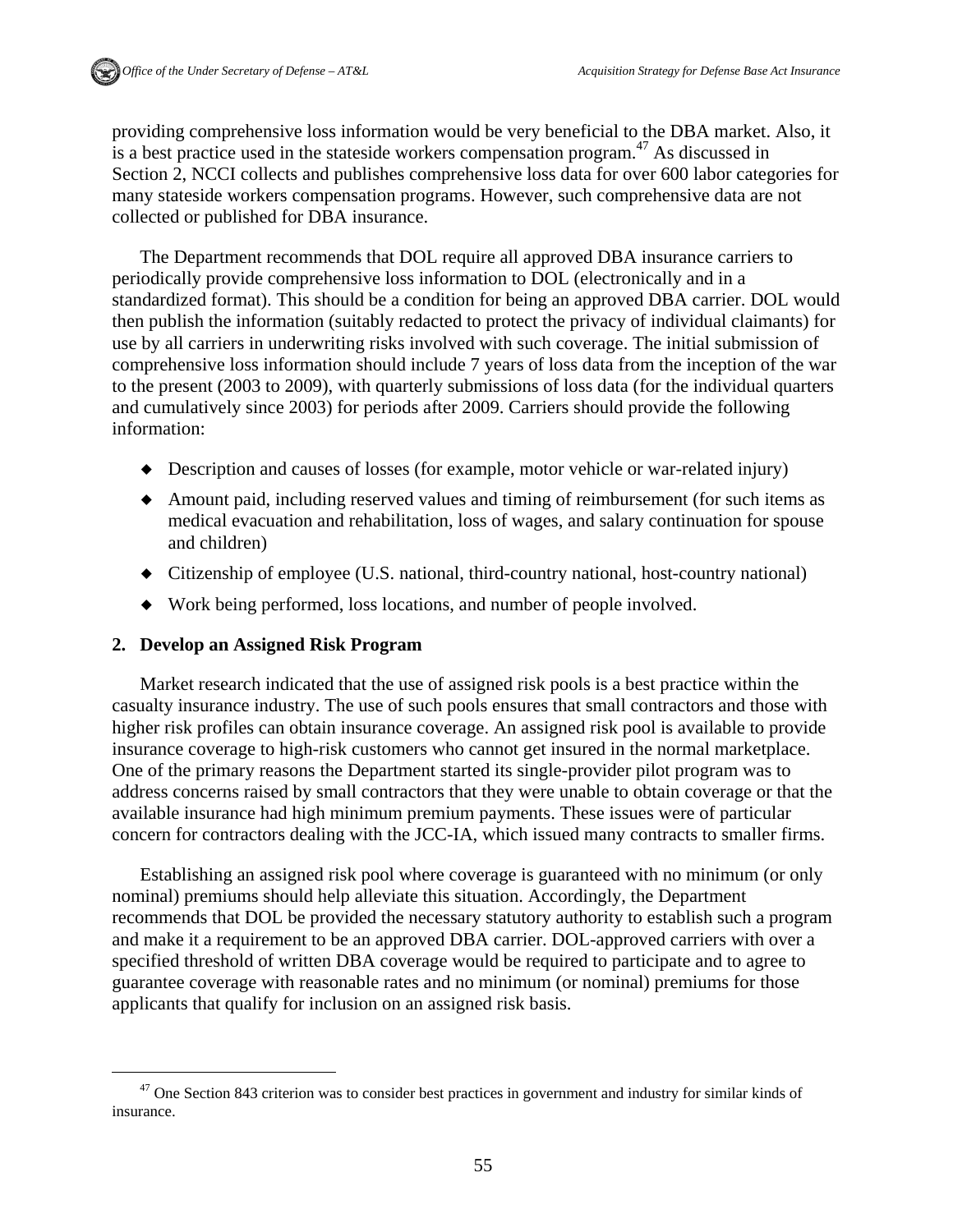providing comprehensive loss information would be very beneficial to the DBA market. Also, it is a best practice used in the stateside workers compensation program.[47] As discussed in Section 2, NCCI collects and publishes comprehensive loss data for over 600 labor categories for many stateside workers compensation programs. However, such comprehensive data are not collected or published for DBA insurance.

The Department recommends that DOL require all approved DBA insurance carriers to periodically provide comprehensive loss information to DOL (electronically and in a standardized format). This should be a condition for being an approved DBA carrier. DOL would then publish the information (suitably redacted to protect the privacy of individual claimants) for use by all carriers in underwriting risks involved with such coverage. The initial submission of comprehensive loss information should include 7 years of loss data from the inception of the war to the present (2003 to 2009), with quarterly submissions of loss data (for the individual quarters and cumulatively since 2003) for periods after 2009. Carriers should provide the following information:

- Description and causes of losses (for example, motor vehicle or war-related injury)
- Amount paid, including reserved values and timing of reimbursement (for such items as medical evacuation and rehabilitation, loss of wages, and salary continuation for spouse and children)
- Citizenship of employee (U.S. national, third-country national, host-country national)
- Work being performed, loss locations, and number of people involved.

## 2. Develop an Assigned Risk Program

Market research indicated that the use of assigned risk pools is a best practice within the casualty insurance industry. The use of such pools ensures that small contractors and those with higher risk profiles can obtain insurance coverage. An assigned risk pool is available to provide insurance coverage to high-risk customers who cannot get insured in the normal marketplace. One of the primary reasons the Department started its single-provider pilot program was to address concerns raised by small contractors that they were unable to obtain coverage or that the available insurance had high minimum premium payments. These issues were of particular concern for contractors dealing with the JCC-IA, which issued many contracts to smaller firms.

Establishing an assigned risk pool where coverage is guaranteed with no minimum (or only nominal) premiums should help alleviate this situation. Accordingly, the Department recommends that DOL be provided the necessary statutory authority to establish such a program and make it a requirement to be an approved DBA carrier. DOL-approved carriers with over a specified threshold of written DBA coverage would be required to participate and to agree to guarantee coverage with reasonable rates and no minimum (or nominal) premiums for those applicants that qualify for inclusion on an assigned risk basis.

---

[47] One Section 843 criterion was to consider best practices in government and industry for similar kinds of insurance.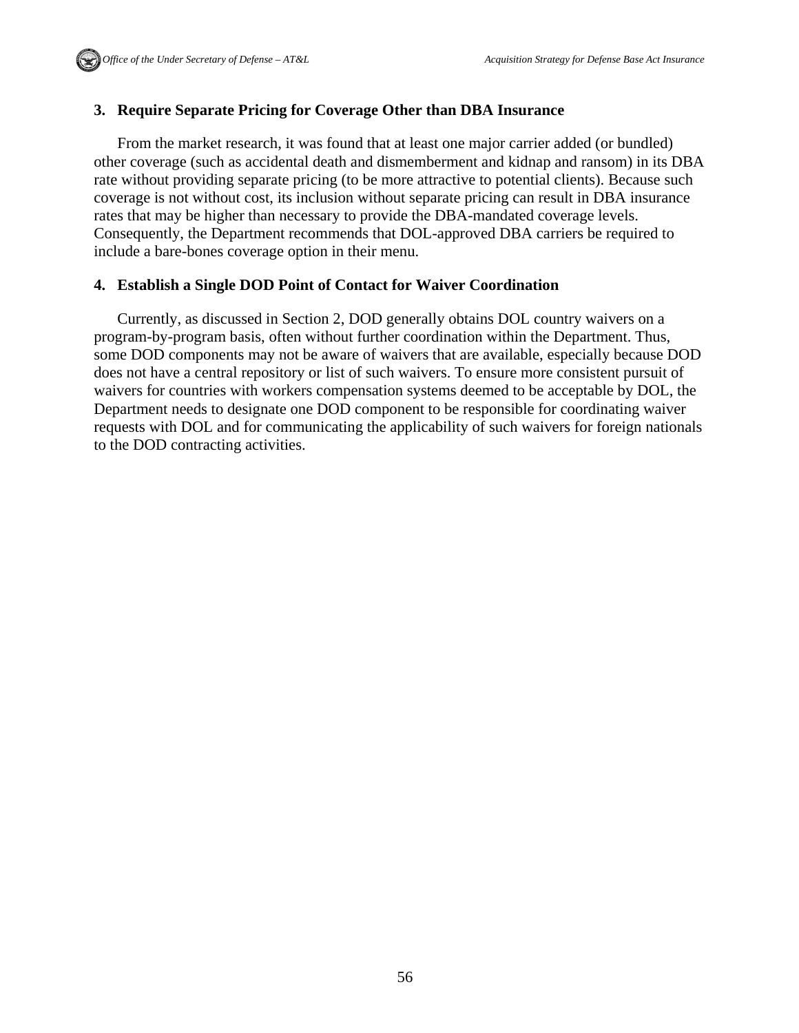### 3. Require Separate Pricing for Coverage Other than DBA Insurance

From the market research, it was found that at least one major carrier added (or bundled) other coverage (such as accidental death and dismemberment and kidnap and ransom) in its DBA rate without providing separate pricing (to be more attractive to potential clients). Because such coverage is not without cost, its inclusion without separate pricing can result in DBA insurance rates that may be higher than necessary to provide the DBA-mandated coverage levels. Consequently, the Department recommends that DOL-approved DBA carriers be required to include a bare-bones coverage option in their menu.

### 4. Establish a Single DOD Point of Contact for Waiver Coordination

Currently, as discussed in Section 2, DOD generally obtains DOL country waivers on a program-by-program basis, often without further coordination within the Department. Thus, some DOD components may not be aware of waivers that are available, especially because DOD does not have a central repository or list of such waivers. To ensure more consistent pursuit of waivers for countries with workers compensation systems deemed to be acceptable by DOL, the Department needs to designate one DOD component to be responsible for coordinating waiver requests with DOL and for communicating the applicability of such waivers for foreign nationals to the DOD contracting activities.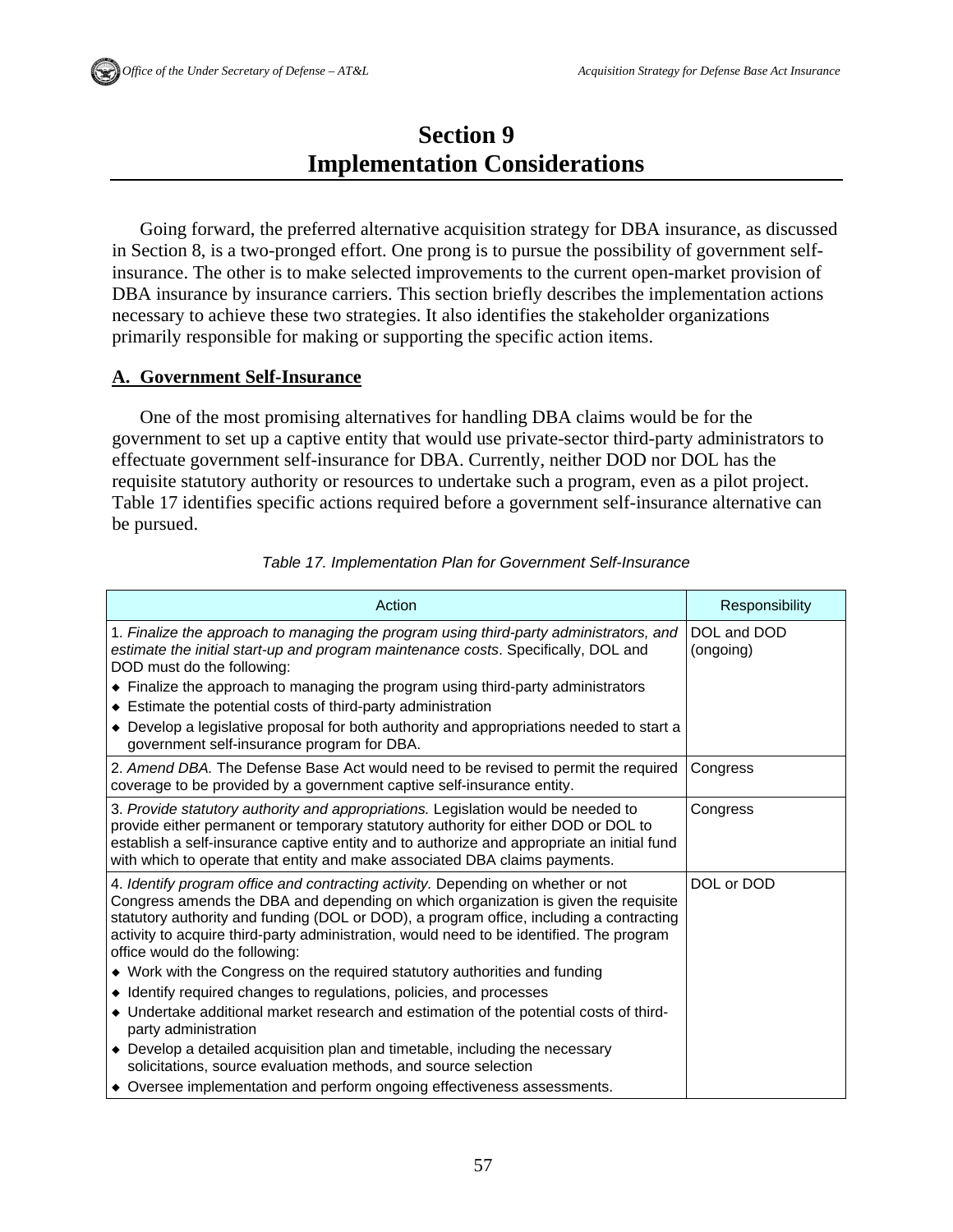# Section 9
# Implementation Considerations

Going forward, the preferred alternative acquisition strategy for DBA insurance, as discussed in Section 8, is a two-pronged effort. One prong is to pursue the possibility of government self-insurance. The other is to make selected improvements to the current open-market provision of DBA insurance by insurance carriers. This section briefly describes the implementation actions necessary to achieve these two strategies. It also identifies the stakeholder organizations primarily responsible for making or supporting the specific action items.

## A. Government Self-Insurance

One of the most promising alternatives for handling DBA claims would be for the government to set up a captive entity that would use private-sector third-party administrators to effectuate government self-insurance for DBA. Currently, neither DOD nor DOL has the requisite statutory authority or resources to undertake such a program, even as a pilot project. Table 17 identifies specific actions required before a government self-insurance alternative can be pursued.

*Table 17. Implementation Plan for Government Self-Insurance*

| Action | Responsibility |
| --- | --- |
| 1. *Finalize the approach to managing the program using third-party administrators, and estimate the initial start-up and program maintenance costs*. Specifically, DOL and DOD must do the following:<br>◆ Finalize the approach to managing the program using third-party administrators<br>◆ Estimate the potential costs of third-party administration<br>◆ Develop a legislative proposal for both authority and appropriations needed to start a government self-insurance program for DBA. | DOL and DOD (ongoing) |
| 2. *Amend DBA.* The Defense Base Act would need to be revised to permit the required coverage to be provided by a government captive self-insurance entity. | Congress |
| 3. *Provide statutory authority and appropriations.* Legislation would be needed to provide either permanent or temporary statutory authority for either DOD or DOL to establish a self-insurance captive entity and to authorize and appropriate an initial fund with which to operate that entity and make associated DBA claims payments. | Congress |
| 4. *Identify program office and contracting activity.* Depending on whether or not Congress amends the DBA and depending on which organization is given the requisite statutory authority and funding (DOL or DOD), a program office, including a contracting activity to acquire third-party administration, would need to be identified. The program office would do the following:<br>◆ Work with the Congress on the required statutory authorities and funding<br>◆ Identify required changes to regulations, policies, and processes<br>◆ Undertake additional market research and estimation of the potential costs of third-party administration<br>◆ Develop a detailed acquisition plan and timetable, including the necessary solicitations, source evaluation methods, and source selection<br>◆ Oversee implementation and perform ongoing effectiveness assessments. | DOL or DOD |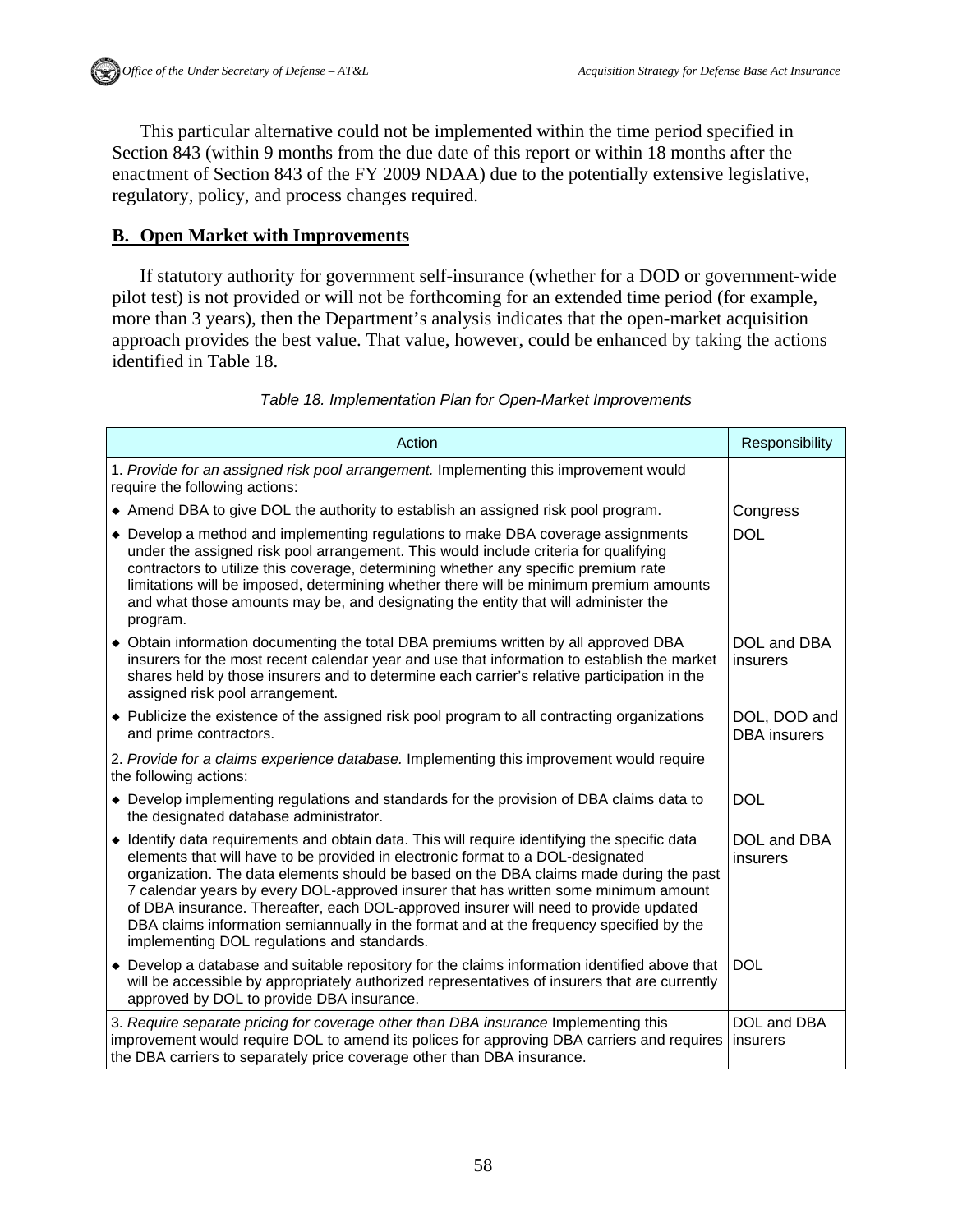This particular alternative could not be implemented within the time period specified in Section 843 (within 9 months from the due date of this report or within 18 months after the enactment of Section 843 of the FY 2009 NDAA) due to the potentially extensive legislative, regulatory, policy, and process changes required.

## B. Open Market with Improvements

If statutory authority for government self-insurance (whether for a DOD or government-wide pilot test) is not provided or will not be forthcoming for an extended time period (for example, more than 3 years), then the Department's analysis indicates that the open-market acquisition approach provides the best value. That value, however, could be enhanced by taking the actions identified in Table 18.

*Table 18. Implementation Plan for Open-Market Improvements*

| Action | Responsibility |
|---|---|
| 1. *Provide for an assigned risk pool arrangement.* Implementing this improvement would require the following actions: | |
| ◆ Amend DBA to give DOL the authority to establish an assigned risk pool program. | Congress |
| ◆ Develop a method and implementing regulations to make DBA coverage assignments under the assigned risk pool arrangement. This would include criteria for qualifying contractors to utilize this coverage, determining whether any specific premium rate limitations will be imposed, determining whether there will be minimum premium amounts and what those amounts may be, and designating the entity that will administer the program. | DOL |
| ◆ Obtain information documenting the total DBA premiums written by all approved DBA insurers for the most recent calendar year and use that information to establish the market shares held by those insurers and to determine each carrier's relative participation in the assigned risk pool arrangement. | DOL and DBA insurers |
| ◆ Publicize the existence of the assigned risk pool program to all contracting organizations and prime contractors. | DOL, DOD and DBA insurers |
| 2. *Provide for a claims experience database.* Implementing this improvement would require the following actions: | |
| ◆ Develop implementing regulations and standards for the provision of DBA claims data to the designated database administrator. | DOL |
| ◆ Identify data requirements and obtain data. This will require identifying the specific data elements that will have to be provided in electronic format to a DOL-designated organization. The data elements should be based on the DBA claims made during the past 7 calendar years by every DOL-approved insurer that has written some minimum amount of DBA insurance. Thereafter, each DOL-approved insurer will need to provide updated DBA claims information semiannually in the format and at the frequency specified by the implementing DOL regulations and standards. | DOL and DBA insurers |
| ◆ Develop a database and suitable repository for the claims information identified above that will be accessible by appropriately authorized representatives of insurers that are currently approved by DOL to provide DBA insurance. | DOL |
| 3. *Require separate pricing for coverage other than DBA insurance* Implementing this improvement would require DOL to amend its polices for approving DBA carriers and requires the DBA carriers to separately price coverage other than DBA insurance. | DOL and DBA insurers |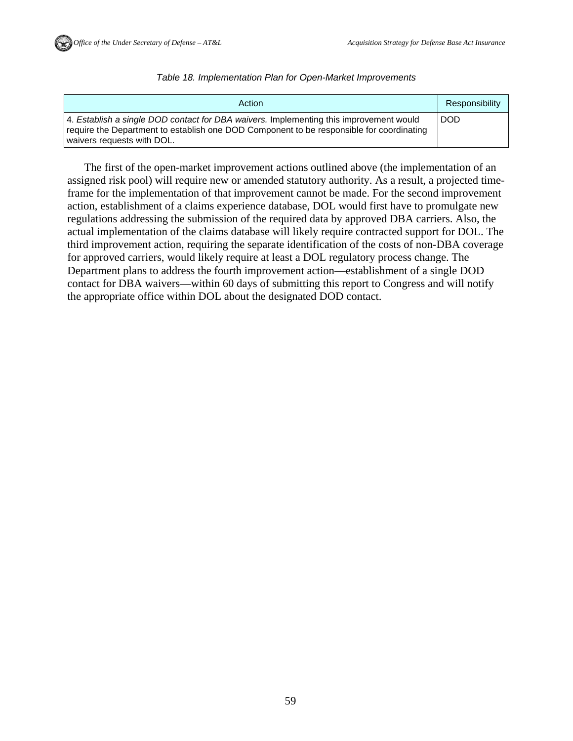*Table 18. Implementation Plan for Open-Market Improvements*

| Action | Responsibility |
| --- | --- |
| 4. *Establish a single DOD contact for DBA waivers.* Implementing this improvement would require the Department to establish one DOD Component to be responsible for coordinating waivers requests with DOL. | DOD |

The first of the open-market improvement actions outlined above (the implementation of an assigned risk pool) will require new or amended statutory authority. As a result, a projected time-frame for the implementation of that improvement cannot be made. For the second improvement action, establishment of a claims experience database, DOL would first have to promulgate new regulations addressing the submission of the required data by approved DBA carriers. Also, the actual implementation of the claims database will likely require contracted support for DOL. The third improvement action, requiring the separate identification of the costs of non-DBA coverage for approved carriers, would likely require at least a DOL regulatory process change. The Department plans to address the fourth improvement action—establishment of a single DOD contact for DBA waivers—within 60 days of submitting this report to Congress and will notify the appropriate office within DOL about the designated DOD contact.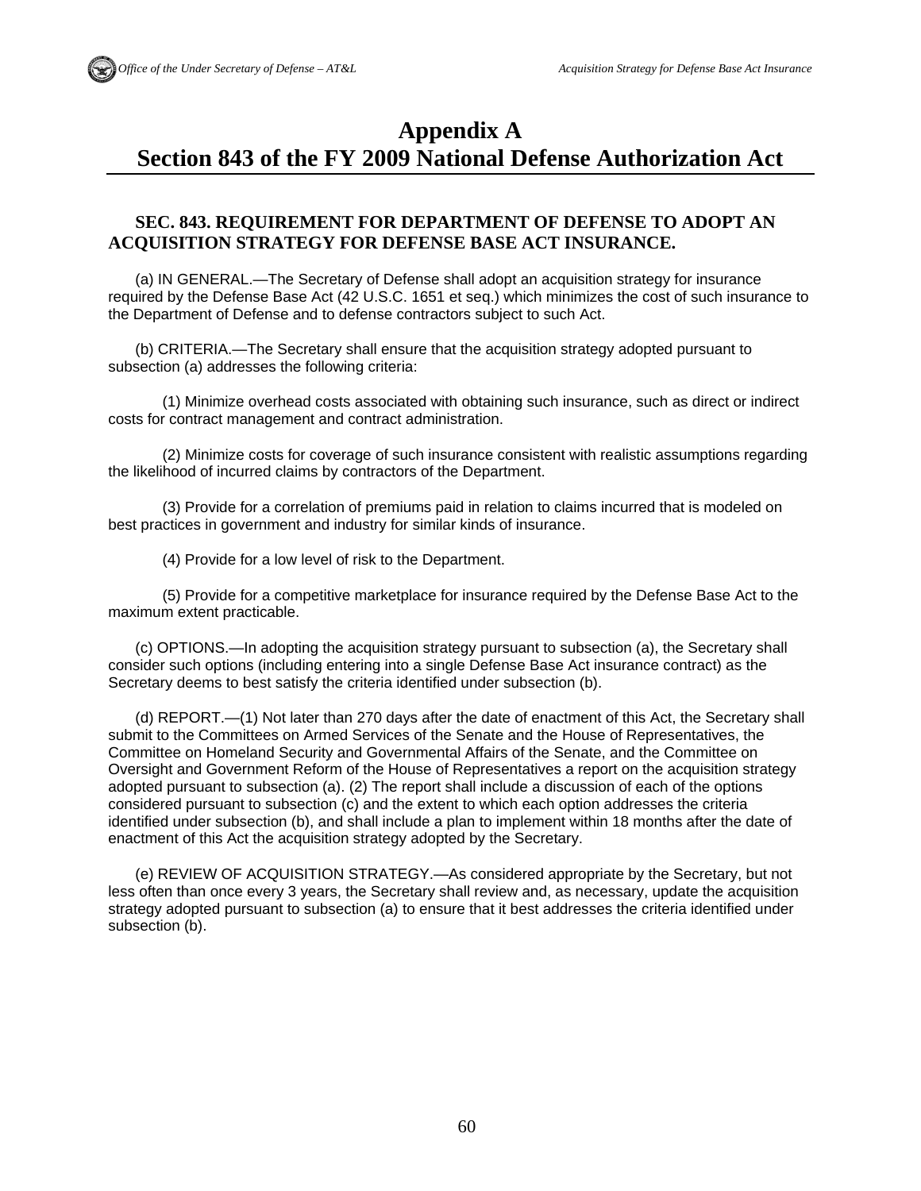# Appendix A
# Section 843 of the FY 2009 National Defense Authorization Act

**SEC. 843. REQUIREMENT FOR DEPARTMENT OF DEFENSE TO ADOPT AN ACQUISITION STRATEGY FOR DEFENSE BASE ACT INSURANCE.**

(a) IN GENERAL.—The Secretary of Defense shall adopt an acquisition strategy for insurance required by the Defense Base Act (42 U.S.C. 1651 et seq.) which minimizes the cost of such insurance to the Department of Defense and to defense contractors subject to such Act.

(b) CRITERIA.—The Secretary shall ensure that the acquisition strategy adopted pursuant to subsection (a) addresses the following criteria:

(1) Minimize overhead costs associated with obtaining such insurance, such as direct or indirect costs for contract management and contract administration.

(2) Minimize costs for coverage of such insurance consistent with realistic assumptions regarding the likelihood of incurred claims by contractors of the Department.

(3) Provide for a correlation of premiums paid in relation to claims incurred that is modeled on best practices in government and industry for similar kinds of insurance.

(4) Provide for a low level of risk to the Department.

(5) Provide for a competitive marketplace for insurance required by the Defense Base Act to the maximum extent practicable.

(c) OPTIONS.—In adopting the acquisition strategy pursuant to subsection (a), the Secretary shall consider such options (including entering into a single Defense Base Act insurance contract) as the Secretary deems to best satisfy the criteria identified under subsection (b).

(d) REPORT.—(1) Not later than 270 days after the date of enactment of this Act, the Secretary shall submit to the Committees on Armed Services of the Senate and the House of Representatives, the Committee on Homeland Security and Governmental Affairs of the Senate, and the Committee on Oversight and Government Reform of the House of Representatives a report on the acquisition strategy adopted pursuant to subsection (a). (2) The report shall include a discussion of each of the options considered pursuant to subsection (c) and the extent to which each option addresses the criteria identified under subsection (b), and shall include a plan to implement within 18 months after the date of enactment of this Act the acquisition strategy adopted by the Secretary.

(e) REVIEW OF ACQUISITION STRATEGY.—As considered appropriate by the Secretary, but not less often than once every 3 years, the Secretary shall review and, as necessary, update the acquisition strategy adopted pursuant to subsection (a) to ensure that it best addresses the criteria identified under subsection (b).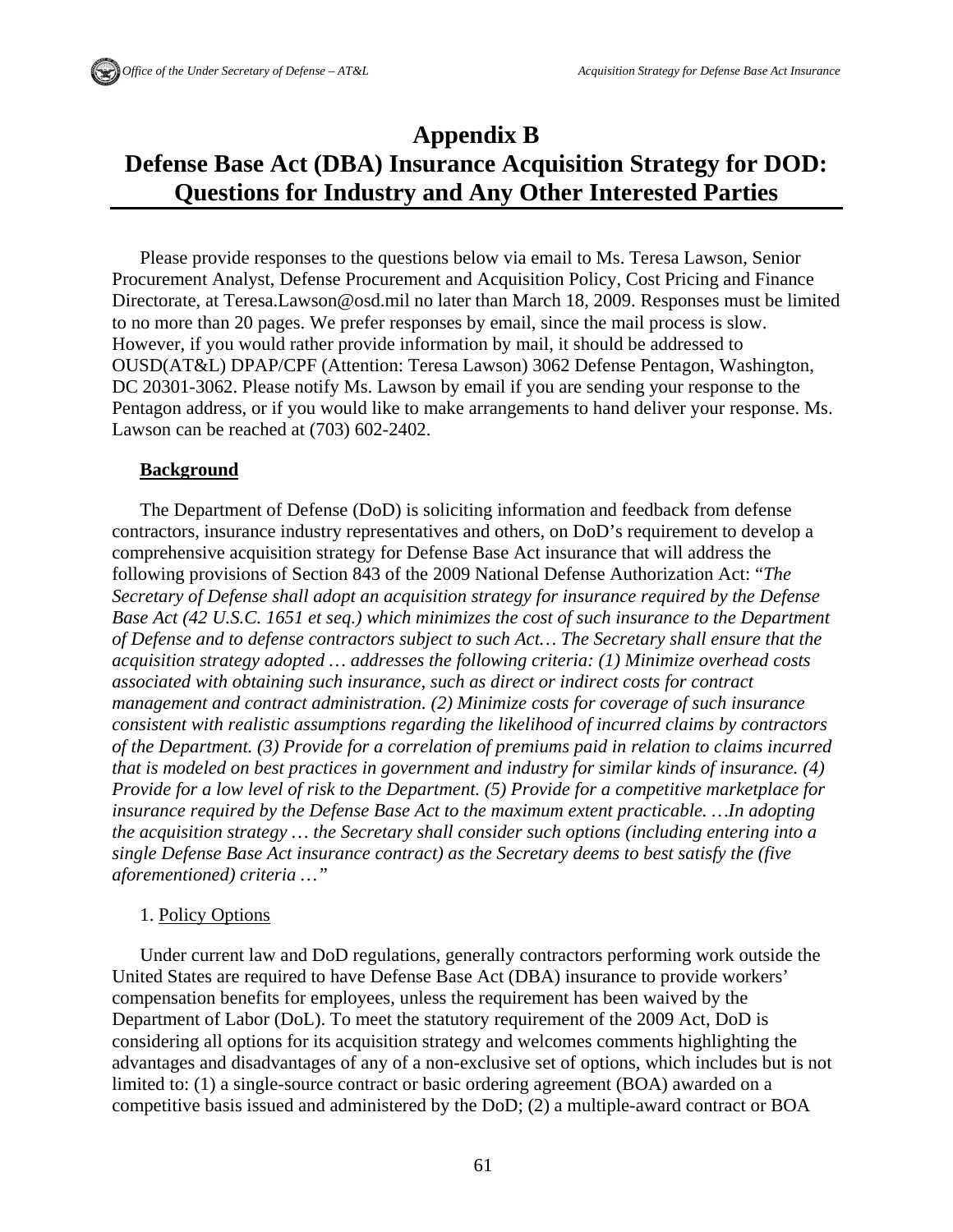# Appendix B
# Defense Base Act (DBA) Insurance Acquisition Strategy for DOD: Questions for Industry and Any Other Interested Parties

Please provide responses to the questions below via email to Ms. Teresa Lawson, Senior Procurement Analyst, Defense Procurement and Acquisition Policy, Cost Pricing and Finance Directorate, at Teresa.Lawson@osd.mil no later than March 18, 2009. Responses must be limited to no more than 20 pages. We prefer responses by email, since the mail process is slow. However, if you would rather provide information by mail, it should be addressed to OUSD(AT&L) DPAP/CPF (Attention: Teresa Lawson) 3062 Defense Pentagon, Washington, DC 20301-3062. Please notify Ms. Lawson by email if you are sending your response to the Pentagon address, or if you would like to make arrangements to hand deliver your response. Ms. Lawson can be reached at (703) 602-2402.

**Background**

The Department of Defense (DoD) is soliciting information and feedback from defense contractors, insurance industry representatives and others, on DoD's requirement to develop a comprehensive acquisition strategy for Defense Base Act insurance that will address the following provisions of Section 843 of the 2009 National Defense Authorization Act: "*The Secretary of Defense shall adopt an acquisition strategy for insurance required by the Defense Base Act (42 U.S.C. 1651 et seq.) which minimizes the cost of such insurance to the Department of Defense and to defense contractors subject to such Act… The Secretary shall ensure that the acquisition strategy adopted … addresses the following criteria: (1) Minimize overhead costs associated with obtaining such insurance, such as direct or indirect costs for contract management and contract administration. (2) Minimize costs for coverage of such insurance consistent with realistic assumptions regarding the likelihood of incurred claims by contractors of the Department. (3) Provide for a correlation of premiums paid in relation to claims incurred that is modeled on best practices in government and industry for similar kinds of insurance. (4) Provide for a low level of risk to the Department. (5) Provide for a competitive marketplace for insurance required by the Defense Base Act to the maximum extent practicable. …In adopting the acquisition strategy … the Secretary shall consider such options (including entering into a single Defense Base Act insurance contract) as the Secretary deems to best satisfy the (five aforementioned) criteria …*"

1. Policy Options

Under current law and DoD regulations, generally contractors performing work outside the United States are required to have Defense Base Act (DBA) insurance to provide workers' compensation benefits for employees, unless the requirement has been waived by the Department of Labor (DoL). To meet the statutory requirement of the 2009 Act, DoD is considering all options for its acquisition strategy and welcomes comments highlighting the advantages and disadvantages of any of a non-exclusive set of options, which includes but is not limited to: (1) a single-source contract or basic ordering agreement (BOA) awarded on a competitive basis issued and administered by the DoD; (2) a multiple-award contract or BOA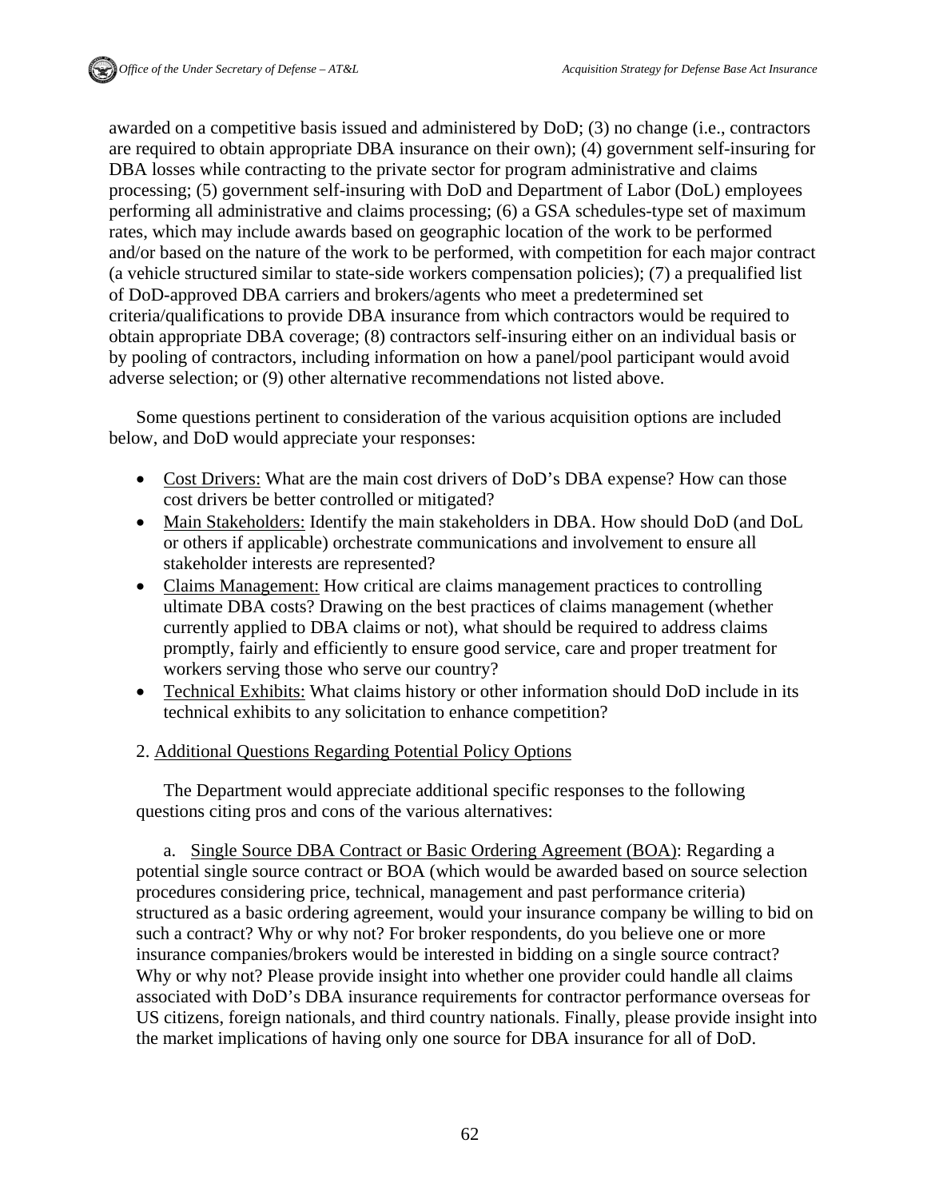awarded on a competitive basis issued and administered by DoD; (3) no change (i.e., contractors are required to obtain appropriate DBA insurance on their own); (4) government self-insuring for DBA losses while contracting to the private sector for program administrative and claims processing; (5) government self-insuring with DoD and Department of Labor (DoL) employees performing all administrative and claims processing; (6) a GSA schedules-type set of maximum rates, which may include awards based on geographic location of the work to be performed and/or based on the nature of the work to be performed, with competition for each major contract (a vehicle structured similar to state-side workers compensation policies); (7) a prequalified list of DoD-approved DBA carriers and brokers/agents who meet a predetermined set criteria/qualifications to provide DBA insurance from which contractors would be required to obtain appropriate DBA coverage; (8) contractors self-insuring either on an individual basis or by pooling of contractors, including information on how a panel/pool participant would avoid adverse selection; or (9) other alternative recommendations not listed above.

Some questions pertinent to consideration of the various acquisition options are included below, and DoD would appreciate your responses:

- Cost Drivers: What are the main cost drivers of DoD's DBA expense? How can those cost drivers be better controlled or mitigated?
- Main Stakeholders: Identify the main stakeholders in DBA. How should DoD (and DoL or others if applicable) orchestrate communications and involvement to ensure all stakeholder interests are represented?
- Claims Management: How critical are claims management practices to controlling ultimate DBA costs? Drawing on the best practices of claims management (whether currently applied to DBA claims or not), what should be required to address claims promptly, fairly and efficiently to ensure good service, care and proper treatment for workers serving those who serve our country?
- Technical Exhibits: What claims history or other information should DoD include in its technical exhibits to any solicitation to enhance competition?

2. Additional Questions Regarding Potential Policy Options

The Department would appreciate additional specific responses to the following questions citing pros and cons of the various alternatives:

a. Single Source DBA Contract or Basic Ordering Agreement (BOA): Regarding a potential single source contract or BOA (which would be awarded based on source selection procedures considering price, technical, management and past performance criteria) structured as a basic ordering agreement, would your insurance company be willing to bid on such a contract? Why or why not? For broker respondents, do you believe one or more insurance companies/brokers would be interested in bidding on a single source contract? Why or why not? Please provide insight into whether one provider could handle all claims associated with DoD's DBA insurance requirements for contractor performance overseas for US citizens, foreign nationals, and third country nationals. Finally, please provide insight into the market implications of having only one source for DBA insurance for all of DoD.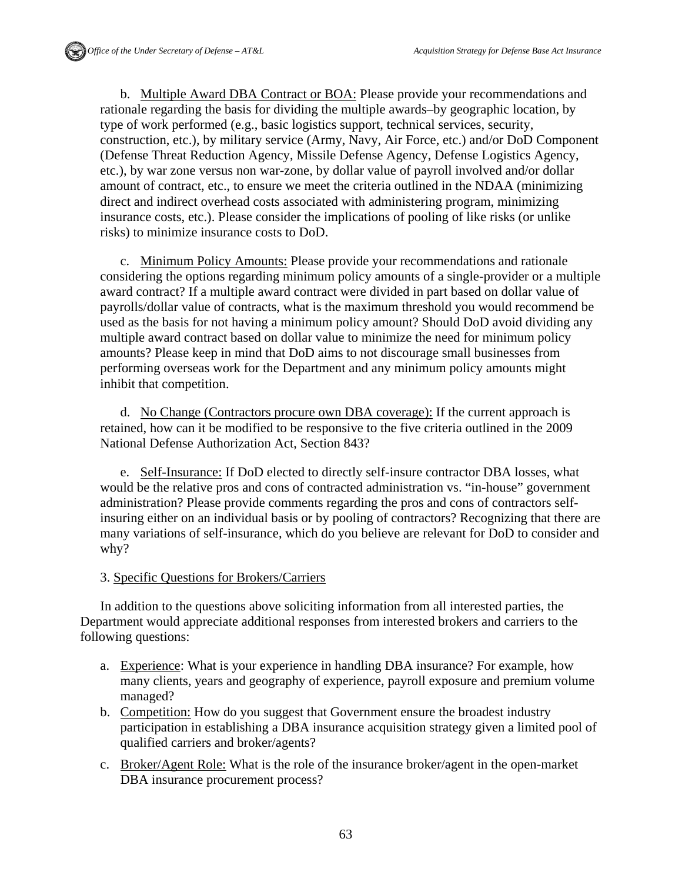b. Multiple Award DBA Contract or BOA: Please provide your recommendations and rationale regarding the basis for dividing the multiple awards–by geographic location, by type of work performed (e.g., basic logistics support, technical services, security, construction, etc.), by military service (Army, Navy, Air Force, etc.) and/or DoD Component (Defense Threat Reduction Agency, Missile Defense Agency, Defense Logistics Agency, etc.), by war zone versus non war-zone, by dollar value of payroll involved and/or dollar amount of contract, etc., to ensure we meet the criteria outlined in the NDAA (minimizing direct and indirect overhead costs associated with administering program, minimizing insurance costs, etc.). Please consider the implications of pooling of like risks (or unlike risks) to minimize insurance costs to DoD.

c. Minimum Policy Amounts: Please provide your recommendations and rationale considering the options regarding minimum policy amounts of a single-provider or a multiple award contract? If a multiple award contract were divided in part based on dollar value of payrolls/dollar value of contracts, what is the maximum threshold you would recommend be used as the basis for not having a minimum policy amount? Should DoD avoid dividing any multiple award contract based on dollar value to minimize the need for minimum policy amounts? Please keep in mind that DoD aims to not discourage small businesses from performing overseas work for the Department and any minimum policy amounts might inhibit that competition.

d. No Change (Contractors procure own DBA coverage): If the current approach is retained, how can it be modified to be responsive to the five criteria outlined in the 2009 National Defense Authorization Act, Section 843?

e. Self-Insurance: If DoD elected to directly self-insure contractor DBA losses, what would be the relative pros and cons of contracted administration vs. "in-house" government administration? Please provide comments regarding the pros and cons of contractors self-insuring either on an individual basis or by pooling of contractors? Recognizing that there are many variations of self-insurance, which do you believe are relevant for DoD to consider and why?

3. Specific Questions for Brokers/Carriers

In addition to the questions above soliciting information from all interested parties, the Department would appreciate additional responses from interested brokers and carriers to the following questions:

a. Experience: What is your experience in handling DBA insurance? For example, how many clients, years and geography of experience, payroll exposure and premium volume managed?
b. Competition: How do you suggest that Government ensure the broadest industry participation in establishing a DBA insurance acquisition strategy given a limited pool of qualified carriers and broker/agents?
c. Broker/Agent Role: What is the role of the insurance broker/agent in the open-market DBA insurance procurement process?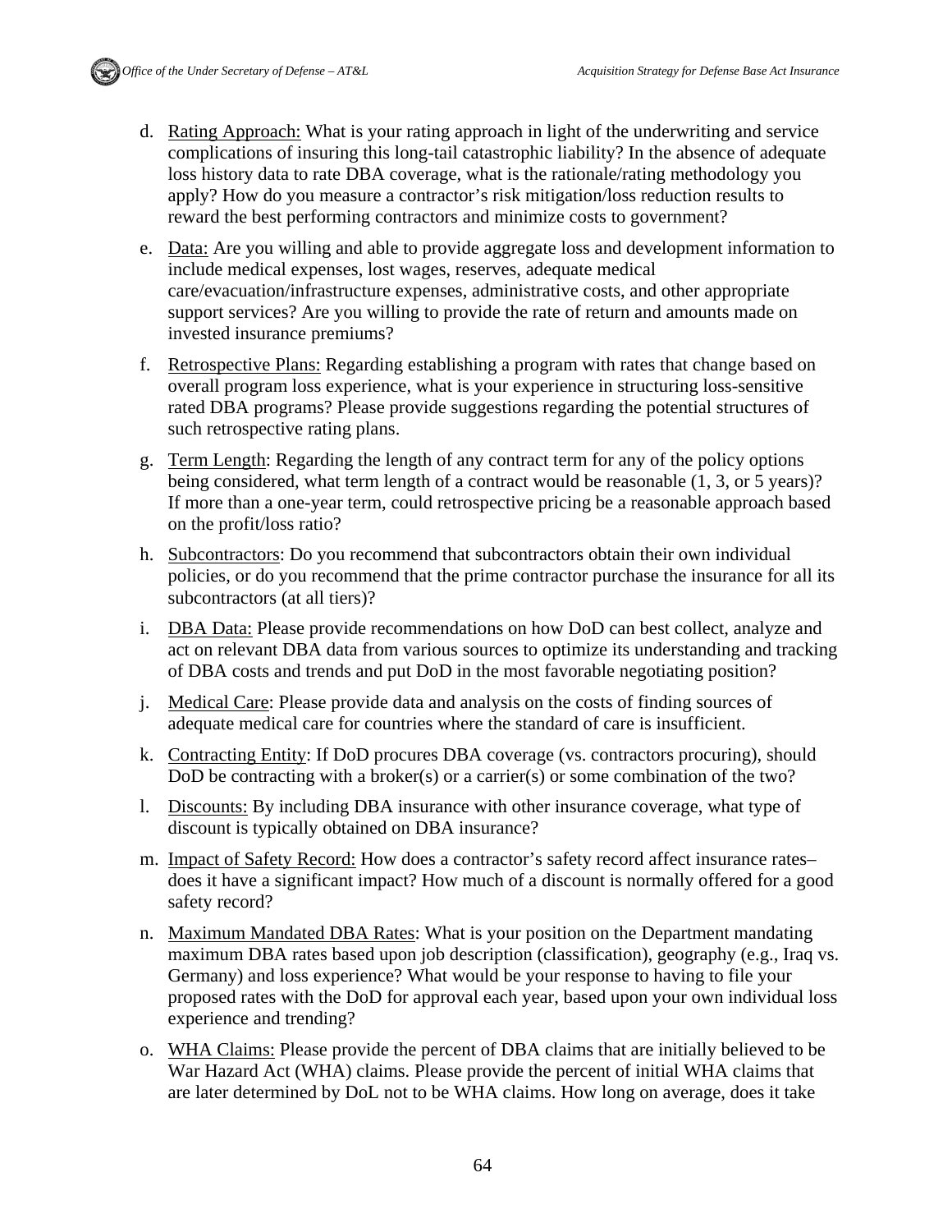d. Rating Approach: What is your rating approach in light of the underwriting and service complications of insuring this long-tail catastrophic liability? In the absence of adequate loss history data to rate DBA coverage, what is the rationale/rating methodology you apply? How do you measure a contractor's risk mitigation/loss reduction results to reward the best performing contractors and minimize costs to government?

e. Data: Are you willing and able to provide aggregate loss and development information to include medical expenses, lost wages, reserves, adequate medical care/evacuation/infrastructure expenses, administrative costs, and other appropriate support services? Are you willing to provide the rate of return and amounts made on invested insurance premiums?

f. Retrospective Plans: Regarding establishing a program with rates that change based on overall program loss experience, what is your experience in structuring loss-sensitive rated DBA programs? Please provide suggestions regarding the potential structures of such retrospective rating plans.

g. Term Length: Regarding the length of any contract term for any of the policy options being considered, what term length of a contract would be reasonable (1, 3, or 5 years)? If more than a one-year term, could retrospective pricing be a reasonable approach based on the profit/loss ratio?

h. Subcontractors: Do you recommend that subcontractors obtain their own individual policies, or do you recommend that the prime contractor purchase the insurance for all its subcontractors (at all tiers)?

i. DBA Data: Please provide recommendations on how DoD can best collect, analyze and act on relevant DBA data from various sources to optimize its understanding and tracking of DBA costs and trends and put DoD in the most favorable negotiating position?

j. Medical Care: Please provide data and analysis on the costs of finding sources of adequate medical care for countries where the standard of care is insufficient.

k. Contracting Entity: If DoD procures DBA coverage (vs. contractors procuring), should DoD be contracting with a broker(s) or a carrier(s) or some combination of the two?

l. Discounts: By including DBA insurance with other insurance coverage, what type of discount is typically obtained on DBA insurance?

m. Impact of Safety Record: How does a contractor's safety record affect insurance rates–does it have a significant impact? How much of a discount is normally offered for a good safety record?

n. Maximum Mandated DBA Rates: What is your position on the Department mandating maximum DBA rates based upon job description (classification), geography (e.g., Iraq vs. Germany) and loss experience? What would be your response to having to file your proposed rates with the DoD for approval each year, based upon your own individual loss experience and trending?

o. WHA Claims: Please provide the percent of DBA claims that are initially believed to be War Hazard Act (WHA) claims. Please provide the percent of initial WHA claims that are later determined by DoL not to be WHA claims. How long on average, does it take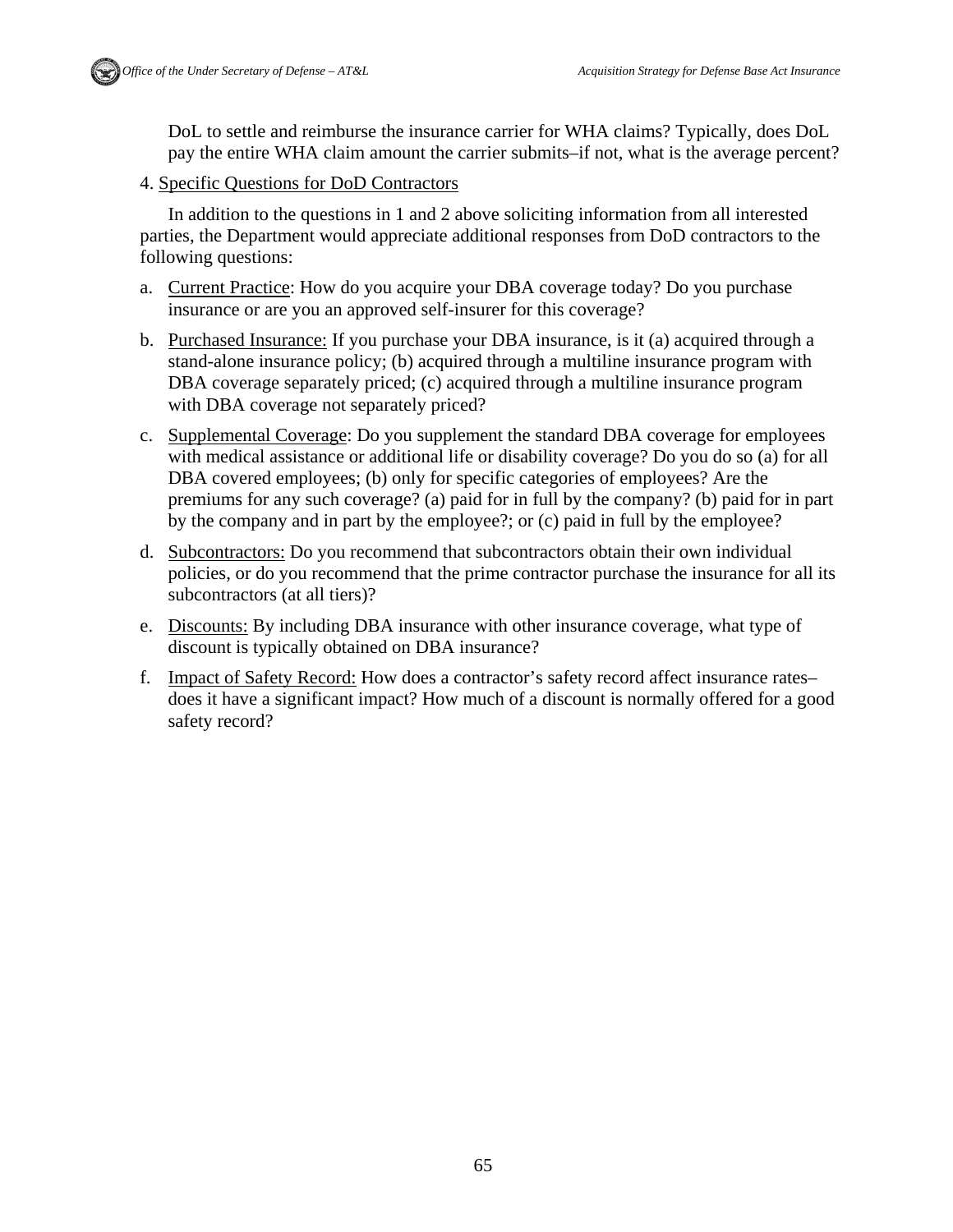DoL to settle and reimburse the insurance carrier for WHA claims? Typically, does DoL pay the entire WHA claim amount the carrier submits–if not, what is the average percent?

4. Specific Questions for DoD Contractors

In addition to the questions in 1 and 2 above soliciting information from all interested parties, the Department would appreciate additional responses from DoD contractors to the following questions:

a. Current Practice: How do you acquire your DBA coverage today? Do you purchase insurance or are you an approved self-insurer for this coverage?

b. Purchased Insurance: If you purchase your DBA insurance, is it (a) acquired through a stand-alone insurance policy; (b) acquired through a multiline insurance program with DBA coverage separately priced; (c) acquired through a multiline insurance program with DBA coverage not separately priced?

c. Supplemental Coverage: Do you supplement the standard DBA coverage for employees with medical assistance or additional life or disability coverage? Do you do so (a) for all DBA covered employees; (b) only for specific categories of employees? Are the premiums for any such coverage? (a) paid for in full by the company? (b) paid for in part by the company and in part by the employee?; or (c) paid in full by the employee?

d. Subcontractors: Do you recommend that subcontractors obtain their own individual policies, or do you recommend that the prime contractor purchase the insurance for all its subcontractors (at all tiers)?

e. Discounts: By including DBA insurance with other insurance coverage, what type of discount is typically obtained on DBA insurance?

f. Impact of Safety Record: How does a contractor's safety record affect insurance rates–does it have a significant impact? How much of a discount is normally offered for a good safety record?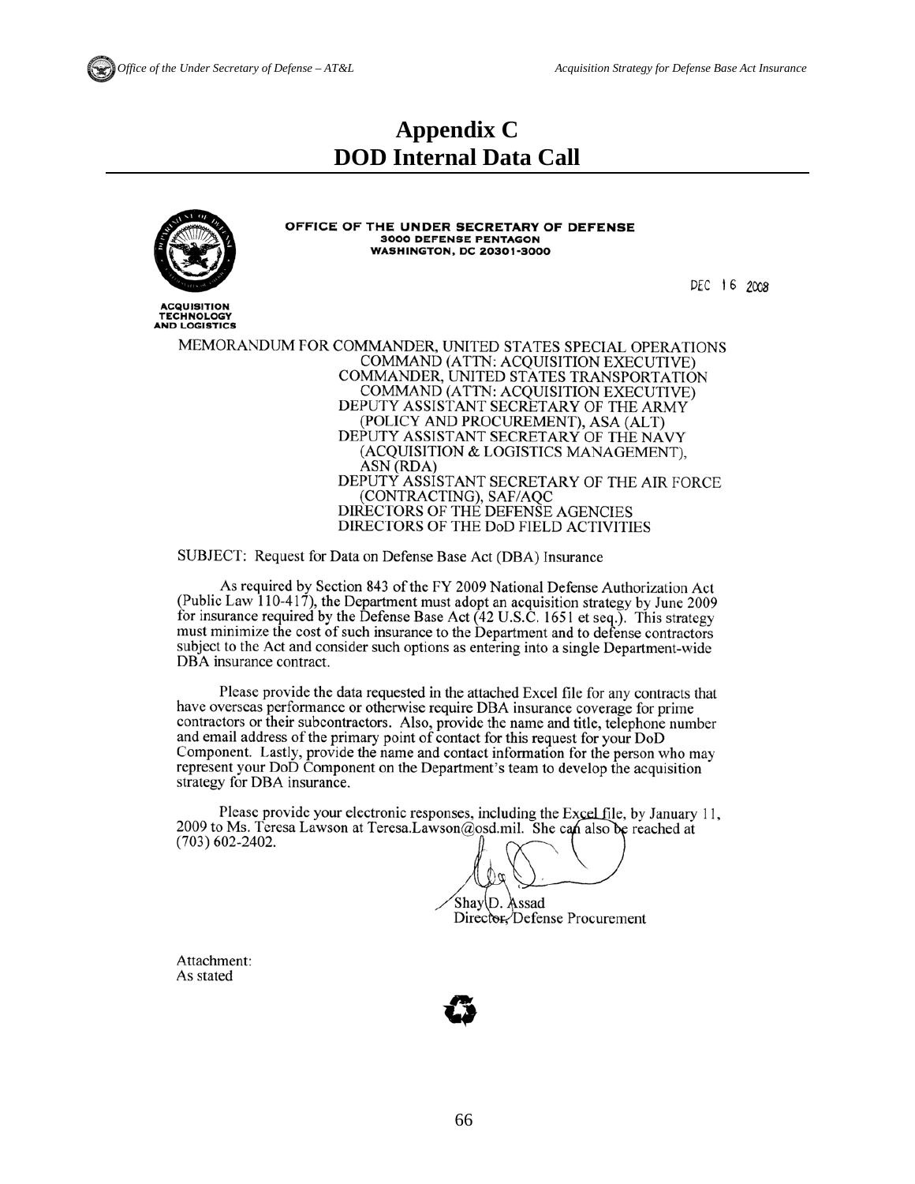# Appendix C
# DOD Internal Data Call

**OFFICE OF THE UNDER SECRETARY OF DEFENSE**
**3000 DEFENSE PENTAGON**
**WASHINGTON, DC 20301-3000**

**ACQUISITION TECHNOLOGY AND LOGISTICS**

DEC 16 2008

MEMORANDUM FOR COMMANDER, UNITED STATES SPECIAL OPERATIONS COMMAND (ATTN: ACQUISITION EXECUTIVE)
COMMANDER, UNITED STATES TRANSPORTATION COMMAND (ATTN: ACQUISITION EXECUTIVE)
DEPUTY ASSISTANT SECRETARY OF THE ARMY (POLICY AND PROCUREMENT), ASA (ALT)
DEPUTY ASSISTANT SECRETARY OF THE NAVY (ACQUISITION & LOGISTICS MANAGEMENT), ASN (RDA)
DEPUTY ASSISTANT SECRETARY OF THE AIR FORCE (CONTRACTING), SAF/AQC
DIRECTORS OF THE DEFENSE AGENCIES
DIRECTORS OF THE DoD FIELD ACTIVITIES

SUBJECT: Request for Data on Defense Base Act (DBA) Insurance

As required by Section 843 of the FY 2009 National Defense Authorization Act (Public Law 110-417), the Department must adopt an acquisition strategy by June 2009 for insurance required by the Defense Base Act (42 U.S.C. 1651 et seq.). This strategy must minimize the cost of such insurance to the Department and to defense contractors subject to the Act and consider such options as entering into a single Department-wide DBA insurance contract.

Please provide the data requested in the attached Excel file for any contracts that have overseas performance or otherwise require DBA insurance coverage for prime contractors or their subcontractors. Also, provide the name and title, telephone number and email address of the primary point of contact for this request for your DoD Component. Lastly, provide the name and contact information for the person who may represent your DoD Component on the Department's team to develop the acquisition strategy for DBA insurance.

Please provide your electronic responses, including the Excel file, by January 11, 2009 to Ms. Teresa Lawson at Teresa.Lawson@osd.mil. She can also be reached at (703) 602-2402.

Shay D. Assad
Director, Defense Procurement

Attachment:
As stated